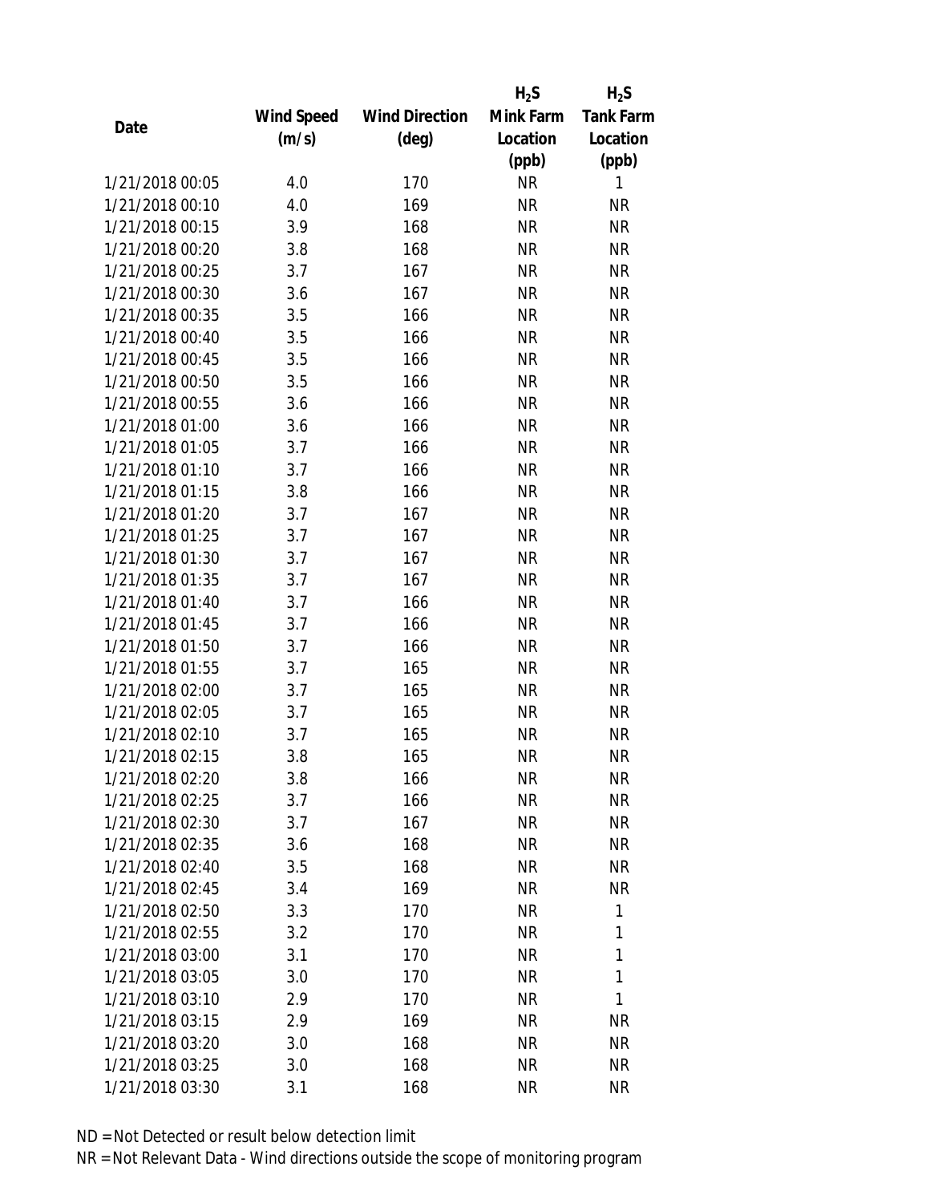| Date | Wind Speed (m/s) | Wind Direction (deg) | $H_2S$ Mink Farm Location (ppb) | $H_2S$ Tank Farm Location (ppb) |
|---|---|---|---|---|
| 1/21/2018 00:05 | 4.0 | 170 | NR | 1 |
| 1/21/2018 00:10 | 4.0 | 169 | NR | NR |
| 1/21/2018 00:15 | 3.9 | 168 | NR | NR |
| 1/21/2018 00:20 | 3.8 | 168 | NR | NR |
| 1/21/2018 00:25 | 3.7 | 167 | NR | NR |
| 1/21/2018 00:30 | 3.6 | 167 | NR | NR |
| 1/21/2018 00:35 | 3.5 | 166 | NR | NR |
| 1/21/2018 00:40 | 3.5 | 166 | NR | NR |
| 1/21/2018 00:45 | 3.5 | 166 | NR | NR |
| 1/21/2018 00:50 | 3.5 | 166 | NR | NR |
| 1/21/2018 00:55 | 3.6 | 166 | NR | NR |
| 1/21/2018 01:00 | 3.6 | 166 | NR | NR |
| 1/21/2018 01:05 | 3.7 | 166 | NR | NR |
| 1/21/2018 01:10 | 3.7 | 166 | NR | NR |
| 1/21/2018 01:15 | 3.8 | 166 | NR | NR |
| 1/21/2018 01:20 | 3.7 | 167 | NR | NR |
| 1/21/2018 01:25 | 3.7 | 167 | NR | NR |
| 1/21/2018 01:30 | 3.7 | 167 | NR | NR |
| 1/21/2018 01:35 | 3.7 | 167 | NR | NR |
| 1/21/2018 01:40 | 3.7 | 166 | NR | NR |
| 1/21/2018 01:45 | 3.7 | 166 | NR | NR |
| 1/21/2018 01:50 | 3.7 | 166 | NR | NR |
| 1/21/2018 01:55 | 3.7 | 165 | NR | NR |
| 1/21/2018 02:00 | 3.7 | 165 | NR | NR |
| 1/21/2018 02:05 | 3.7 | 165 | NR | NR |
| 1/21/2018 02:10 | 3.7 | 165 | NR | NR |
| 1/21/2018 02:15 | 3.8 | 165 | NR | NR |
| 1/21/2018 02:20 | 3.8 | 166 | NR | NR |
| 1/21/2018 02:25 | 3.7 | 166 | NR | NR |
| 1/21/2018 02:30 | 3.7 | 167 | NR | NR |
| 1/21/2018 02:35 | 3.6 | 168 | NR | NR |
| 1/21/2018 02:40 | 3.5 | 168 | NR | NR |
| 1/21/2018 02:45 | 3.4 | 169 | NR | NR |
| 1/21/2018 02:50 | 3.3 | 170 | NR | 1 |
| 1/21/2018 02:55 | 3.2 | 170 | NR | 1 |
| 1/21/2018 03:00 | 3.1 | 170 | NR | 1 |
| 1/21/2018 03:05 | 3.0 | 170 | NR | 1 |
| 1/21/2018 03:10 | 2.9 | 170 | NR | 1 |
| 1/21/2018 03:15 | 2.9 | 169 | NR | NR |
| 1/21/2018 03:20 | 3.0 | 168 | NR | NR |
| 1/21/2018 03:25 | 3.0 | 168 | NR | NR |
| 1/21/2018 03:30 | 3.1 | 168 | NR | NR |

ND = Not Detected or result below detection limit

NR = Not Relevant Data - Wind directions outside the scope of monitoring program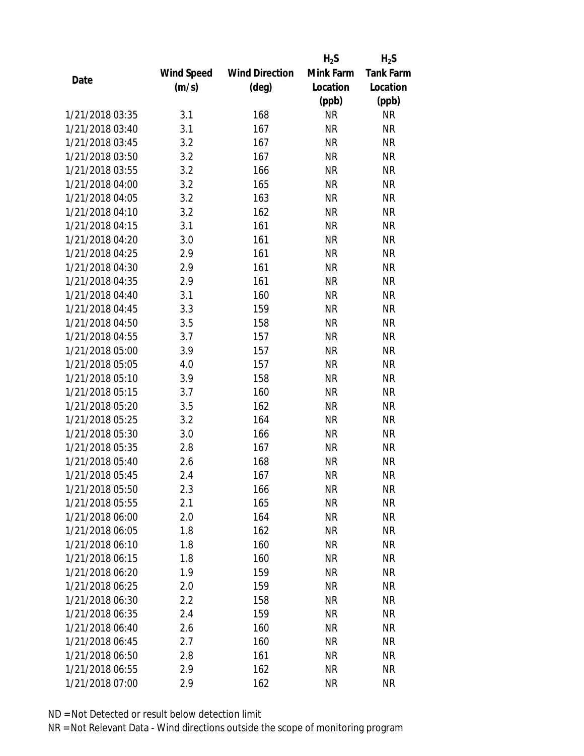| Date | Wind Speed (m/s) | Wind Direction (deg) | $H_2S$ Mink Farm Location (ppb) | $H_2S$ Tank Farm Location (ppb) |
|---|---|---|---|---|
| 1/21/2018 03:35 | 3.1 | 168 | NR | NR |
| 1/21/2018 03:40 | 3.1 | 167 | NR | NR |
| 1/21/2018 03:45 | 3.2 | 167 | NR | NR |
| 1/21/2018 03:50 | 3.2 | 167 | NR | NR |
| 1/21/2018 03:55 | 3.2 | 166 | NR | NR |
| 1/21/2018 04:00 | 3.2 | 165 | NR | NR |
| 1/21/2018 04:05 | 3.2 | 163 | NR | NR |
| 1/21/2018 04:10 | 3.2 | 162 | NR | NR |
| 1/21/2018 04:15 | 3.1 | 161 | NR | NR |
| 1/21/2018 04:20 | 3.0 | 161 | NR | NR |
| 1/21/2018 04:25 | 2.9 | 161 | NR | NR |
| 1/21/2018 04:30 | 2.9 | 161 | NR | NR |
| 1/21/2018 04:35 | 2.9 | 161 | NR | NR |
| 1/21/2018 04:40 | 3.1 | 160 | NR | NR |
| 1/21/2018 04:45 | 3.3 | 159 | NR | NR |
| 1/21/2018 04:50 | 3.5 | 158 | NR | NR |
| 1/21/2018 04:55 | 3.7 | 157 | NR | NR |
| 1/21/2018 05:00 | 3.9 | 157 | NR | NR |
| 1/21/2018 05:05 | 4.0 | 157 | NR | NR |
| 1/21/2018 05:10 | 3.9 | 158 | NR | NR |
| 1/21/2018 05:15 | 3.7 | 160 | NR | NR |
| 1/21/2018 05:20 | 3.5 | 162 | NR | NR |
| 1/21/2018 05:25 | 3.2 | 164 | NR | NR |
| 1/21/2018 05:30 | 3.0 | 166 | NR | NR |
| 1/21/2018 05:35 | 2.8 | 167 | NR | NR |
| 1/21/2018 05:40 | 2.6 | 168 | NR | NR |
| 1/21/2018 05:45 | 2.4 | 167 | NR | NR |
| 1/21/2018 05:50 | 2.3 | 166 | NR | NR |
| 1/21/2018 05:55 | 2.1 | 165 | NR | NR |
| 1/21/2018 06:00 | 2.0 | 164 | NR | NR |
| 1/21/2018 06:05 | 1.8 | 162 | NR | NR |
| 1/21/2018 06:10 | 1.8 | 160 | NR | NR |
| 1/21/2018 06:15 | 1.8 | 160 | NR | NR |
| 1/21/2018 06:20 | 1.9 | 159 | NR | NR |
| 1/21/2018 06:25 | 2.0 | 159 | NR | NR |
| 1/21/2018 06:30 | 2.2 | 158 | NR | NR |
| 1/21/2018 06:35 | 2.4 | 159 | NR | NR |
| 1/21/2018 06:40 | 2.6 | 160 | NR | NR |
| 1/21/2018 06:45 | 2.7 | 160 | NR | NR |
| 1/21/2018 06:50 | 2.8 | 161 | NR | NR |
| 1/21/2018 06:55 | 2.9 | 162 | NR | NR |
| 1/21/2018 07:00 | 2.9 | 162 | NR | NR |

ND = Not Detected or result below detection limit

NR = Not Relevant Data - Wind directions outside the scope of monitoring program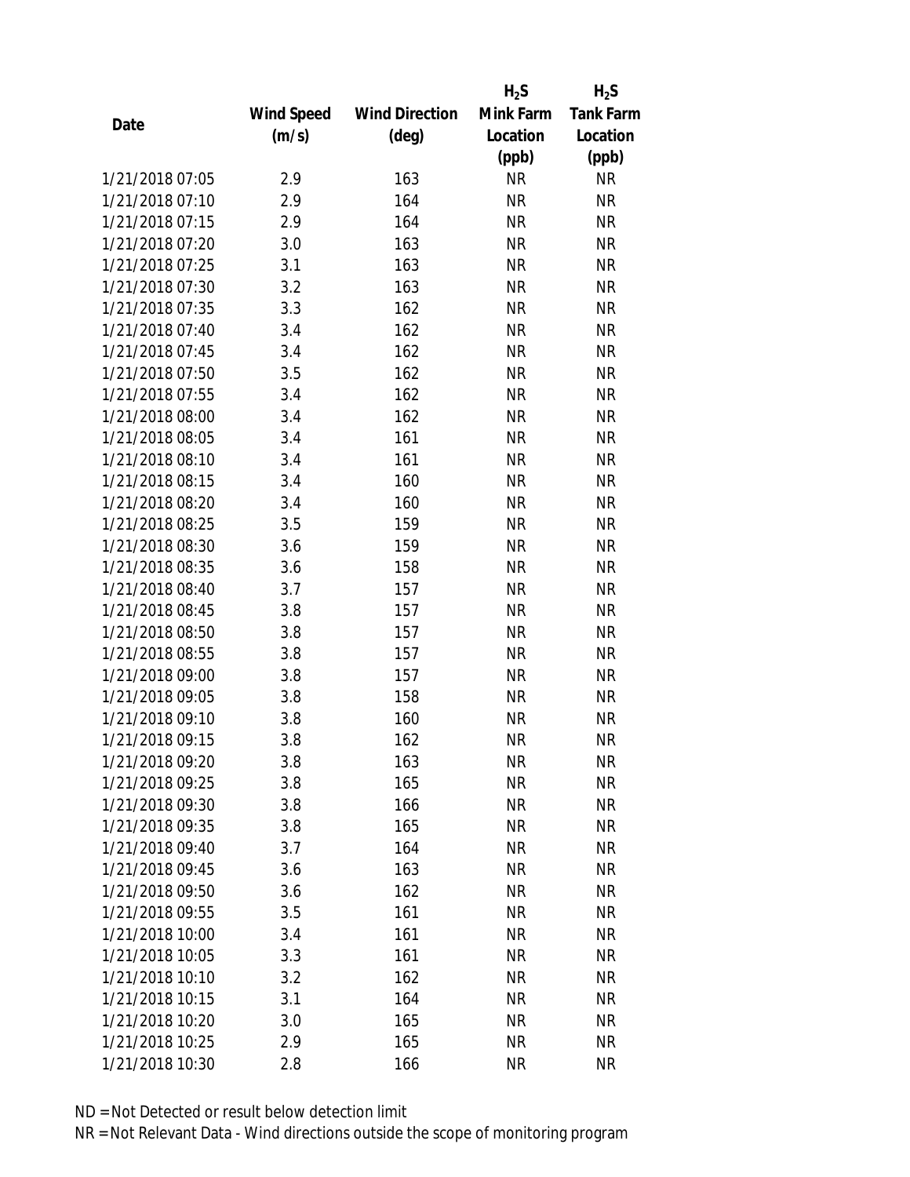| Date | Wind Speed (m/s) | Wind Direction (deg) | $H_2S$ Mink Farm Location (ppb) | $H_2S$ Tank Farm Location (ppb) |
|---|---|---|---|---|
| 1/21/2018 07:05 | 2.9 | 163 | NR | NR |
| 1/21/2018 07:10 | 2.9 | 164 | NR | NR |
| 1/21/2018 07:15 | 2.9 | 164 | NR | NR |
| 1/21/2018 07:20 | 3.0 | 163 | NR | NR |
| 1/21/2018 07:25 | 3.1 | 163 | NR | NR |
| 1/21/2018 07:30 | 3.2 | 163 | NR | NR |
| 1/21/2018 07:35 | 3.3 | 162 | NR | NR |
| 1/21/2018 07:40 | 3.4 | 162 | NR | NR |
| 1/21/2018 07:45 | 3.4 | 162 | NR | NR |
| 1/21/2018 07:50 | 3.5 | 162 | NR | NR |
| 1/21/2018 07:55 | 3.4 | 162 | NR | NR |
| 1/21/2018 08:00 | 3.4 | 162 | NR | NR |
| 1/21/2018 08:05 | 3.4 | 161 | NR | NR |
| 1/21/2018 08:10 | 3.4 | 161 | NR | NR |
| 1/21/2018 08:15 | 3.4 | 160 | NR | NR |
| 1/21/2018 08:20 | 3.4 | 160 | NR | NR |
| 1/21/2018 08:25 | 3.5 | 159 | NR | NR |
| 1/21/2018 08:30 | 3.6 | 159 | NR | NR |
| 1/21/2018 08:35 | 3.6 | 158 | NR | NR |
| 1/21/2018 08:40 | 3.7 | 157 | NR | NR |
| 1/21/2018 08:45 | 3.8 | 157 | NR | NR |
| 1/21/2018 08:50 | 3.8 | 157 | NR | NR |
| 1/21/2018 08:55 | 3.8 | 157 | NR | NR |
| 1/21/2018 09:00 | 3.8 | 157 | NR | NR |
| 1/21/2018 09:05 | 3.8 | 158 | NR | NR |
| 1/21/2018 09:10 | 3.8 | 160 | NR | NR |
| 1/21/2018 09:15 | 3.8 | 162 | NR | NR |
| 1/21/2018 09:20 | 3.8 | 163 | NR | NR |
| 1/21/2018 09:25 | 3.8 | 165 | NR | NR |
| 1/21/2018 09:30 | 3.8 | 166 | NR | NR |
| 1/21/2018 09:35 | 3.8 | 165 | NR | NR |
| 1/21/2018 09:40 | 3.7 | 164 | NR | NR |
| 1/21/2018 09:45 | 3.6 | 163 | NR | NR |
| 1/21/2018 09:50 | 3.6 | 162 | NR | NR |
| 1/21/2018 09:55 | 3.5 | 161 | NR | NR |
| 1/21/2018 10:00 | 3.4 | 161 | NR | NR |
| 1/21/2018 10:05 | 3.3 | 161 | NR | NR |
| 1/21/2018 10:10 | 3.2 | 162 | NR | NR |
| 1/21/2018 10:15 | 3.1 | 164 | NR | NR |
| 1/21/2018 10:20 | 3.0 | 165 | NR | NR |
| 1/21/2018 10:25 | 2.9 | 165 | NR | NR |
| 1/21/2018 10:30 | 2.8 | 166 | NR | NR |

ND = Not Detected or result below detection limit

NR = Not Relevant Data - Wind directions outside the scope of monitoring program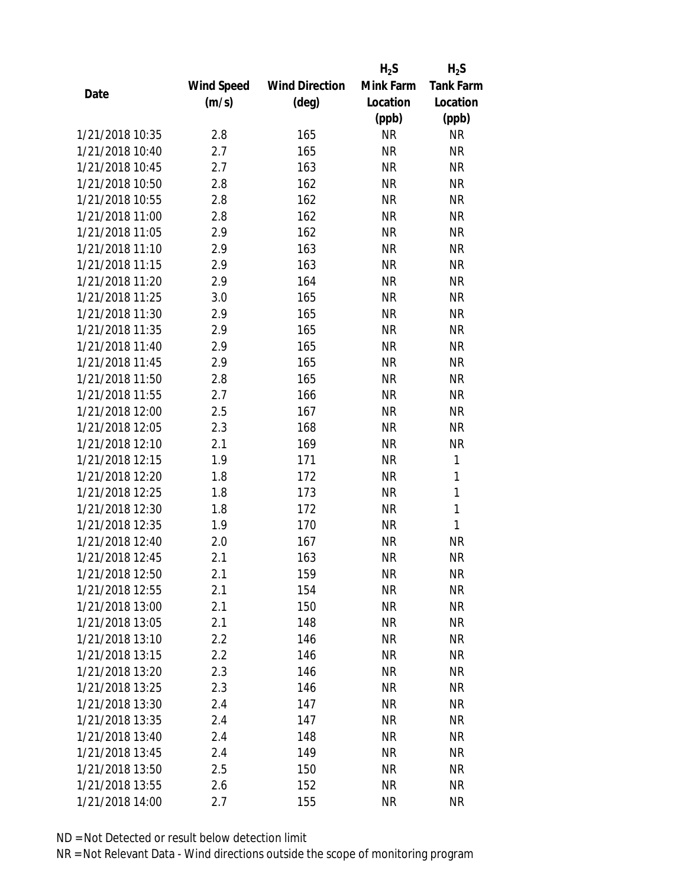| Date | Wind Speed (m/s) | Wind Direction (deg) | $H_2S$ Mink Farm Location (ppb) | $H_2S$ Tank Farm Location (ppb) |
|---|---|---|---|---|
| 1/21/2018 10:35 | 2.8 | 165 | NR | NR |
| 1/21/2018 10:40 | 2.7 | 165 | NR | NR |
| 1/21/2018 10:45 | 2.7 | 163 | NR | NR |
| 1/21/2018 10:50 | 2.8 | 162 | NR | NR |
| 1/21/2018 10:55 | 2.8 | 162 | NR | NR |
| 1/21/2018 11:00 | 2.8 | 162 | NR | NR |
| 1/21/2018 11:05 | 2.9 | 162 | NR | NR |
| 1/21/2018 11:10 | 2.9 | 163 | NR | NR |
| 1/21/2018 11:15 | 2.9 | 163 | NR | NR |
| 1/21/2018 11:20 | 2.9 | 164 | NR | NR |
| 1/21/2018 11:25 | 3.0 | 165 | NR | NR |
| 1/21/2018 11:30 | 2.9 | 165 | NR | NR |
| 1/21/2018 11:35 | 2.9 | 165 | NR | NR |
| 1/21/2018 11:40 | 2.9 | 165 | NR | NR |
| 1/21/2018 11:45 | 2.9 | 165 | NR | NR |
| 1/21/2018 11:50 | 2.8 | 165 | NR | NR |
| 1/21/2018 11:55 | 2.7 | 166 | NR | NR |
| 1/21/2018 12:00 | 2.5 | 167 | NR | NR |
| 1/21/2018 12:05 | 2.3 | 168 | NR | NR |
| 1/21/2018 12:10 | 2.1 | 169 | NR | NR |
| 1/21/2018 12:15 | 1.9 | 171 | NR | 1 |
| 1/21/2018 12:20 | 1.8 | 172 | NR | 1 |
| 1/21/2018 12:25 | 1.8 | 173 | NR | 1 |
| 1/21/2018 12:30 | 1.8 | 172 | NR | 1 |
| 1/21/2018 12:35 | 1.9 | 170 | NR | 1 |
| 1/21/2018 12:40 | 2.0 | 167 | NR | NR |
| 1/21/2018 12:45 | 2.1 | 163 | NR | NR |
| 1/21/2018 12:50 | 2.1 | 159 | NR | NR |
| 1/21/2018 12:55 | 2.1 | 154 | NR | NR |
| 1/21/2018 13:00 | 2.1 | 150 | NR | NR |
| 1/21/2018 13:05 | 2.1 | 148 | NR | NR |
| 1/21/2018 13:10 | 2.2 | 146 | NR | NR |
| 1/21/2018 13:15 | 2.2 | 146 | NR | NR |
| 1/21/2018 13:20 | 2.3 | 146 | NR | NR |
| 1/21/2018 13:25 | 2.3 | 146 | NR | NR |
| 1/21/2018 13:30 | 2.4 | 147 | NR | NR |
| 1/21/2018 13:35 | 2.4 | 147 | NR | NR |
| 1/21/2018 13:40 | 2.4 | 148 | NR | NR |
| 1/21/2018 13:45 | 2.4 | 149 | NR | NR |
| 1/21/2018 13:50 | 2.5 | 150 | NR | NR |
| 1/21/2018 13:55 | 2.6 | 152 | NR | NR |
| 1/21/2018 14:00 | 2.7 | 155 | NR | NR |

ND = Not Detected or result below detection limit

NR = Not Relevant Data - Wind directions outside the scope of monitoring program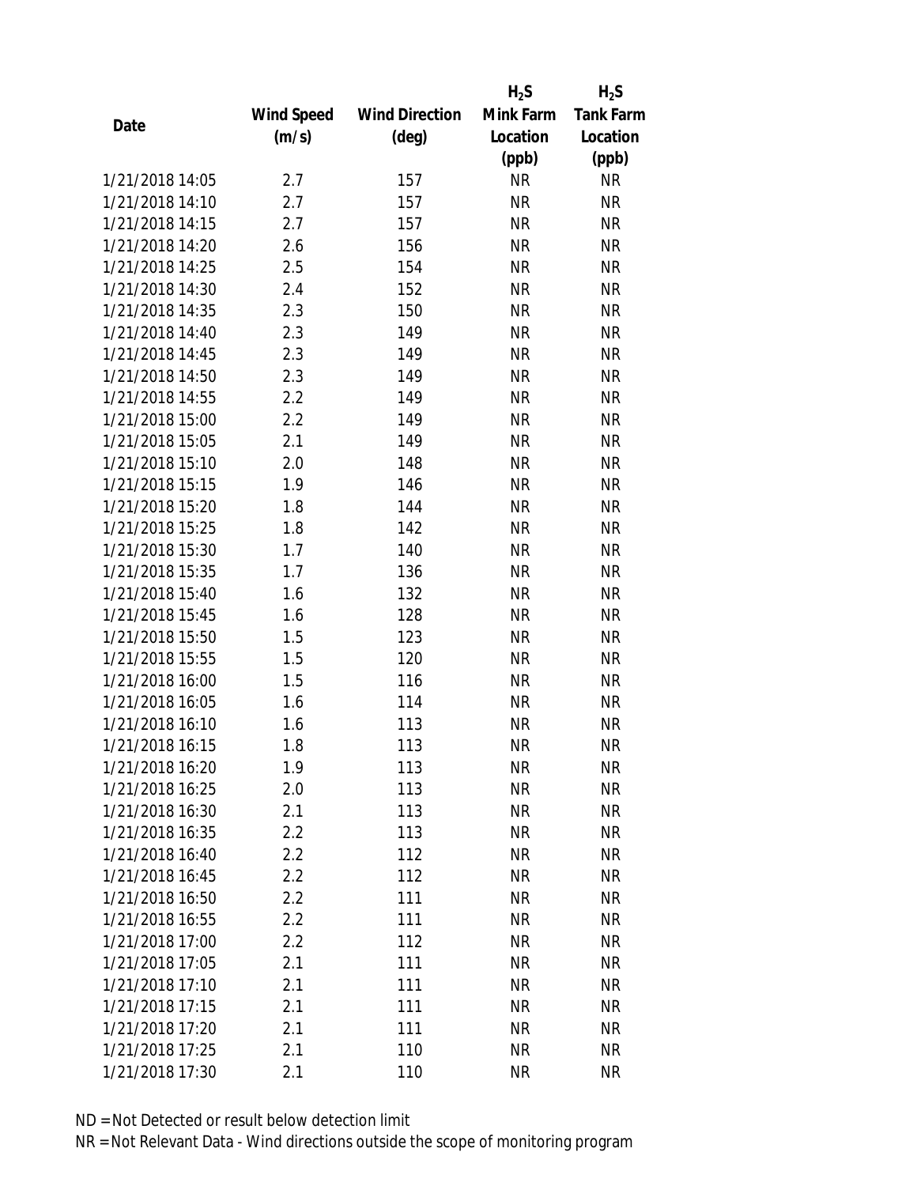| Date | Wind Speed (m/s) | Wind Direction (deg) | $H_2S$ Mink Farm Location (ppb) | $H_2S$ Tank Farm Location (ppb) |
|---|---|---|---|---|
| 1/21/2018 14:05 | 2.7 | 157 | NR | NR |
| 1/21/2018 14:10 | 2.7 | 157 | NR | NR |
| 1/21/2018 14:15 | 2.7 | 157 | NR | NR |
| 1/21/2018 14:20 | 2.6 | 156 | NR | NR |
| 1/21/2018 14:25 | 2.5 | 154 | NR | NR |
| 1/21/2018 14:30 | 2.4 | 152 | NR | NR |
| 1/21/2018 14:35 | 2.3 | 150 | NR | NR |
| 1/21/2018 14:40 | 2.3 | 149 | NR | NR |
| 1/21/2018 14:45 | 2.3 | 149 | NR | NR |
| 1/21/2018 14:50 | 2.3 | 149 | NR | NR |
| 1/21/2018 14:55 | 2.2 | 149 | NR | NR |
| 1/21/2018 15:00 | 2.2 | 149 | NR | NR |
| 1/21/2018 15:05 | 2.1 | 149 | NR | NR |
| 1/21/2018 15:10 | 2.0 | 148 | NR | NR |
| 1/21/2018 15:15 | 1.9 | 146 | NR | NR |
| 1/21/2018 15:20 | 1.8 | 144 | NR | NR |
| 1/21/2018 15:25 | 1.8 | 142 | NR | NR |
| 1/21/2018 15:30 | 1.7 | 140 | NR | NR |
| 1/21/2018 15:35 | 1.7 | 136 | NR | NR |
| 1/21/2018 15:40 | 1.6 | 132 | NR | NR |
| 1/21/2018 15:45 | 1.6 | 128 | NR | NR |
| 1/21/2018 15:50 | 1.5 | 123 | NR | NR |
| 1/21/2018 15:55 | 1.5 | 120 | NR | NR |
| 1/21/2018 16:00 | 1.5 | 116 | NR | NR |
| 1/21/2018 16:05 | 1.6 | 114 | NR | NR |
| 1/21/2018 16:10 | 1.6 | 113 | NR | NR |
| 1/21/2018 16:15 | 1.8 | 113 | NR | NR |
| 1/21/2018 16:20 | 1.9 | 113 | NR | NR |
| 1/21/2018 16:25 | 2.0 | 113 | NR | NR |
| 1/21/2018 16:30 | 2.1 | 113 | NR | NR |
| 1/21/2018 16:35 | 2.2 | 113 | NR | NR |
| 1/21/2018 16:40 | 2.2 | 112 | NR | NR |
| 1/21/2018 16:45 | 2.2 | 112 | NR | NR |
| 1/21/2018 16:50 | 2.2 | 111 | NR | NR |
| 1/21/2018 16:55 | 2.2 | 111 | NR | NR |
| 1/21/2018 17:00 | 2.2 | 112 | NR | NR |
| 1/21/2018 17:05 | 2.1 | 111 | NR | NR |
| 1/21/2018 17:10 | 2.1 | 111 | NR | NR |
| 1/21/2018 17:15 | 2.1 | 111 | NR | NR |
| 1/21/2018 17:20 | 2.1 | 111 | NR | NR |
| 1/21/2018 17:25 | 2.1 | 110 | NR | NR |
| 1/21/2018 17:30 | 2.1 | 110 | NR | NR |

ND = Not Detected or result below detection limit
NR = Not Relevant Data - Wind directions outside the scope of monitoring program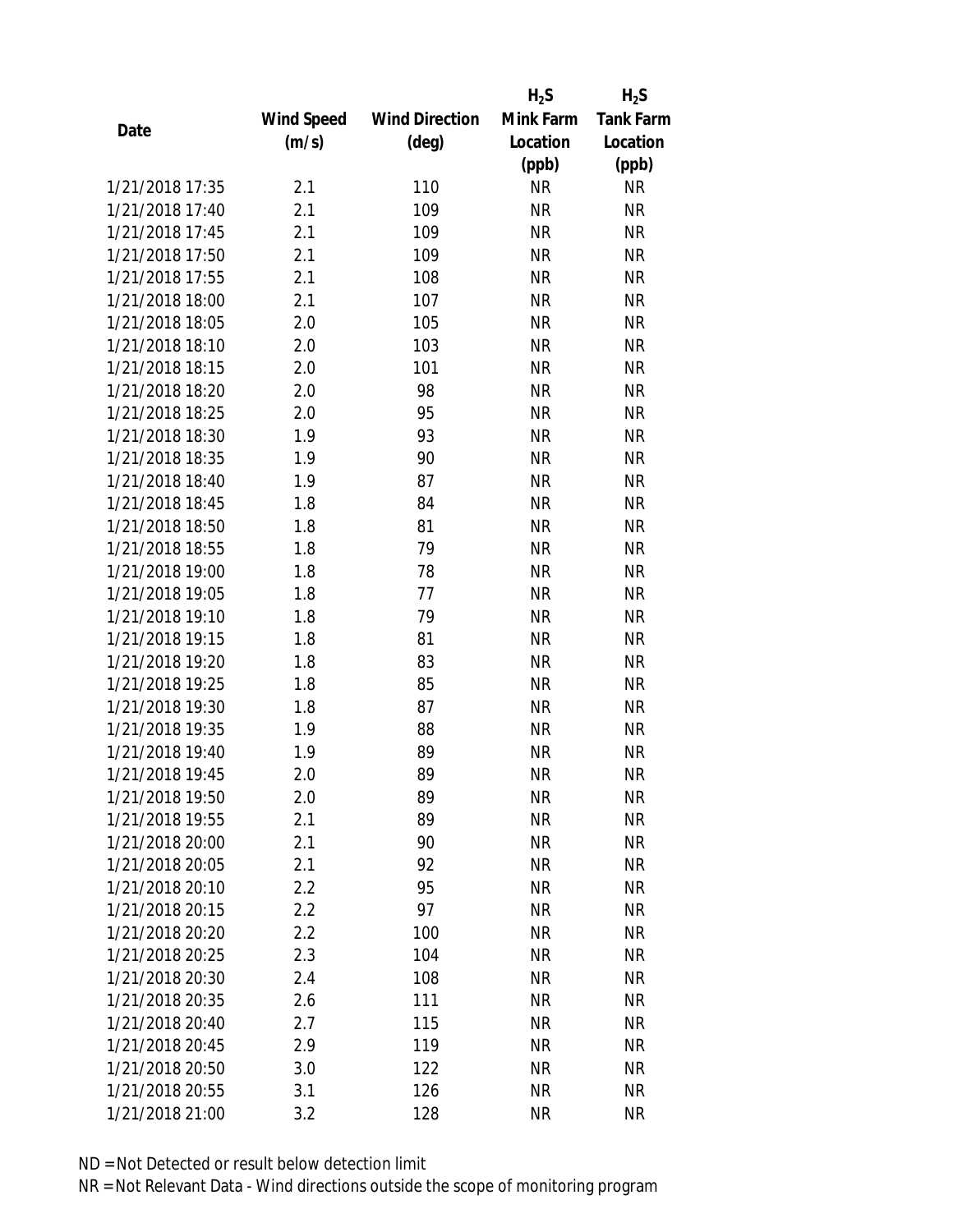| Date | Wind Speed (m/s) | Wind Direction (deg) | $H_2S$ Mink Farm Location (ppb) | $H_2S$ Tank Farm Location (ppb) |
|---|---|---|---|---|
| 1/21/2018 17:35 | 2.1 | 110 | NR | NR |
| 1/21/2018 17:40 | 2.1 | 109 | NR | NR |
| 1/21/2018 17:45 | 2.1 | 109 | NR | NR |
| 1/21/2018 17:50 | 2.1 | 109 | NR | NR |
| 1/21/2018 17:55 | 2.1 | 108 | NR | NR |
| 1/21/2018 18:00 | 2.1 | 107 | NR | NR |
| 1/21/2018 18:05 | 2.0 | 105 | NR | NR |
| 1/21/2018 18:10 | 2.0 | 103 | NR | NR |
| 1/21/2018 18:15 | 2.0 | 101 | NR | NR |
| 1/21/2018 18:20 | 2.0 | 98 | NR | NR |
| 1/21/2018 18:25 | 2.0 | 95 | NR | NR |
| 1/21/2018 18:30 | 1.9 | 93 | NR | NR |
| 1/21/2018 18:35 | 1.9 | 90 | NR | NR |
| 1/21/2018 18:40 | 1.9 | 87 | NR | NR |
| 1/21/2018 18:45 | 1.8 | 84 | NR | NR |
| 1/21/2018 18:50 | 1.8 | 81 | NR | NR |
| 1/21/2018 18:55 | 1.8 | 79 | NR | NR |
| 1/21/2018 19:00 | 1.8 | 78 | NR | NR |
| 1/21/2018 19:05 | 1.8 | 77 | NR | NR |
| 1/21/2018 19:10 | 1.8 | 79 | NR | NR |
| 1/21/2018 19:15 | 1.8 | 81 | NR | NR |
| 1/21/2018 19:20 | 1.8 | 83 | NR | NR |
| 1/21/2018 19:25 | 1.8 | 85 | NR | NR |
| 1/21/2018 19:30 | 1.8 | 87 | NR | NR |
| 1/21/2018 19:35 | 1.9 | 88 | NR | NR |
| 1/21/2018 19:40 | 1.9 | 89 | NR | NR |
| 1/21/2018 19:45 | 2.0 | 89 | NR | NR |
| 1/21/2018 19:50 | 2.0 | 89 | NR | NR |
| 1/21/2018 19:55 | 2.1 | 89 | NR | NR |
| 1/21/2018 20:00 | 2.1 | 90 | NR | NR |
| 1/21/2018 20:05 | 2.1 | 92 | NR | NR |
| 1/21/2018 20:10 | 2.2 | 95 | NR | NR |
| 1/21/2018 20:15 | 2.2 | 97 | NR | NR |
| 1/21/2018 20:20 | 2.2 | 100 | NR | NR |
| 1/21/2018 20:25 | 2.3 | 104 | NR | NR |
| 1/21/2018 20:30 | 2.4 | 108 | NR | NR |
| 1/21/2018 20:35 | 2.6 | 111 | NR | NR |
| 1/21/2018 20:40 | 2.7 | 115 | NR | NR |
| 1/21/2018 20:45 | 2.9 | 119 | NR | NR |
| 1/21/2018 20:50 | 3.0 | 122 | NR | NR |
| 1/21/2018 20:55 | 3.1 | 126 | NR | NR |
| 1/21/2018 21:00 | 3.2 | 128 | NR | NR |

ND = Not Detected or result below detection limit

NR = Not Relevant Data - Wind directions outside the scope of monitoring program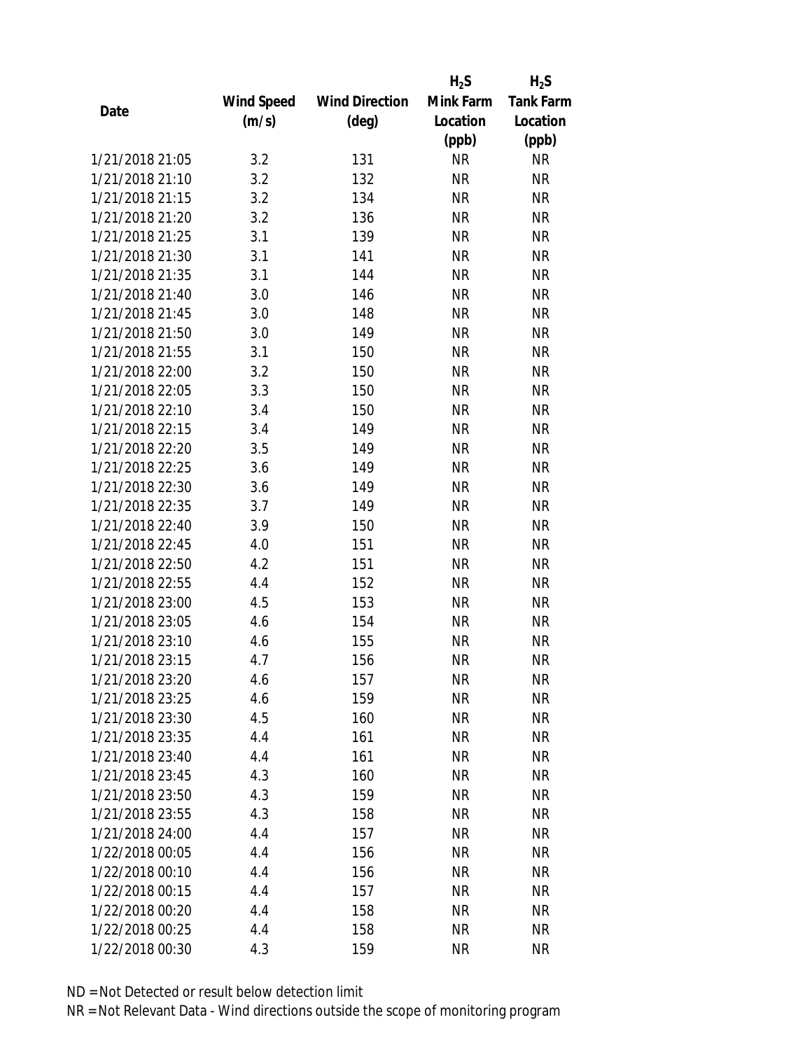| Date | Wind Speed (m/s) | Wind Direction (deg) | $H_2S$ Mink Farm Location (ppb) | $H_2S$ Tank Farm Location (ppb) |
|---|---|---|---|---|
| 1/21/2018 21:05 | 3.2 | 131 | NR | NR |
| 1/21/2018 21:10 | 3.2 | 132 | NR | NR |
| 1/21/2018 21:15 | 3.2 | 134 | NR | NR |
| 1/21/2018 21:20 | 3.2 | 136 | NR | NR |
| 1/21/2018 21:25 | 3.1 | 139 | NR | NR |
| 1/21/2018 21:30 | 3.1 | 141 | NR | NR |
| 1/21/2018 21:35 | 3.1 | 144 | NR | NR |
| 1/21/2018 21:40 | 3.0 | 146 | NR | NR |
| 1/21/2018 21:45 | 3.0 | 148 | NR | NR |
| 1/21/2018 21:50 | 3.0 | 149 | NR | NR |
| 1/21/2018 21:55 | 3.1 | 150 | NR | NR |
| 1/21/2018 22:00 | 3.2 | 150 | NR | NR |
| 1/21/2018 22:05 | 3.3 | 150 | NR | NR |
| 1/21/2018 22:10 | 3.4 | 150 | NR | NR |
| 1/21/2018 22:15 | 3.4 | 149 | NR | NR |
| 1/21/2018 22:20 | 3.5 | 149 | NR | NR |
| 1/21/2018 22:25 | 3.6 | 149 | NR | NR |
| 1/21/2018 22:30 | 3.6 | 149 | NR | NR |
| 1/21/2018 22:35 | 3.7 | 149 | NR | NR |
| 1/21/2018 22:40 | 3.9 | 150 | NR | NR |
| 1/21/2018 22:45 | 4.0 | 151 | NR | NR |
| 1/21/2018 22:50 | 4.2 | 151 | NR | NR |
| 1/21/2018 22:55 | 4.4 | 152 | NR | NR |
| 1/21/2018 23:00 | 4.5 | 153 | NR | NR |
| 1/21/2018 23:05 | 4.6 | 154 | NR | NR |
| 1/21/2018 23:10 | 4.6 | 155 | NR | NR |
| 1/21/2018 23:15 | 4.7 | 156 | NR | NR |
| 1/21/2018 23:20 | 4.6 | 157 | NR | NR |
| 1/21/2018 23:25 | 4.6 | 159 | NR | NR |
| 1/21/2018 23:30 | 4.5 | 160 | NR | NR |
| 1/21/2018 23:35 | 4.4 | 161 | NR | NR |
| 1/21/2018 23:40 | 4.4 | 161 | NR | NR |
| 1/21/2018 23:45 | 4.3 | 160 | NR | NR |
| 1/21/2018 23:50 | 4.3 | 159 | NR | NR |
| 1/21/2018 23:55 | 4.3 | 158 | NR | NR |
| 1/21/2018 24:00 | 4.4 | 157 | NR | NR |
| 1/22/2018 00:05 | 4.4 | 156 | NR | NR |
| 1/22/2018 00:10 | 4.4 | 156 | NR | NR |
| 1/22/2018 00:15 | 4.4 | 157 | NR | NR |
| 1/22/2018 00:20 | 4.4 | 158 | NR | NR |
| 1/22/2018 00:25 | 4.4 | 158 | NR | NR |
| 1/22/2018 00:30 | 4.3 | 159 | NR | NR |

ND = Not Detected or result below detection limit
NR = Not Relevant Data - Wind directions outside the scope of monitoring program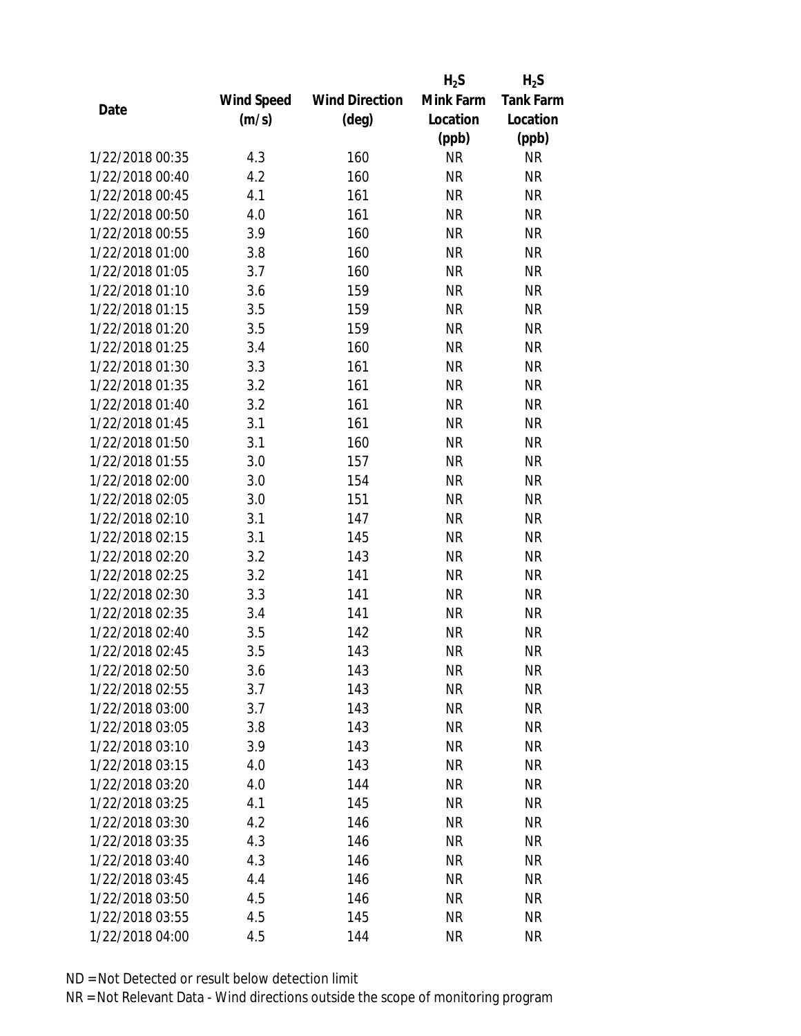| Date | Wind Speed (m/s) | Wind Direction (deg) | $H_2S$ Mink Farm Location (ppb) | $H_2S$ Tank Farm Location (ppb) |
|---|---|---|---|---|
| 1/22/2018 00:35 | 4.3 | 160 | NR | NR |
| 1/22/2018 00:40 | 4.2 | 160 | NR | NR |
| 1/22/2018 00:45 | 4.1 | 161 | NR | NR |
| 1/22/2018 00:50 | 4.0 | 161 | NR | NR |
| 1/22/2018 00:55 | 3.9 | 160 | NR | NR |
| 1/22/2018 01:00 | 3.8 | 160 | NR | NR |
| 1/22/2018 01:05 | 3.7 | 160 | NR | NR |
| 1/22/2018 01:10 | 3.6 | 159 | NR | NR |
| 1/22/2018 01:15 | 3.5 | 159 | NR | NR |
| 1/22/2018 01:20 | 3.5 | 159 | NR | NR |
| 1/22/2018 01:25 | 3.4 | 160 | NR | NR |
| 1/22/2018 01:30 | 3.3 | 161 | NR | NR |
| 1/22/2018 01:35 | 3.2 | 161 | NR | NR |
| 1/22/2018 01:40 | 3.2 | 161 | NR | NR |
| 1/22/2018 01:45 | 3.1 | 161 | NR | NR |
| 1/22/2018 01:50 | 3.1 | 160 | NR | NR |
| 1/22/2018 01:55 | 3.0 | 157 | NR | NR |
| 1/22/2018 02:00 | 3.0 | 154 | NR | NR |
| 1/22/2018 02:05 | 3.0 | 151 | NR | NR |
| 1/22/2018 02:10 | 3.1 | 147 | NR | NR |
| 1/22/2018 02:15 | 3.1 | 145 | NR | NR |
| 1/22/2018 02:20 | 3.2 | 143 | NR | NR |
| 1/22/2018 02:25 | 3.2 | 141 | NR | NR |
| 1/22/2018 02:30 | 3.3 | 141 | NR | NR |
| 1/22/2018 02:35 | 3.4 | 141 | NR | NR |
| 1/22/2018 02:40 | 3.5 | 142 | NR | NR |
| 1/22/2018 02:45 | 3.5 | 143 | NR | NR |
| 1/22/2018 02:50 | 3.6 | 143 | NR | NR |
| 1/22/2018 02:55 | 3.7 | 143 | NR | NR |
| 1/22/2018 03:00 | 3.7 | 143 | NR | NR |
| 1/22/2018 03:05 | 3.8 | 143 | NR | NR |
| 1/22/2018 03:10 | 3.9 | 143 | NR | NR |
| 1/22/2018 03:15 | 4.0 | 143 | NR | NR |
| 1/22/2018 03:20 | 4.0 | 144 | NR | NR |
| 1/22/2018 03:25 | 4.1 | 145 | NR | NR |
| 1/22/2018 03:30 | 4.2 | 146 | NR | NR |
| 1/22/2018 03:35 | 4.3 | 146 | NR | NR |
| 1/22/2018 03:40 | 4.3 | 146 | NR | NR |
| 1/22/2018 03:45 | 4.4 | 146 | NR | NR |
| 1/22/2018 03:50 | 4.5 | 146 | NR | NR |
| 1/22/2018 03:55 | 4.5 | 145 | NR | NR |
| 1/22/2018 04:00 | 4.5 | 144 | NR | NR |

ND = Not Detected or result below detection limit

NR = Not Relevant Data - Wind directions outside the scope of monitoring program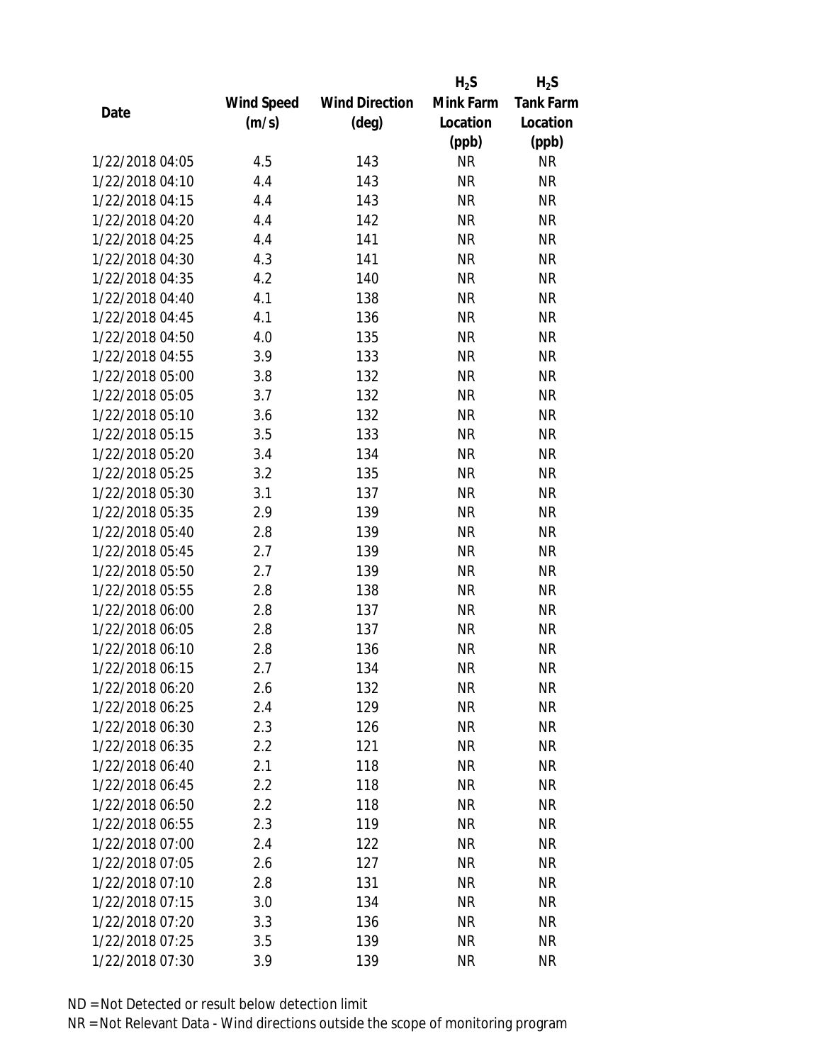| Date | Wind Speed (m/s) | Wind Direction (deg) | $H_2S$ Mink Farm Location (ppb) | $H_2S$ Tank Farm Location (ppb) |
|---|---|---|---|---|
| 1/22/2018 04:05 | 4.5 | 143 | NR | NR |
| 1/22/2018 04:10 | 4.4 | 143 | NR | NR |
| 1/22/2018 04:15 | 4.4 | 143 | NR | NR |
| 1/22/2018 04:20 | 4.4 | 142 | NR | NR |
| 1/22/2018 04:25 | 4.4 | 141 | NR | NR |
| 1/22/2018 04:30 | 4.3 | 141 | NR | NR |
| 1/22/2018 04:35 | 4.2 | 140 | NR | NR |
| 1/22/2018 04:40 | 4.1 | 138 | NR | NR |
| 1/22/2018 04:45 | 4.1 | 136 | NR | NR |
| 1/22/2018 04:50 | 4.0 | 135 | NR | NR |
| 1/22/2018 04:55 | 3.9 | 133 | NR | NR |
| 1/22/2018 05:00 | 3.8 | 132 | NR | NR |
| 1/22/2018 05:05 | 3.7 | 132 | NR | NR |
| 1/22/2018 05:10 | 3.6 | 132 | NR | NR |
| 1/22/2018 05:15 | 3.5 | 133 | NR | NR |
| 1/22/2018 05:20 | 3.4 | 134 | NR | NR |
| 1/22/2018 05:25 | 3.2 | 135 | NR | NR |
| 1/22/2018 05:30 | 3.1 | 137 | NR | NR |
| 1/22/2018 05:35 | 2.9 | 139 | NR | NR |
| 1/22/2018 05:40 | 2.8 | 139 | NR | NR |
| 1/22/2018 05:45 | 2.7 | 139 | NR | NR |
| 1/22/2018 05:50 | 2.7 | 139 | NR | NR |
| 1/22/2018 05:55 | 2.8 | 138 | NR | NR |
| 1/22/2018 06:00 | 2.8 | 137 | NR | NR |
| 1/22/2018 06:05 | 2.8 | 137 | NR | NR |
| 1/22/2018 06:10 | 2.8 | 136 | NR | NR |
| 1/22/2018 06:15 | 2.7 | 134 | NR | NR |
| 1/22/2018 06:20 | 2.6 | 132 | NR | NR |
| 1/22/2018 06:25 | 2.4 | 129 | NR | NR |
| 1/22/2018 06:30 | 2.3 | 126 | NR | NR |
| 1/22/2018 06:35 | 2.2 | 121 | NR | NR |
| 1/22/2018 06:40 | 2.1 | 118 | NR | NR |
| 1/22/2018 06:45 | 2.2 | 118 | NR | NR |
| 1/22/2018 06:50 | 2.2 | 118 | NR | NR |
| 1/22/2018 06:55 | 2.3 | 119 | NR | NR |
| 1/22/2018 07:00 | 2.4 | 122 | NR | NR |
| 1/22/2018 07:05 | 2.6 | 127 | NR | NR |
| 1/22/2018 07:10 | 2.8 | 131 | NR | NR |
| 1/22/2018 07:15 | 3.0 | 134 | NR | NR |
| 1/22/2018 07:20 | 3.3 | 136 | NR | NR |
| 1/22/2018 07:25 | 3.5 | 139 | NR | NR |
| 1/22/2018 07:30 | 3.9 | 139 | NR | NR |

ND = Not Detected or result below detection limit

NR = Not Relevant Data - Wind directions outside the scope of monitoring program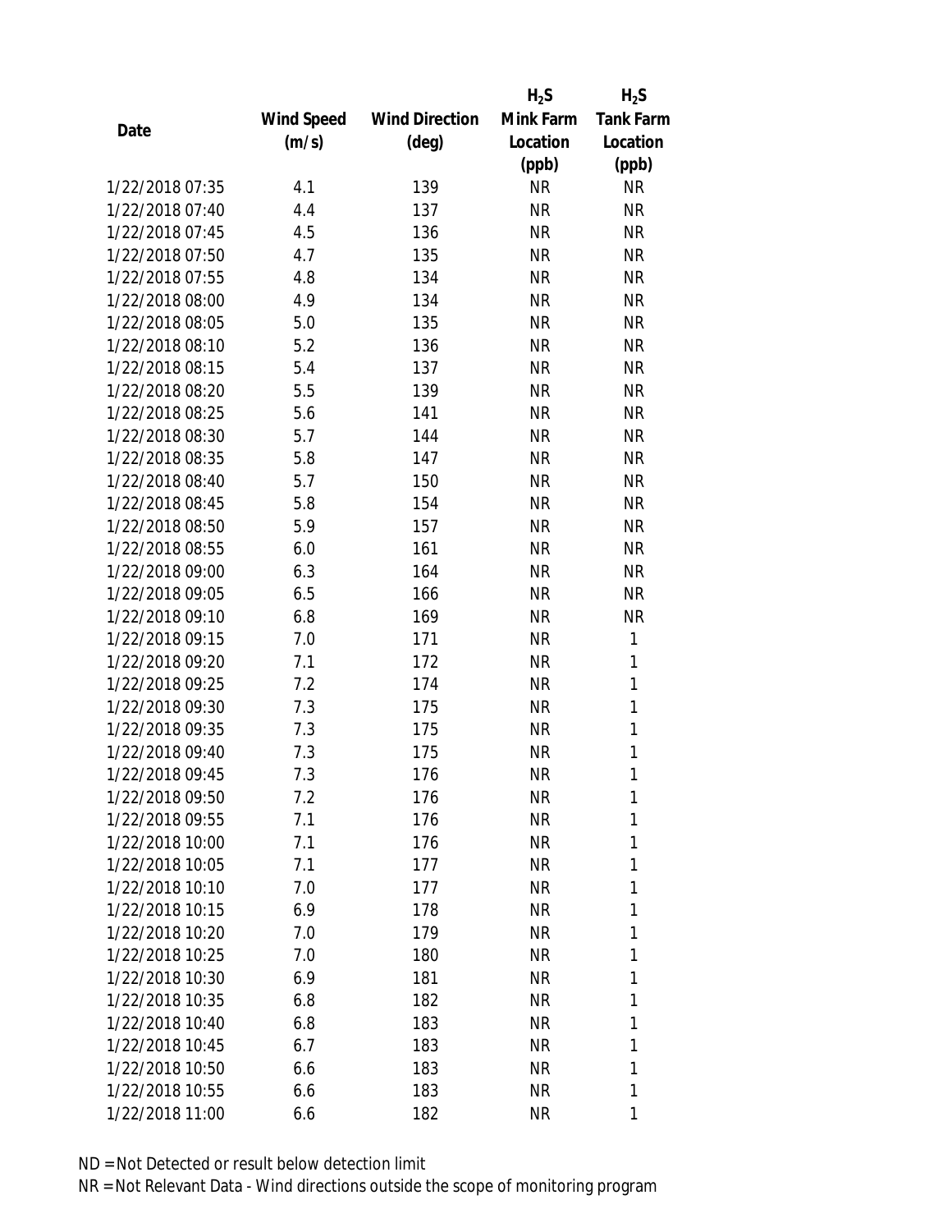| Date | Wind Speed (m/s) | Wind Direction (deg) | $H_2S$ Mink Farm Location (ppb) | $H_2S$ Tank Farm Location (ppb) |
|---|---|---|---|---|
| 1/22/2018 07:35 | 4.1 | 139 | NR | NR |
| 1/22/2018 07:40 | 4.4 | 137 | NR | NR |
| 1/22/2018 07:45 | 4.5 | 136 | NR | NR |
| 1/22/2018 07:50 | 4.7 | 135 | NR | NR |
| 1/22/2018 07:55 | 4.8 | 134 | NR | NR |
| 1/22/2018 08:00 | 4.9 | 134 | NR | NR |
| 1/22/2018 08:05 | 5.0 | 135 | NR | NR |
| 1/22/2018 08:10 | 5.2 | 136 | NR | NR |
| 1/22/2018 08:15 | 5.4 | 137 | NR | NR |
| 1/22/2018 08:20 | 5.5 | 139 | NR | NR |
| 1/22/2018 08:25 | 5.6 | 141 | NR | NR |
| 1/22/2018 08:30 | 5.7 | 144 | NR | NR |
| 1/22/2018 08:35 | 5.8 | 147 | NR | NR |
| 1/22/2018 08:40 | 5.7 | 150 | NR | NR |
| 1/22/2018 08:45 | 5.8 | 154 | NR | NR |
| 1/22/2018 08:50 | 5.9 | 157 | NR | NR |
| 1/22/2018 08:55 | 6.0 | 161 | NR | NR |
| 1/22/2018 09:00 | 6.3 | 164 | NR | NR |
| 1/22/2018 09:05 | 6.5 | 166 | NR | NR |
| 1/22/2018 09:10 | 6.8 | 169 | NR | NR |
| 1/22/2018 09:15 | 7.0 | 171 | NR | 1 |
| 1/22/2018 09:20 | 7.1 | 172 | NR | 1 |
| 1/22/2018 09:25 | 7.2 | 174 | NR | 1 |
| 1/22/2018 09:30 | 7.3 | 175 | NR | 1 |
| 1/22/2018 09:35 | 7.3 | 175 | NR | 1 |
| 1/22/2018 09:40 | 7.3 | 175 | NR | 1 |
| 1/22/2018 09:45 | 7.3 | 176 | NR | 1 |
| 1/22/2018 09:50 | 7.2 | 176 | NR | 1 |
| 1/22/2018 09:55 | 7.1 | 176 | NR | 1 |
| 1/22/2018 10:00 | 7.1 | 176 | NR | 1 |
| 1/22/2018 10:05 | 7.1 | 177 | NR | 1 |
| 1/22/2018 10:10 | 7.0 | 177 | NR | 1 |
| 1/22/2018 10:15 | 6.9 | 178 | NR | 1 |
| 1/22/2018 10:20 | 7.0 | 179 | NR | 1 |
| 1/22/2018 10:25 | 7.0 | 180 | NR | 1 |
| 1/22/2018 10:30 | 6.9 | 181 | NR | 1 |
| 1/22/2018 10:35 | 6.8 | 182 | NR | 1 |
| 1/22/2018 10:40 | 6.8 | 183 | NR | 1 |
| 1/22/2018 10:45 | 6.7 | 183 | NR | 1 |
| 1/22/2018 10:50 | 6.6 | 183 | NR | 1 |
| 1/22/2018 10:55 | 6.6 | 183 | NR | 1 |
| 1/22/2018 11:00 | 6.6 | 182 | NR | 1 |

ND = Not Detected or result below detection limit

NR = Not Relevant Data - Wind directions outside the scope of monitoring program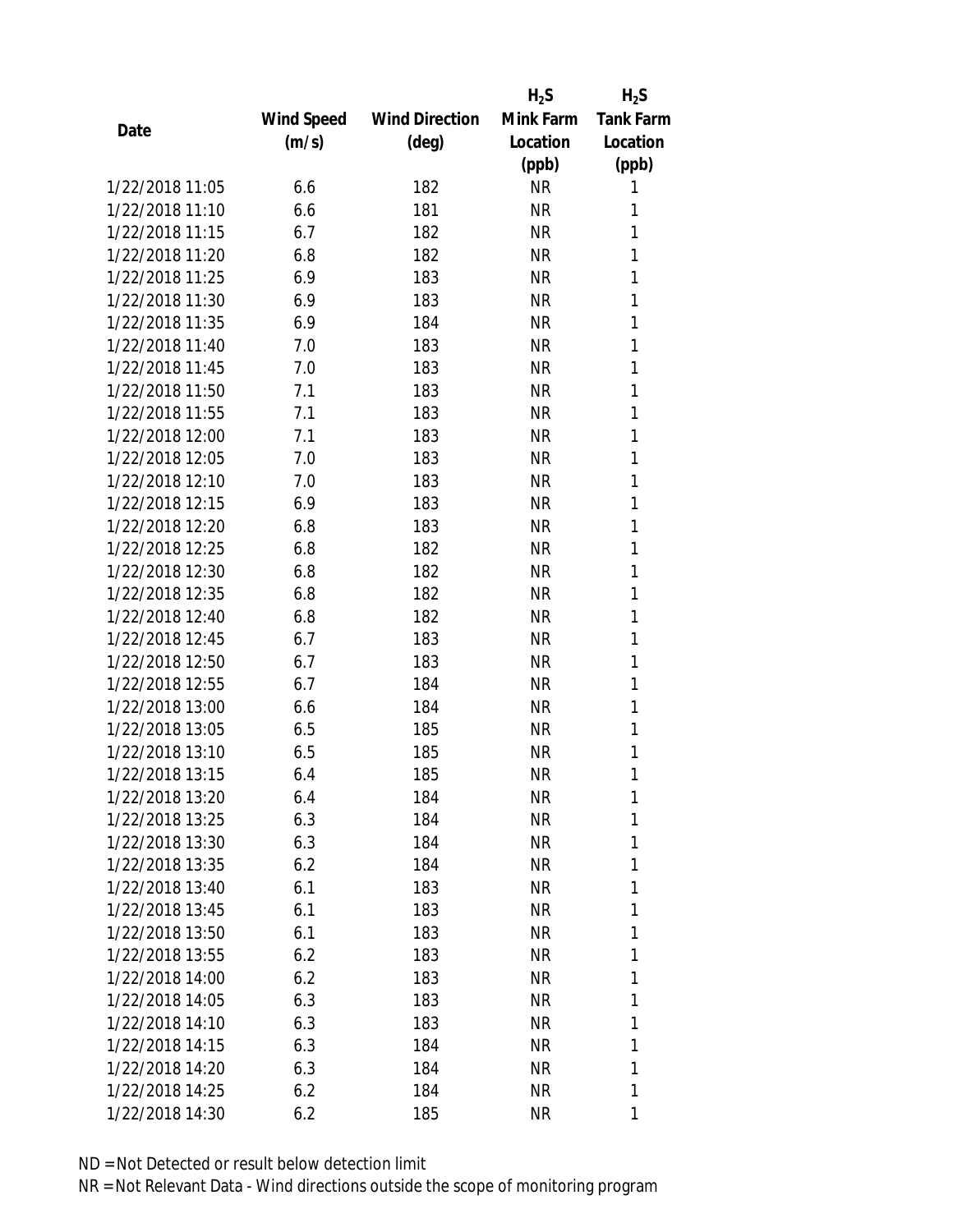| Date | Wind Speed (m/s) | Wind Direction (deg) | $H_2S$ Mink Farm Location (ppb) | $H_2S$ Tank Farm Location (ppb) |
|---|---|---|---|---|
| 1/22/2018 11:05 | 6.6 | 182 | NR | 1 |
| 1/22/2018 11:10 | 6.6 | 181 | NR | 1 |
| 1/22/2018 11:15 | 6.7 | 182 | NR | 1 |
| 1/22/2018 11:20 | 6.8 | 182 | NR | 1 |
| 1/22/2018 11:25 | 6.9 | 183 | NR | 1 |
| 1/22/2018 11:30 | 6.9 | 183 | NR | 1 |
| 1/22/2018 11:35 | 6.9 | 184 | NR | 1 |
| 1/22/2018 11:40 | 7.0 | 183 | NR | 1 |
| 1/22/2018 11:45 | 7.0 | 183 | NR | 1 |
| 1/22/2018 11:50 | 7.1 | 183 | NR | 1 |
| 1/22/2018 11:55 | 7.1 | 183 | NR | 1 |
| 1/22/2018 12:00 | 7.1 | 183 | NR | 1 |
| 1/22/2018 12:05 | 7.0 | 183 | NR | 1 |
| 1/22/2018 12:10 | 7.0 | 183 | NR | 1 |
| 1/22/2018 12:15 | 6.9 | 183 | NR | 1 |
| 1/22/2018 12:20 | 6.8 | 183 | NR | 1 |
| 1/22/2018 12:25 | 6.8 | 182 | NR | 1 |
| 1/22/2018 12:30 | 6.8 | 182 | NR | 1 |
| 1/22/2018 12:35 | 6.8 | 182 | NR | 1 |
| 1/22/2018 12:40 | 6.8 | 182 | NR | 1 |
| 1/22/2018 12:45 | 6.7 | 183 | NR | 1 |
| 1/22/2018 12:50 | 6.7 | 183 | NR | 1 |
| 1/22/2018 12:55 | 6.7 | 184 | NR | 1 |
| 1/22/2018 13:00 | 6.6 | 184 | NR | 1 |
| 1/22/2018 13:05 | 6.5 | 185 | NR | 1 |
| 1/22/2018 13:10 | 6.5 | 185 | NR | 1 |
| 1/22/2018 13:15 | 6.4 | 185 | NR | 1 |
| 1/22/2018 13:20 | 6.4 | 184 | NR | 1 |
| 1/22/2018 13:25 | 6.3 | 184 | NR | 1 |
| 1/22/2018 13:30 | 6.3 | 184 | NR | 1 |
| 1/22/2018 13:35 | 6.2 | 184 | NR | 1 |
| 1/22/2018 13:40 | 6.1 | 183 | NR | 1 |
| 1/22/2018 13:45 | 6.1 | 183 | NR | 1 |
| 1/22/2018 13:50 | 6.1 | 183 | NR | 1 |
| 1/22/2018 13:55 | 6.2 | 183 | NR | 1 |
| 1/22/2018 14:00 | 6.2 | 183 | NR | 1 |
| 1/22/2018 14:05 | 6.3 | 183 | NR | 1 |
| 1/22/2018 14:10 | 6.3 | 183 | NR | 1 |
| 1/22/2018 14:15 | 6.3 | 184 | NR | 1 |
| 1/22/2018 14:20 | 6.3 | 184 | NR | 1 |
| 1/22/2018 14:25 | 6.2 | 184 | NR | 1 |
| 1/22/2018 14:30 | 6.2 | 185 | NR | 1 |

ND = Not Detected or result below detection limit

NR = Not Relevant Data - Wind directions outside the scope of monitoring program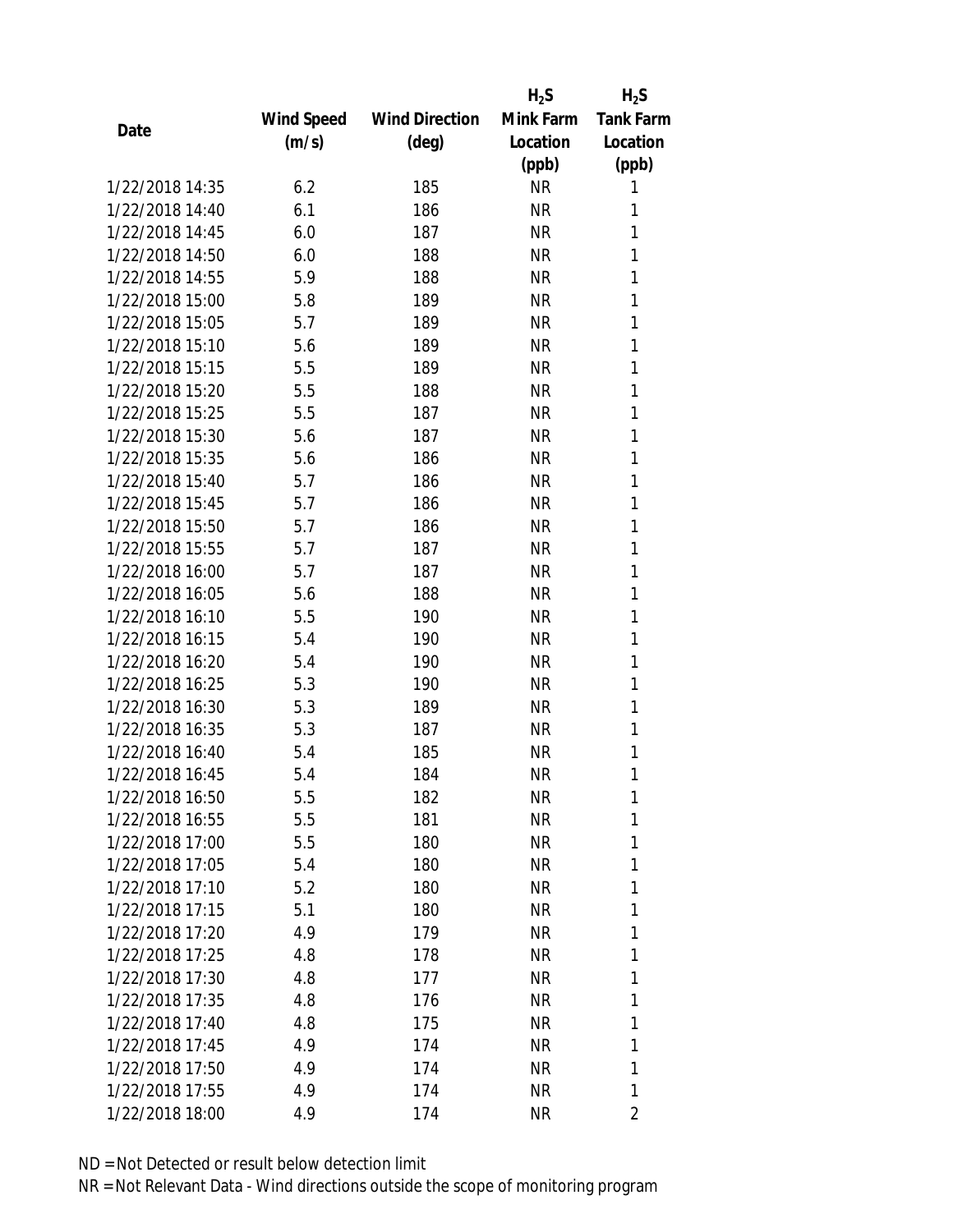| Date | Wind Speed (m/s) | Wind Direction (deg) | $H_2S$ Mink Farm Location (ppb) | $H_2S$ Tank Farm Location (ppb) |
|---|---|---|---|---|
| 1/22/2018 14:35 | 6.2 | 185 | NR | 1 |
| 1/22/2018 14:40 | 6.1 | 186 | NR | 1 |
| 1/22/2018 14:45 | 6.0 | 187 | NR | 1 |
| 1/22/2018 14:50 | 6.0 | 188 | NR | 1 |
| 1/22/2018 14:55 | 5.9 | 188 | NR | 1 |
| 1/22/2018 15:00 | 5.8 | 189 | NR | 1 |
| 1/22/2018 15:05 | 5.7 | 189 | NR | 1 |
| 1/22/2018 15:10 | 5.6 | 189 | NR | 1 |
| 1/22/2018 15:15 | 5.5 | 189 | NR | 1 |
| 1/22/2018 15:20 | 5.5 | 188 | NR | 1 |
| 1/22/2018 15:25 | 5.5 | 187 | NR | 1 |
| 1/22/2018 15:30 | 5.6 | 187 | NR | 1 |
| 1/22/2018 15:35 | 5.6 | 186 | NR | 1 |
| 1/22/2018 15:40 | 5.7 | 186 | NR | 1 |
| 1/22/2018 15:45 | 5.7 | 186 | NR | 1 |
| 1/22/2018 15:50 | 5.7 | 186 | NR | 1 |
| 1/22/2018 15:55 | 5.7 | 187 | NR | 1 |
| 1/22/2018 16:00 | 5.7 | 187 | NR | 1 |
| 1/22/2018 16:05 | 5.6 | 188 | NR | 1 |
| 1/22/2018 16:10 | 5.5 | 190 | NR | 1 |
| 1/22/2018 16:15 | 5.4 | 190 | NR | 1 |
| 1/22/2018 16:20 | 5.4 | 190 | NR | 1 |
| 1/22/2018 16:25 | 5.3 | 190 | NR | 1 |
| 1/22/2018 16:30 | 5.3 | 189 | NR | 1 |
| 1/22/2018 16:35 | 5.3 | 187 | NR | 1 |
| 1/22/2018 16:40 | 5.4 | 185 | NR | 1 |
| 1/22/2018 16:45 | 5.4 | 184 | NR | 1 |
| 1/22/2018 16:50 | 5.5 | 182 | NR | 1 |
| 1/22/2018 16:55 | 5.5 | 181 | NR | 1 |
| 1/22/2018 17:00 | 5.5 | 180 | NR | 1 |
| 1/22/2018 17:05 | 5.4 | 180 | NR | 1 |
| 1/22/2018 17:10 | 5.2 | 180 | NR | 1 |
| 1/22/2018 17:15 | 5.1 | 180 | NR | 1 |
| 1/22/2018 17:20 | 4.9 | 179 | NR | 1 |
| 1/22/2018 17:25 | 4.8 | 178 | NR | 1 |
| 1/22/2018 17:30 | 4.8 | 177 | NR | 1 |
| 1/22/2018 17:35 | 4.8 | 176 | NR | 1 |
| 1/22/2018 17:40 | 4.8 | 175 | NR | 1 |
| 1/22/2018 17:45 | 4.9 | 174 | NR | 1 |
| 1/22/2018 17:50 | 4.9 | 174 | NR | 1 |
| 1/22/2018 17:55 | 4.9 | 174 | NR | 1 |
| 1/22/2018 18:00 | 4.9 | 174 | NR | 2 |

ND = Not Detected or result below detection limit

NR = Not Relevant Data - Wind directions outside the scope of monitoring program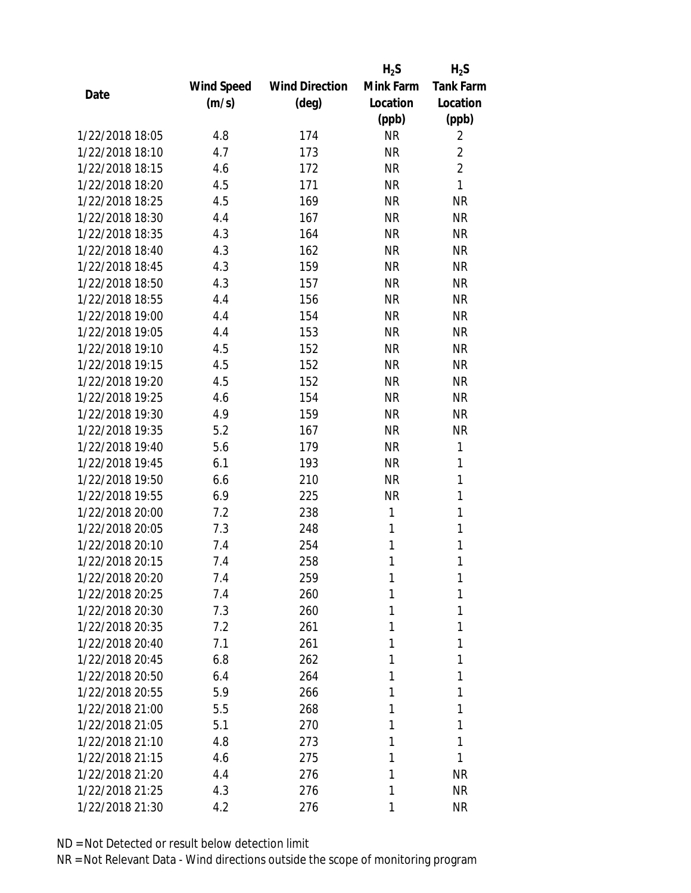| Date | Wind Speed (m/s) | Wind Direction (deg) | $H_2S$ Mink Farm Location (ppb) | $H_2S$ Tank Farm Location (ppb) |
|---|---|---|---|---|
| 1/22/2018 18:05 | 4.8 | 174 | NR | 2 |
| 1/22/2018 18:10 | 4.7 | 173 | NR | 2 |
| 1/22/2018 18:15 | 4.6 | 172 | NR | 2 |
| 1/22/2018 18:20 | 4.5 | 171 | NR | 1 |
| 1/22/2018 18:25 | 4.5 | 169 | NR | NR |
| 1/22/2018 18:30 | 4.4 | 167 | NR | NR |
| 1/22/2018 18:35 | 4.3 | 164 | NR | NR |
| 1/22/2018 18:40 | 4.3 | 162 | NR | NR |
| 1/22/2018 18:45 | 4.3 | 159 | NR | NR |
| 1/22/2018 18:50 | 4.3 | 157 | NR | NR |
| 1/22/2018 18:55 | 4.4 | 156 | NR | NR |
| 1/22/2018 19:00 | 4.4 | 154 | NR | NR |
| 1/22/2018 19:05 | 4.4 | 153 | NR | NR |
| 1/22/2018 19:10 | 4.5 | 152 | NR | NR |
| 1/22/2018 19:15 | 4.5 | 152 | NR | NR |
| 1/22/2018 19:20 | 4.5 | 152 | NR | NR |
| 1/22/2018 19:25 | 4.6 | 154 | NR | NR |
| 1/22/2018 19:30 | 4.9 | 159 | NR | NR |
| 1/22/2018 19:35 | 5.2 | 167 | NR | NR |
| 1/22/2018 19:40 | 5.6 | 179 | NR | 1 |
| 1/22/2018 19:45 | 6.1 | 193 | NR | 1 |
| 1/22/2018 19:50 | 6.6 | 210 | NR | 1 |
| 1/22/2018 19:55 | 6.9 | 225 | NR | 1 |
| 1/22/2018 20:00 | 7.2 | 238 | 1 | 1 |
| 1/22/2018 20:05 | 7.3 | 248 | 1 | 1 |
| 1/22/2018 20:10 | 7.4 | 254 | 1 | 1 |
| 1/22/2018 20:15 | 7.4 | 258 | 1 | 1 |
| 1/22/2018 20:20 | 7.4 | 259 | 1 | 1 |
| 1/22/2018 20:25 | 7.4 | 260 | 1 | 1 |
| 1/22/2018 20:30 | 7.3 | 260 | 1 | 1 |
| 1/22/2018 20:35 | 7.2 | 261 | 1 | 1 |
| 1/22/2018 20:40 | 7.1 | 261 | 1 | 1 |
| 1/22/2018 20:45 | 6.8 | 262 | 1 | 1 |
| 1/22/2018 20:50 | 6.4 | 264 | 1 | 1 |
| 1/22/2018 20:55 | 5.9 | 266 | 1 | 1 |
| 1/22/2018 21:00 | 5.5 | 268 | 1 | 1 |
| 1/22/2018 21:05 | 5.1 | 270 | 1 | 1 |
| 1/22/2018 21:10 | 4.8 | 273 | 1 | 1 |
| 1/22/2018 21:15 | 4.6 | 275 | 1 | 1 |
| 1/22/2018 21:20 | 4.4 | 276 | 1 | NR |
| 1/22/2018 21:25 | 4.3 | 276 | 1 | NR |
| 1/22/2018 21:30 | 4.2 | 276 | 1 | NR |

ND = Not Detected or result below detection limit

NR = Not Relevant Data - Wind directions outside the scope of monitoring program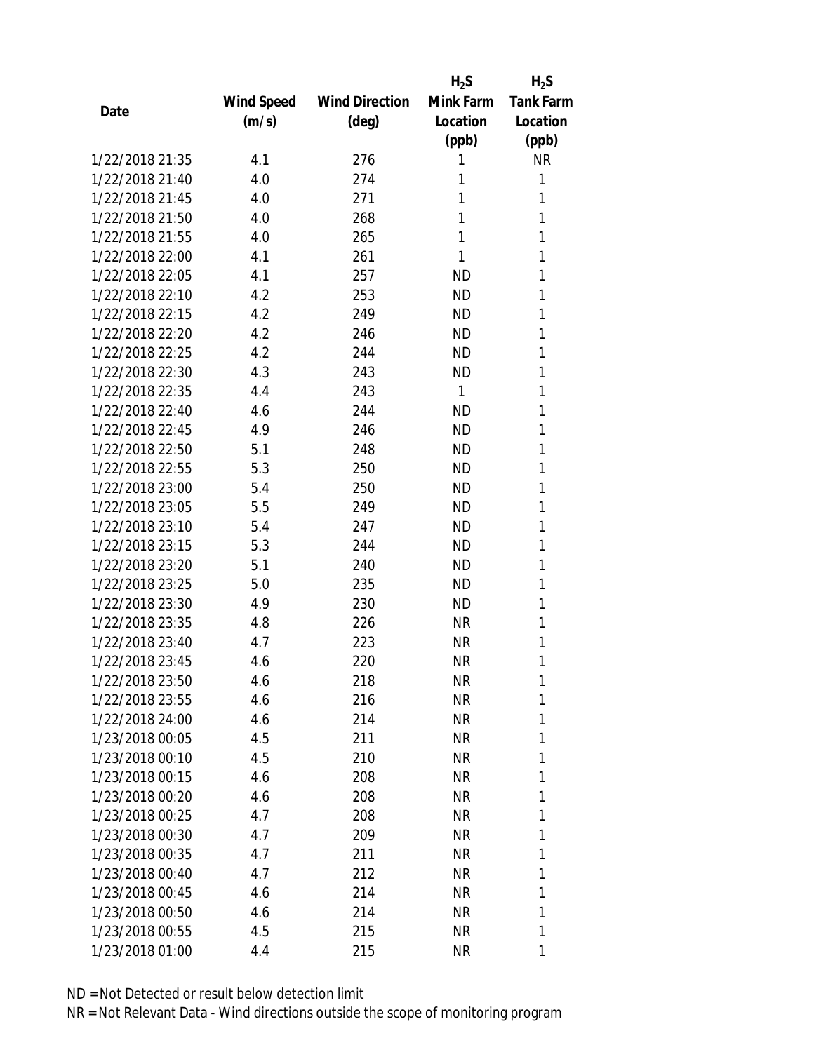| Date | Wind Speed (m/s) | Wind Direction (deg) | $H_2S$ Mink Farm Location (ppb) | $H_2S$ Tank Farm Location (ppb) |
|---|---|---|---|---|
| 1/22/2018 21:35 | 4.1 | 276 | 1 | NR |
| 1/22/2018 21:40 | 4.0 | 274 | 1 | 1 |
| 1/22/2018 21:45 | 4.0 | 271 | 1 | 1 |
| 1/22/2018 21:50 | 4.0 | 268 | 1 | 1 |
| 1/22/2018 21:55 | 4.0 | 265 | 1 | 1 |
| 1/22/2018 22:00 | 4.1 | 261 | 1 | 1 |
| 1/22/2018 22:05 | 4.1 | 257 | ND | 1 |
| 1/22/2018 22:10 | 4.2 | 253 | ND | 1 |
| 1/22/2018 22:15 | 4.2 | 249 | ND | 1 |
| 1/22/2018 22:20 | 4.2 | 246 | ND | 1 |
| 1/22/2018 22:25 | 4.2 | 244 | ND | 1 |
| 1/22/2018 22:30 | 4.3 | 243 | ND | 1 |
| 1/22/2018 22:35 | 4.4 | 243 | 1 | 1 |
| 1/22/2018 22:40 | 4.6 | 244 | ND | 1 |
| 1/22/2018 22:45 | 4.9 | 246 | ND | 1 |
| 1/22/2018 22:50 | 5.1 | 248 | ND | 1 |
| 1/22/2018 22:55 | 5.3 | 250 | ND | 1 |
| 1/22/2018 23:00 | 5.4 | 250 | ND | 1 |
| 1/22/2018 23:05 | 5.5 | 249 | ND | 1 |
| 1/22/2018 23:10 | 5.4 | 247 | ND | 1 |
| 1/22/2018 23:15 | 5.3 | 244 | ND | 1 |
| 1/22/2018 23:20 | 5.1 | 240 | ND | 1 |
| 1/22/2018 23:25 | 5.0 | 235 | ND | 1 |
| 1/22/2018 23:30 | 4.9 | 230 | ND | 1 |
| 1/22/2018 23:35 | 4.8 | 226 | NR | 1 |
| 1/22/2018 23:40 | 4.7 | 223 | NR | 1 |
| 1/22/2018 23:45 | 4.6 | 220 | NR | 1 |
| 1/22/2018 23:50 | 4.6 | 218 | NR | 1 |
| 1/22/2018 23:55 | 4.6 | 216 | NR | 1 |
| 1/22/2018 24:00 | 4.6 | 214 | NR | 1 |
| 1/23/2018 00:05 | 4.5 | 211 | NR | 1 |
| 1/23/2018 00:10 | 4.5 | 210 | NR | 1 |
| 1/23/2018 00:15 | 4.6 | 208 | NR | 1 |
| 1/23/2018 00:20 | 4.6 | 208 | NR | 1 |
| 1/23/2018 00:25 | 4.7 | 208 | NR | 1 |
| 1/23/2018 00:30 | 4.7 | 209 | NR | 1 |
| 1/23/2018 00:35 | 4.7 | 211 | NR | 1 |
| 1/23/2018 00:40 | 4.7 | 212 | NR | 1 |
| 1/23/2018 00:45 | 4.6 | 214 | NR | 1 |
| 1/23/2018 00:50 | 4.6 | 214 | NR | 1 |
| 1/23/2018 00:55 | 4.5 | 215 | NR | 1 |
| 1/23/2018 01:00 | 4.4 | 215 | NR | 1 |

ND = Not Detected or result below detection limit

NR = Not Relevant Data - Wind directions outside the scope of monitoring program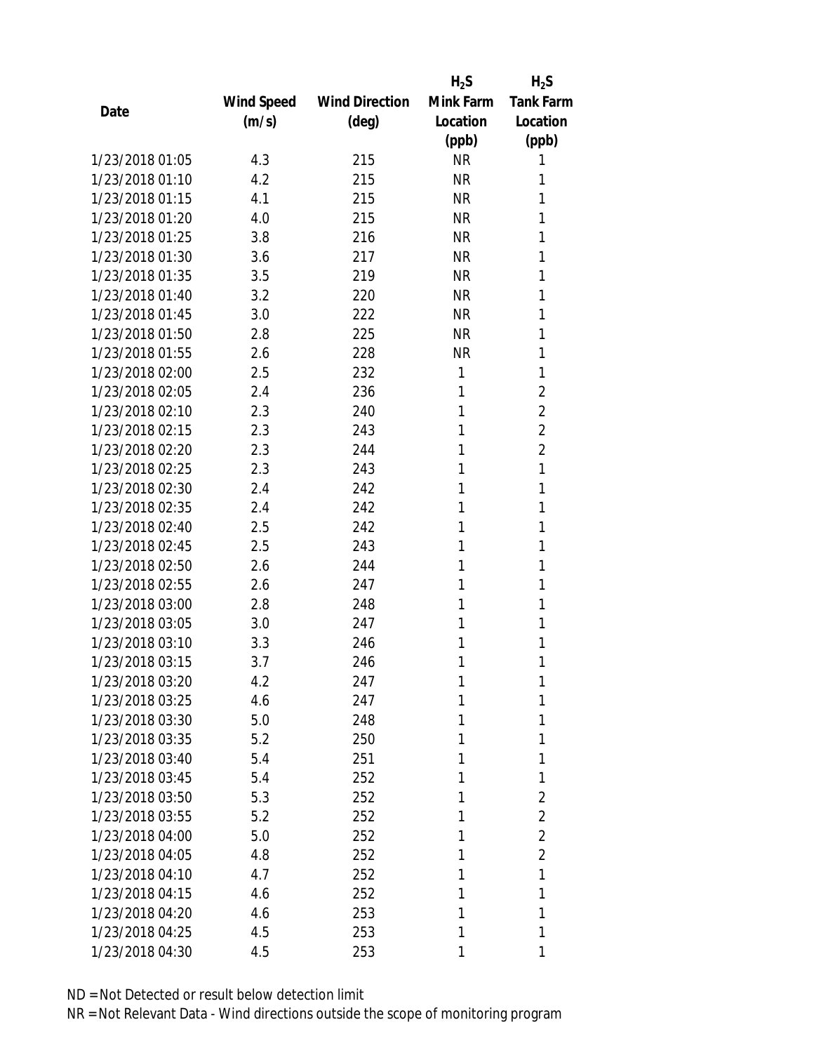| Date | Wind Speed (m/s) | Wind Direction (deg) | $H_2S$ Mink Farm Location (ppb) | $H_2S$ Tank Farm Location (ppb) |
|---|---|---|---|---|
| 1/23/2018 01:05 | 4.3 | 215 | NR | 1 |
| 1/23/2018 01:10 | 4.2 | 215 | NR | 1 |
| 1/23/2018 01:15 | 4.1 | 215 | NR | 1 |
| 1/23/2018 01:20 | 4.0 | 215 | NR | 1 |
| 1/23/2018 01:25 | 3.8 | 216 | NR | 1 |
| 1/23/2018 01:30 | 3.6 | 217 | NR | 1 |
| 1/23/2018 01:35 | 3.5 | 219 | NR | 1 |
| 1/23/2018 01:40 | 3.2 | 220 | NR | 1 |
| 1/23/2018 01:45 | 3.0 | 222 | NR | 1 |
| 1/23/2018 01:50 | 2.8 | 225 | NR | 1 |
| 1/23/2018 01:55 | 2.6 | 228 | NR | 1 |
| 1/23/2018 02:00 | 2.5 | 232 | 1 | 1 |
| 1/23/2018 02:05 | 2.4 | 236 | 1 | 2 |
| 1/23/2018 02:10 | 2.3 | 240 | 1 | 2 |
| 1/23/2018 02:15 | 2.3 | 243 | 1 | 2 |
| 1/23/2018 02:20 | 2.3 | 244 | 1 | 2 |
| 1/23/2018 02:25 | 2.3 | 243 | 1 | 1 |
| 1/23/2018 02:30 | 2.4 | 242 | 1 | 1 |
| 1/23/2018 02:35 | 2.4 | 242 | 1 | 1 |
| 1/23/2018 02:40 | 2.5 | 242 | 1 | 1 |
| 1/23/2018 02:45 | 2.5 | 243 | 1 | 1 |
| 1/23/2018 02:50 | 2.6 | 244 | 1 | 1 |
| 1/23/2018 02:55 | 2.6 | 247 | 1 | 1 |
| 1/23/2018 03:00 | 2.8 | 248 | 1 | 1 |
| 1/23/2018 03:05 | 3.0 | 247 | 1 | 1 |
| 1/23/2018 03:10 | 3.3 | 246 | 1 | 1 |
| 1/23/2018 03:15 | 3.7 | 246 | 1 | 1 |
| 1/23/2018 03:20 | 4.2 | 247 | 1 | 1 |
| 1/23/2018 03:25 | 4.6 | 247 | 1 | 1 |
| 1/23/2018 03:30 | 5.0 | 248 | 1 | 1 |
| 1/23/2018 03:35 | 5.2 | 250 | 1 | 1 |
| 1/23/2018 03:40 | 5.4 | 251 | 1 | 1 |
| 1/23/2018 03:45 | 5.4 | 252 | 1 | 1 |
| 1/23/2018 03:50 | 5.3 | 252 | 1 | 2 |
| 1/23/2018 03:55 | 5.2 | 252 | 1 | 2 |
| 1/23/2018 04:00 | 5.0 | 252 | 1 | 2 |
| 1/23/2018 04:05 | 4.8 | 252 | 1 | 2 |
| 1/23/2018 04:10 | 4.7 | 252 | 1 | 1 |
| 1/23/2018 04:15 | 4.6 | 252 | 1 | 1 |
| 1/23/2018 04:20 | 4.6 | 253 | 1 | 1 |
| 1/23/2018 04:25 | 4.5 | 253 | 1 | 1 |
| 1/23/2018 04:30 | 4.5 | 253 | 1 | 1 |

ND = Not Detected or result below detection limit

NR = Not Relevant Data - Wind directions outside the scope of monitoring program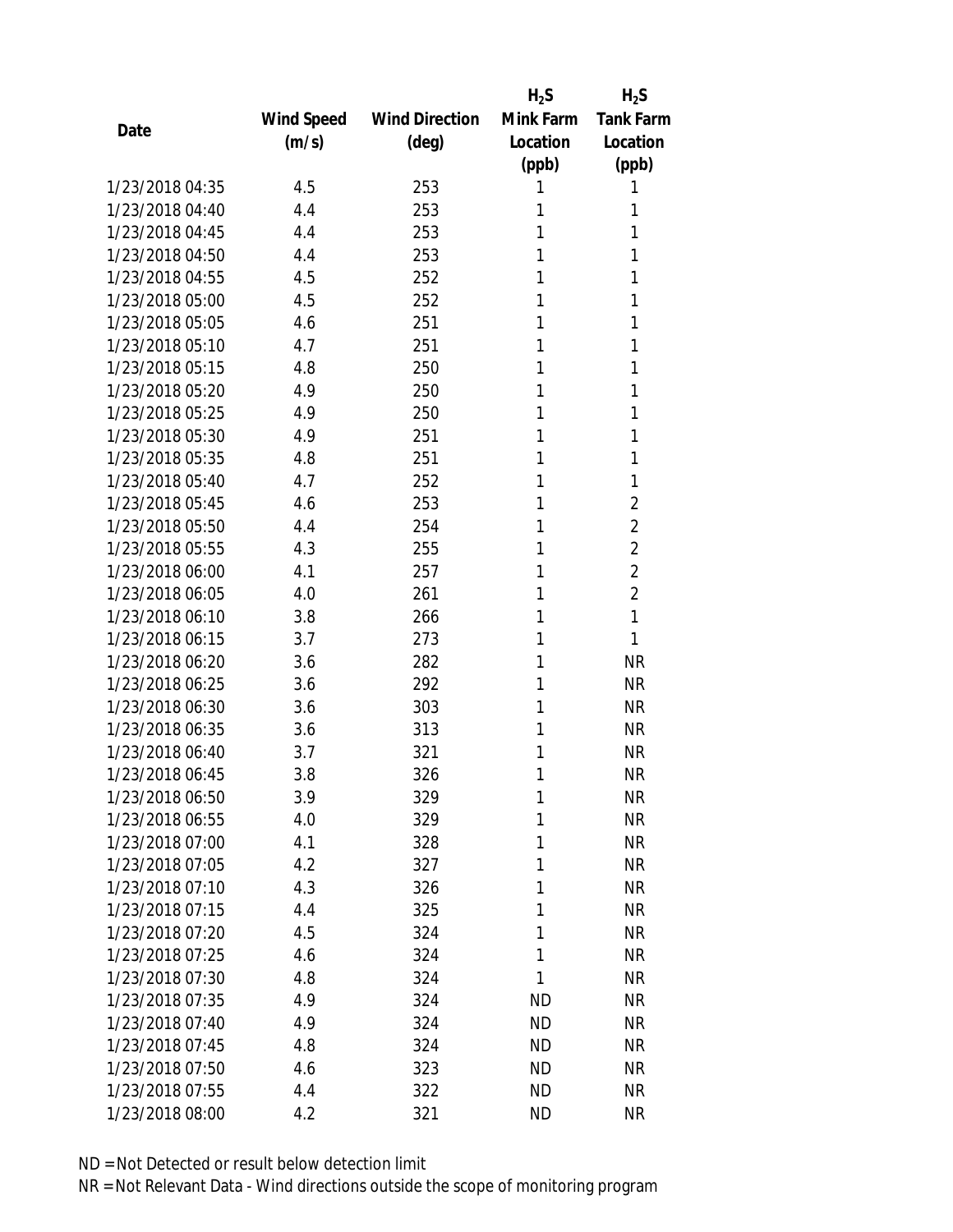| Date | Wind Speed (m/s) | Wind Direction (deg) | $H_2S$ Mink Farm Location (ppb) | $H_2S$ Tank Farm Location (ppb) |
|---|---|---|---|---|
| 1/23/2018 04:35 | 4.5 | 253 | 1 | 1 |
| 1/23/2018 04:40 | 4.4 | 253 | 1 | 1 |
| 1/23/2018 04:45 | 4.4 | 253 | 1 | 1 |
| 1/23/2018 04:50 | 4.4 | 253 | 1 | 1 |
| 1/23/2018 04:55 | 4.5 | 252 | 1 | 1 |
| 1/23/2018 05:00 | 4.5 | 252 | 1 | 1 |
| 1/23/2018 05:05 | 4.6 | 251 | 1 | 1 |
| 1/23/2018 05:10 | 4.7 | 251 | 1 | 1 |
| 1/23/2018 05:15 | 4.8 | 250 | 1 | 1 |
| 1/23/2018 05:20 | 4.9 | 250 | 1 | 1 |
| 1/23/2018 05:25 | 4.9 | 250 | 1 | 1 |
| 1/23/2018 05:30 | 4.9 | 251 | 1 | 1 |
| 1/23/2018 05:35 | 4.8 | 251 | 1 | 1 |
| 1/23/2018 05:40 | 4.7 | 252 | 1 | 1 |
| 1/23/2018 05:45 | 4.6 | 253 | 1 | 2 |
| 1/23/2018 05:50 | 4.4 | 254 | 1 | 2 |
| 1/23/2018 05:55 | 4.3 | 255 | 1 | 2 |
| 1/23/2018 06:00 | 4.1 | 257 | 1 | 2 |
| 1/23/2018 06:05 | 4.0 | 261 | 1 | 2 |
| 1/23/2018 06:10 | 3.8 | 266 | 1 | 1 |
| 1/23/2018 06:15 | 3.7 | 273 | 1 | 1 |
| 1/23/2018 06:20 | 3.6 | 282 | 1 | NR |
| 1/23/2018 06:25 | 3.6 | 292 | 1 | NR |
| 1/23/2018 06:30 | 3.6 | 303 | 1 | NR |
| 1/23/2018 06:35 | 3.6 | 313 | 1 | NR |
| 1/23/2018 06:40 | 3.7 | 321 | 1 | NR |
| 1/23/2018 06:45 | 3.8 | 326 | 1 | NR |
| 1/23/2018 06:50 | 3.9 | 329 | 1 | NR |
| 1/23/2018 06:55 | 4.0 | 329 | 1 | NR |
| 1/23/2018 07:00 | 4.1 | 328 | 1 | NR |
| 1/23/2018 07:05 | 4.2 | 327 | 1 | NR |
| 1/23/2018 07:10 | 4.3 | 326 | 1 | NR |
| 1/23/2018 07:15 | 4.4 | 325 | 1 | NR |
| 1/23/2018 07:20 | 4.5 | 324 | 1 | NR |
| 1/23/2018 07:25 | 4.6 | 324 | 1 | NR |
| 1/23/2018 07:30 | 4.8 | 324 | 1 | NR |
| 1/23/2018 07:35 | 4.9 | 324 | ND | NR |
| 1/23/2018 07:40 | 4.9 | 324 | ND | NR |
| 1/23/2018 07:45 | 4.8 | 324 | ND | NR |
| 1/23/2018 07:50 | 4.6 | 323 | ND | NR |
| 1/23/2018 07:55 | 4.4 | 322 | ND | NR |
| 1/23/2018 08:00 | 4.2 | 321 | ND | NR |

ND = Not Detected or result below detection limit

NR = Not Relevant Data - Wind directions outside the scope of monitoring program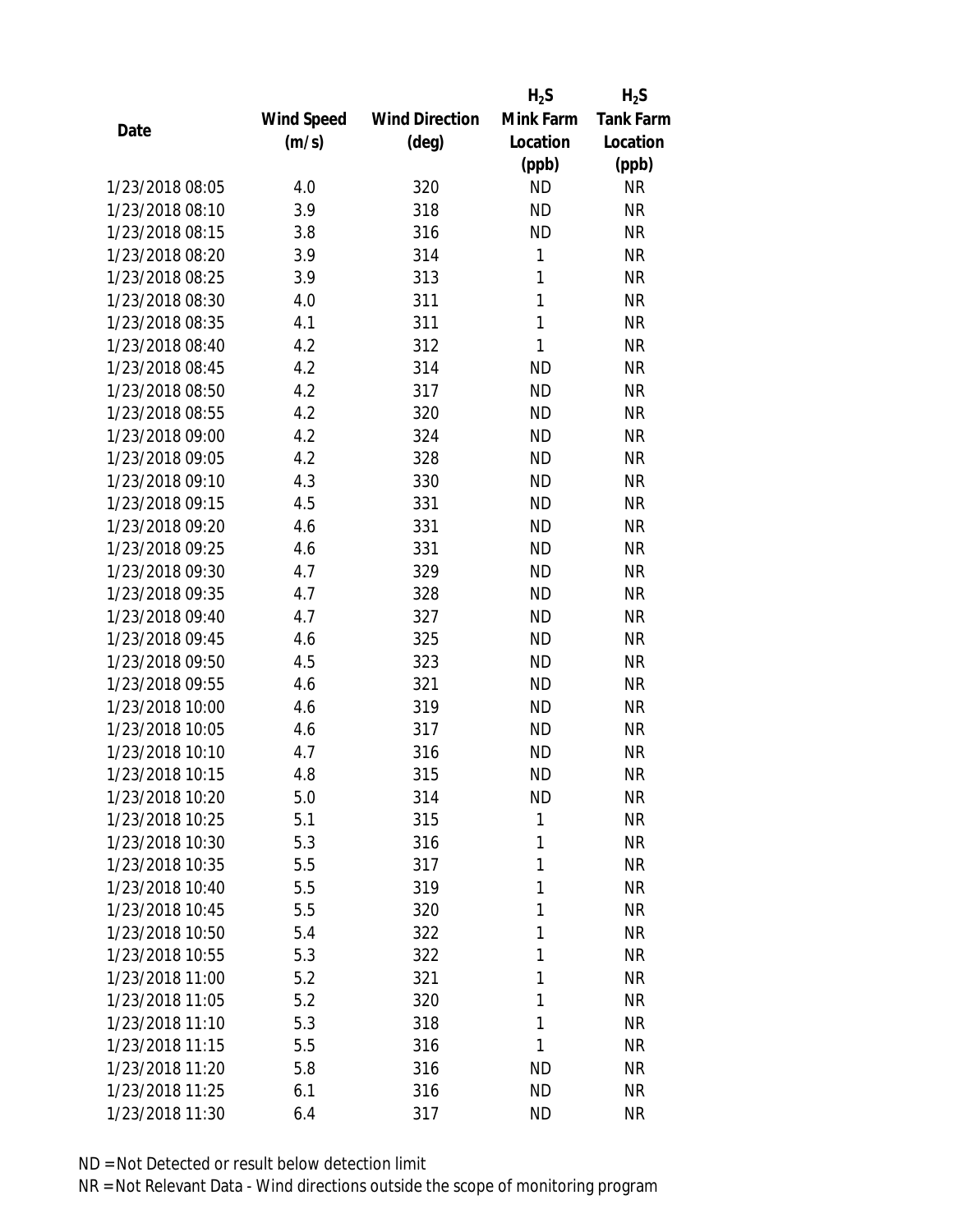| Date | Wind Speed (m/s) | Wind Direction (deg) | $H_2S$ Mink Farm Location (ppb) | $H_2S$ Tank Farm Location (ppb) |
|---|---|---|---|---|
| 1/23/2018 08:05 | 4.0 | 320 | ND | NR |
| 1/23/2018 08:10 | 3.9 | 318 | ND | NR |
| 1/23/2018 08:15 | 3.8 | 316 | ND | NR |
| 1/23/2018 08:20 | 3.9 | 314 | 1 | NR |
| 1/23/2018 08:25 | 3.9 | 313 | 1 | NR |
| 1/23/2018 08:30 | 4.0 | 311 | 1 | NR |
| 1/23/2018 08:35 | 4.1 | 311 | 1 | NR |
| 1/23/2018 08:40 | 4.2 | 312 | 1 | NR |
| 1/23/2018 08:45 | 4.2 | 314 | ND | NR |
| 1/23/2018 08:50 | 4.2 | 317 | ND | NR |
| 1/23/2018 08:55 | 4.2 | 320 | ND | NR |
| 1/23/2018 09:00 | 4.2 | 324 | ND | NR |
| 1/23/2018 09:05 | 4.2 | 328 | ND | NR |
| 1/23/2018 09:10 | 4.3 | 330 | ND | NR |
| 1/23/2018 09:15 | 4.5 | 331 | ND | NR |
| 1/23/2018 09:20 | 4.6 | 331 | ND | NR |
| 1/23/2018 09:25 | 4.6 | 331 | ND | NR |
| 1/23/2018 09:30 | 4.7 | 329 | ND | NR |
| 1/23/2018 09:35 | 4.7 | 328 | ND | NR |
| 1/23/2018 09:40 | 4.7 | 327 | ND | NR |
| 1/23/2018 09:45 | 4.6 | 325 | ND | NR |
| 1/23/2018 09:50 | 4.5 | 323 | ND | NR |
| 1/23/2018 09:55 | 4.6 | 321 | ND | NR |
| 1/23/2018 10:00 | 4.6 | 319 | ND | NR |
| 1/23/2018 10:05 | 4.6 | 317 | ND | NR |
| 1/23/2018 10:10 | 4.7 | 316 | ND | NR |
| 1/23/2018 10:15 | 4.8 | 315 | ND | NR |
| 1/23/2018 10:20 | 5.0 | 314 | ND | NR |
| 1/23/2018 10:25 | 5.1 | 315 | 1 | NR |
| 1/23/2018 10:30 | 5.3 | 316 | 1 | NR |
| 1/23/2018 10:35 | 5.5 | 317 | 1 | NR |
| 1/23/2018 10:40 | 5.5 | 319 | 1 | NR |
| 1/23/2018 10:45 | 5.5 | 320 | 1 | NR |
| 1/23/2018 10:50 | 5.4 | 322 | 1 | NR |
| 1/23/2018 10:55 | 5.3 | 322 | 1 | NR |
| 1/23/2018 11:00 | 5.2 | 321 | 1 | NR |
| 1/23/2018 11:05 | 5.2 | 320 | 1 | NR |
| 1/23/2018 11:10 | 5.3 | 318 | 1 | NR |
| 1/23/2018 11:15 | 5.5 | 316 | 1 | NR |
| 1/23/2018 11:20 | 5.8 | 316 | ND | NR |
| 1/23/2018 11:25 | 6.1 | 316 | ND | NR |
| 1/23/2018 11:30 | 6.4 | 317 | ND | NR |

ND = Not Detected or result below detection limit
NR = Not Relevant Data - Wind directions outside the scope of monitoring program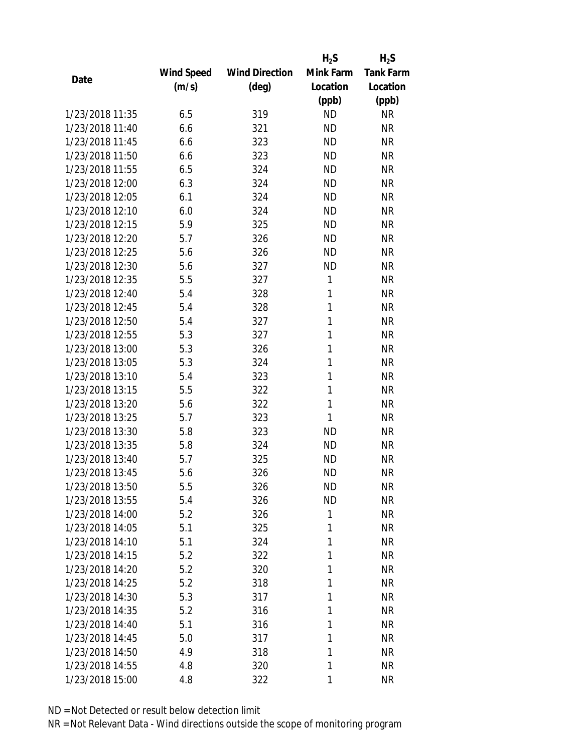| Date | Wind Speed (m/s) | Wind Direction (deg) | $H_2S$ Mink Farm Location (ppb) | $H_2S$ Tank Farm Location (ppb) |
|---|---|---|---|---|
| 1/23/2018 11:35 | 6.5 | 319 | ND | NR |
| 1/23/2018 11:40 | 6.6 | 321 | ND | NR |
| 1/23/2018 11:45 | 6.6 | 323 | ND | NR |
| 1/23/2018 11:50 | 6.6 | 323 | ND | NR |
| 1/23/2018 11:55 | 6.5 | 324 | ND | NR |
| 1/23/2018 12:00 | 6.3 | 324 | ND | NR |
| 1/23/2018 12:05 | 6.1 | 324 | ND | NR |
| 1/23/2018 12:10 | 6.0 | 324 | ND | NR |
| 1/23/2018 12:15 | 5.9 | 325 | ND | NR |
| 1/23/2018 12:20 | 5.7 | 326 | ND | NR |
| 1/23/2018 12:25 | 5.6 | 326 | ND | NR |
| 1/23/2018 12:30 | 5.6 | 327 | ND | NR |
| 1/23/2018 12:35 | 5.5 | 327 | 1 | NR |
| 1/23/2018 12:40 | 5.4 | 328 | 1 | NR |
| 1/23/2018 12:45 | 5.4 | 328 | 1 | NR |
| 1/23/2018 12:50 | 5.4 | 327 | 1 | NR |
| 1/23/2018 12:55 | 5.3 | 327 | 1 | NR |
| 1/23/2018 13:00 | 5.3 | 326 | 1 | NR |
| 1/23/2018 13:05 | 5.3 | 324 | 1 | NR |
| 1/23/2018 13:10 | 5.4 | 323 | 1 | NR |
| 1/23/2018 13:15 | 5.5 | 322 | 1 | NR |
| 1/23/2018 13:20 | 5.6 | 322 | 1 | NR |
| 1/23/2018 13:25 | 5.7 | 323 | 1 | NR |
| 1/23/2018 13:30 | 5.8 | 323 | ND | NR |
| 1/23/2018 13:35 | 5.8 | 324 | ND | NR |
| 1/23/2018 13:40 | 5.7 | 325 | ND | NR |
| 1/23/2018 13:45 | 5.6 | 326 | ND | NR |
| 1/23/2018 13:50 | 5.5 | 326 | ND | NR |
| 1/23/2018 13:55 | 5.4 | 326 | ND | NR |
| 1/23/2018 14:00 | 5.2 | 326 | 1 | NR |
| 1/23/2018 14:05 | 5.1 | 325 | 1 | NR |
| 1/23/2018 14:10 | 5.1 | 324 | 1 | NR |
| 1/23/2018 14:15 | 5.2 | 322 | 1 | NR |
| 1/23/2018 14:20 | 5.2 | 320 | 1 | NR |
| 1/23/2018 14:25 | 5.2 | 318 | 1 | NR |
| 1/23/2018 14:30 | 5.3 | 317 | 1 | NR |
| 1/23/2018 14:35 | 5.2 | 316 | 1 | NR |
| 1/23/2018 14:40 | 5.1 | 316 | 1 | NR |
| 1/23/2018 14:45 | 5.0 | 317 | 1 | NR |
| 1/23/2018 14:50 | 4.9 | 318 | 1 | NR |
| 1/23/2018 14:55 | 4.8 | 320 | 1 | NR |
| 1/23/2018 15:00 | 4.8 | 322 | 1 | NR |

ND = Not Detected or result below detection limit

NR = Not Relevant Data - Wind directions outside the scope of monitoring program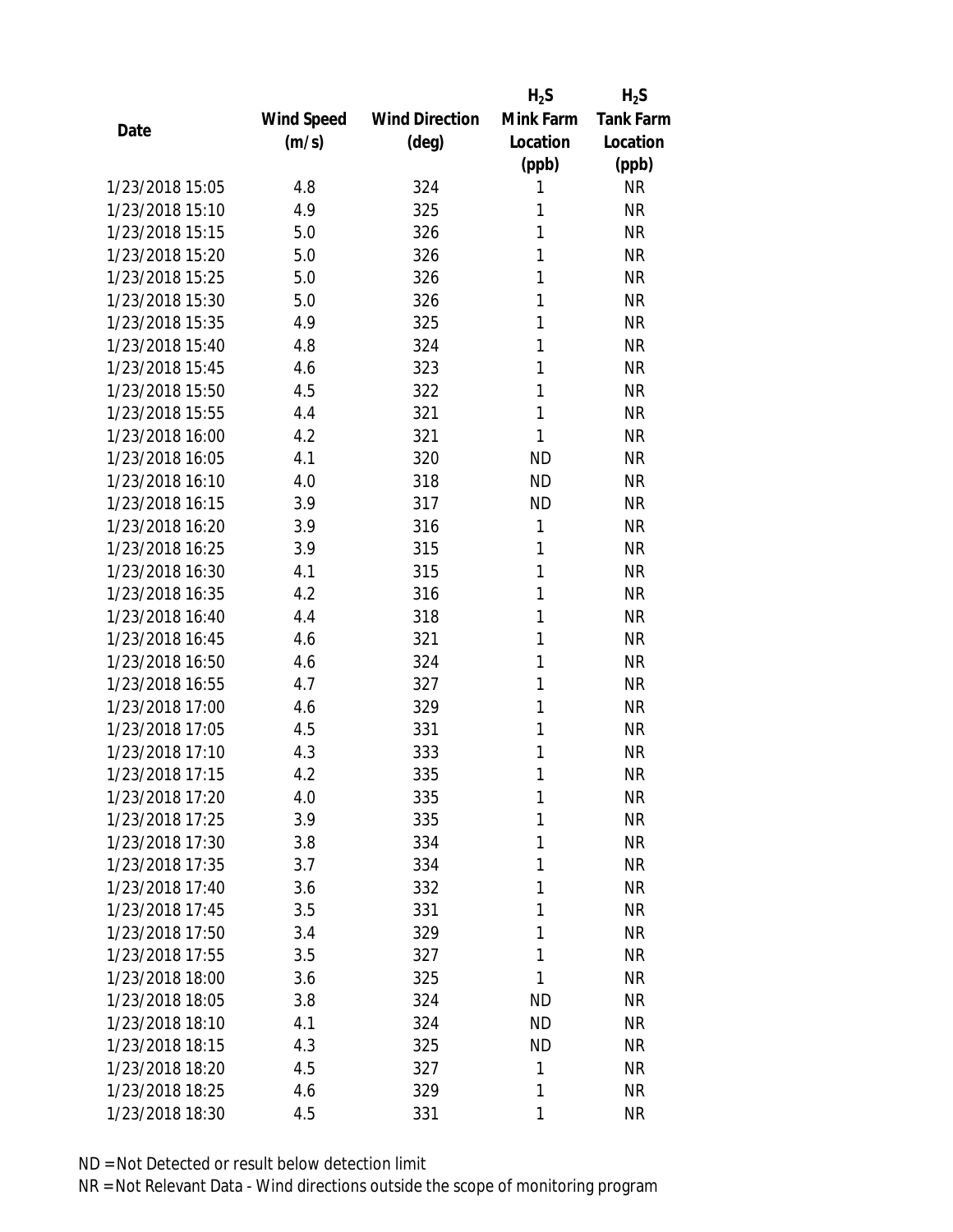| Date | Wind Speed (m/s) | Wind Direction (deg) | $H_2S$ Mink Farm Location (ppb) | $H_2S$ Tank Farm Location (ppb) |
|---|---|---|---|---|
| 1/23/2018 15:05 | 4.8 | 324 | 1 | NR |
| 1/23/2018 15:10 | 4.9 | 325 | 1 | NR |
| 1/23/2018 15:15 | 5.0 | 326 | 1 | NR |
| 1/23/2018 15:20 | 5.0 | 326 | 1 | NR |
| 1/23/2018 15:25 | 5.0 | 326 | 1 | NR |
| 1/23/2018 15:30 | 5.0 | 326 | 1 | NR |
| 1/23/2018 15:35 | 4.9 | 325 | 1 | NR |
| 1/23/2018 15:40 | 4.8 | 324 | 1 | NR |
| 1/23/2018 15:45 | 4.6 | 323 | 1 | NR |
| 1/23/2018 15:50 | 4.5 | 322 | 1 | NR |
| 1/23/2018 15:55 | 4.4 | 321 | 1 | NR |
| 1/23/2018 16:00 | 4.2 | 321 | 1 | NR |
| 1/23/2018 16:05 | 4.1 | 320 | ND | NR |
| 1/23/2018 16:10 | 4.0 | 318 | ND | NR |
| 1/23/2018 16:15 | 3.9 | 317 | ND | NR |
| 1/23/2018 16:20 | 3.9 | 316 | 1 | NR |
| 1/23/2018 16:25 | 3.9 | 315 | 1 | NR |
| 1/23/2018 16:30 | 4.1 | 315 | 1 | NR |
| 1/23/2018 16:35 | 4.2 | 316 | 1 | NR |
| 1/23/2018 16:40 | 4.4 | 318 | 1 | NR |
| 1/23/2018 16:45 | 4.6 | 321 | 1 | NR |
| 1/23/2018 16:50 | 4.6 | 324 | 1 | NR |
| 1/23/2018 16:55 | 4.7 | 327 | 1 | NR |
| 1/23/2018 17:00 | 4.6 | 329 | 1 | NR |
| 1/23/2018 17:05 | 4.5 | 331 | 1 | NR |
| 1/23/2018 17:10 | 4.3 | 333 | 1 | NR |
| 1/23/2018 17:15 | 4.2 | 335 | 1 | NR |
| 1/23/2018 17:20 | 4.0 | 335 | 1 | NR |
| 1/23/2018 17:25 | 3.9 | 335 | 1 | NR |
| 1/23/2018 17:30 | 3.8 | 334 | 1 | NR |
| 1/23/2018 17:35 | 3.7 | 334 | 1 | NR |
| 1/23/2018 17:40 | 3.6 | 332 | 1 | NR |
| 1/23/2018 17:45 | 3.5 | 331 | 1 | NR |
| 1/23/2018 17:50 | 3.4 | 329 | 1 | NR |
| 1/23/2018 17:55 | 3.5 | 327 | 1 | NR |
| 1/23/2018 18:00 | 3.6 | 325 | 1 | NR |
| 1/23/2018 18:05 | 3.8 | 324 | ND | NR |
| 1/23/2018 18:10 | 4.1 | 324 | ND | NR |
| 1/23/2018 18:15 | 4.3 | 325 | ND | NR |
| 1/23/2018 18:20 | 4.5 | 327 | 1 | NR |
| 1/23/2018 18:25 | 4.6 | 329 | 1 | NR |
| 1/23/2018 18:30 | 4.5 | 331 | 1 | NR |

ND = Not Detected or result below detection limit

NR = Not Relevant Data - Wind directions outside the scope of monitoring program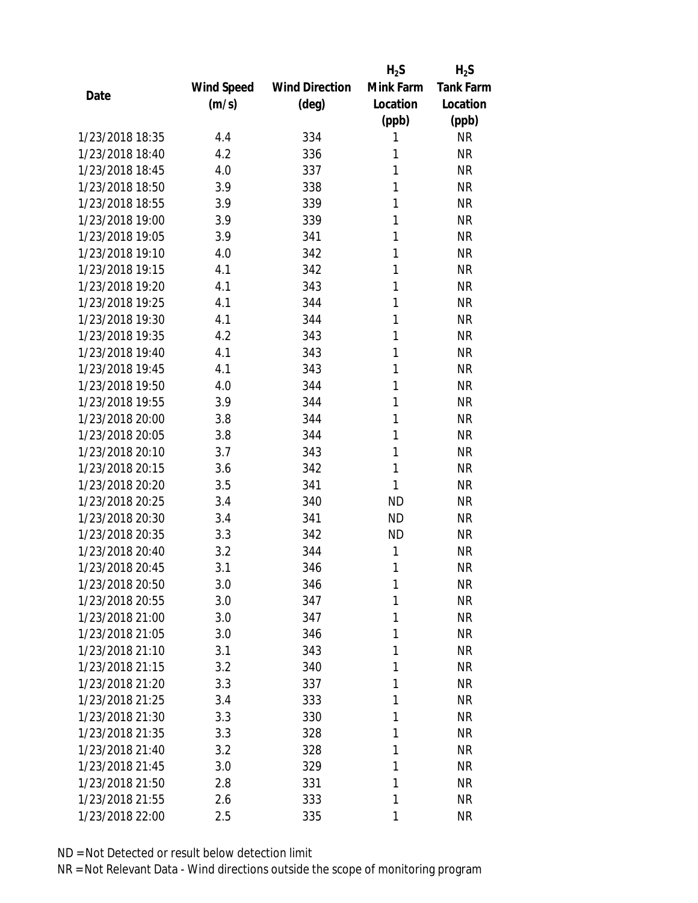| Date | Wind Speed (m/s) | Wind Direction (deg) | $H_2S$ Mink Farm Location (ppb) | $H_2S$ Tank Farm Location (ppb) |
|---|---|---|---|---|
| 1/23/2018 18:35 | 4.4 | 334 | 1 | NR |
| 1/23/2018 18:40 | 4.2 | 336 | 1 | NR |
| 1/23/2018 18:45 | 4.0 | 337 | 1 | NR |
| 1/23/2018 18:50 | 3.9 | 338 | 1 | NR |
| 1/23/2018 18:55 | 3.9 | 339 | 1 | NR |
| 1/23/2018 19:00 | 3.9 | 339 | 1 | NR |
| 1/23/2018 19:05 | 3.9 | 341 | 1 | NR |
| 1/23/2018 19:10 | 4.0 | 342 | 1 | NR |
| 1/23/2018 19:15 | 4.1 | 342 | 1 | NR |
| 1/23/2018 19:20 | 4.1 | 343 | 1 | NR |
| 1/23/2018 19:25 | 4.1 | 344 | 1 | NR |
| 1/23/2018 19:30 | 4.1 | 344 | 1 | NR |
| 1/23/2018 19:35 | 4.2 | 343 | 1 | NR |
| 1/23/2018 19:40 | 4.1 | 343 | 1 | NR |
| 1/23/2018 19:45 | 4.1 | 343 | 1 | NR |
| 1/23/2018 19:50 | 4.0 | 344 | 1 | NR |
| 1/23/2018 19:55 | 3.9 | 344 | 1 | NR |
| 1/23/2018 20:00 | 3.8 | 344 | 1 | NR |
| 1/23/2018 20:05 | 3.8 | 344 | 1 | NR |
| 1/23/2018 20:10 | 3.7 | 343 | 1 | NR |
| 1/23/2018 20:15 | 3.6 | 342 | 1 | NR |
| 1/23/2018 20:20 | 3.5 | 341 | 1 | NR |
| 1/23/2018 20:25 | 3.4 | 340 | ND | NR |
| 1/23/2018 20:30 | 3.4 | 341 | ND | NR |
| 1/23/2018 20:35 | 3.3 | 342 | ND | NR |
| 1/23/2018 20:40 | 3.2 | 344 | 1 | NR |
| 1/23/2018 20:45 | 3.1 | 346 | 1 | NR |
| 1/23/2018 20:50 | 3.0 | 346 | 1 | NR |
| 1/23/2018 20:55 | 3.0 | 347 | 1 | NR |
| 1/23/2018 21:00 | 3.0 | 347 | 1 | NR |
| 1/23/2018 21:05 | 3.0 | 346 | 1 | NR |
| 1/23/2018 21:10 | 3.1 | 343 | 1 | NR |
| 1/23/2018 21:15 | 3.2 | 340 | 1 | NR |
| 1/23/2018 21:20 | 3.3 | 337 | 1 | NR |
| 1/23/2018 21:25 | 3.4 | 333 | 1 | NR |
| 1/23/2018 21:30 | 3.3 | 330 | 1 | NR |
| 1/23/2018 21:35 | 3.3 | 328 | 1 | NR |
| 1/23/2018 21:40 | 3.2 | 328 | 1 | NR |
| 1/23/2018 21:45 | 3.0 | 329 | 1 | NR |
| 1/23/2018 21:50 | 2.8 | 331 | 1 | NR |
| 1/23/2018 21:55 | 2.6 | 333 | 1 | NR |
| 1/23/2018 22:00 | 2.5 | 335 | 1 | NR |

ND = Not Detected or result below detection limit

NR = Not Relevant Data - Wind directions outside the scope of monitoring program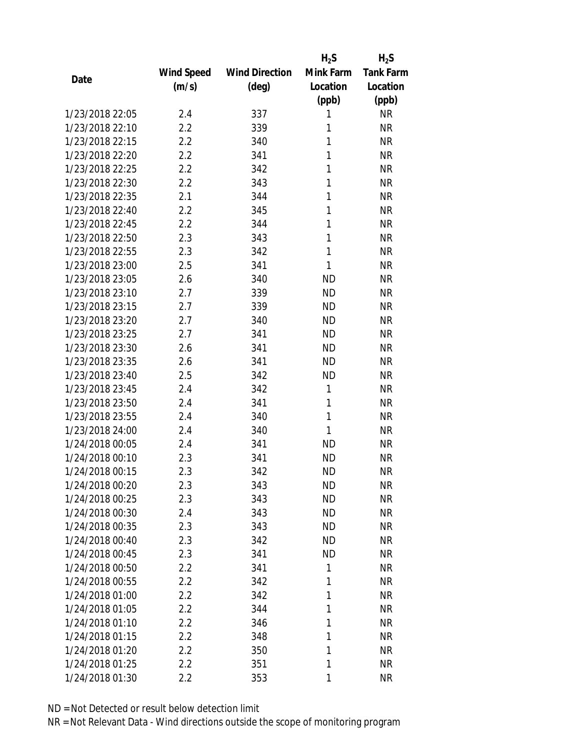| Date | Wind Speed (m/s) | Wind Direction (deg) | $H_2S$ Mink Farm Location (ppb) | $H_2S$ Tank Farm Location (ppb) |
|---|---|---|---|---|
| 1/23/2018 22:05 | 2.4 | 337 | 1 | NR |
| 1/23/2018 22:10 | 2.2 | 339 | 1 | NR |
| 1/23/2018 22:15 | 2.2 | 340 | 1 | NR |
| 1/23/2018 22:20 | 2.2 | 341 | 1 | NR |
| 1/23/2018 22:25 | 2.2 | 342 | 1 | NR |
| 1/23/2018 22:30 | 2.2 | 343 | 1 | NR |
| 1/23/2018 22:35 | 2.1 | 344 | 1 | NR |
| 1/23/2018 22:40 | 2.2 | 345 | 1 | NR |
| 1/23/2018 22:45 | 2.2 | 344 | 1 | NR |
| 1/23/2018 22:50 | 2.3 | 343 | 1 | NR |
| 1/23/2018 22:55 | 2.3 | 342 | 1 | NR |
| 1/23/2018 23:00 | 2.5 | 341 | 1 | NR |
| 1/23/2018 23:05 | 2.6 | 340 | ND | NR |
| 1/23/2018 23:10 | 2.7 | 339 | ND | NR |
| 1/23/2018 23:15 | 2.7 | 339 | ND | NR |
| 1/23/2018 23:20 | 2.7 | 340 | ND | NR |
| 1/23/2018 23:25 | 2.7 | 341 | ND | NR |
| 1/23/2018 23:30 | 2.6 | 341 | ND | NR |
| 1/23/2018 23:35 | 2.6 | 341 | ND | NR |
| 1/23/2018 23:40 | 2.5 | 342 | ND | NR |
| 1/23/2018 23:45 | 2.4 | 342 | 1 | NR |
| 1/23/2018 23:50 | 2.4 | 341 | 1 | NR |
| 1/23/2018 23:55 | 2.4 | 340 | 1 | NR |
| 1/23/2018 24:00 | 2.4 | 340 | 1 | NR |
| 1/24/2018 00:05 | 2.4 | 341 | ND | NR |
| 1/24/2018 00:10 | 2.3 | 341 | ND | NR |
| 1/24/2018 00:15 | 2.3 | 342 | ND | NR |
| 1/24/2018 00:20 | 2.3 | 343 | ND | NR |
| 1/24/2018 00:25 | 2.3 | 343 | ND | NR |
| 1/24/2018 00:30 | 2.4 | 343 | ND | NR |
| 1/24/2018 00:35 | 2.3 | 343 | ND | NR |
| 1/24/2018 00:40 | 2.3 | 342 | ND | NR |
| 1/24/2018 00:45 | 2.3 | 341 | ND | NR |
| 1/24/2018 00:50 | 2.2 | 341 | 1 | NR |
| 1/24/2018 00:55 | 2.2 | 342 | 1 | NR |
| 1/24/2018 01:00 | 2.2 | 342 | 1 | NR |
| 1/24/2018 01:05 | 2.2 | 344 | 1 | NR |
| 1/24/2018 01:10 | 2.2 | 346 | 1 | NR |
| 1/24/2018 01:15 | 2.2 | 348 | 1 | NR |
| 1/24/2018 01:20 | 2.2 | 350 | 1 | NR |
| 1/24/2018 01:25 | 2.2 | 351 | 1 | NR |
| 1/24/2018 01:30 | 2.2 | 353 | 1 | NR |

ND = Not Detected or result below detection limit

NR = Not Relevant Data - Wind directions outside the scope of monitoring program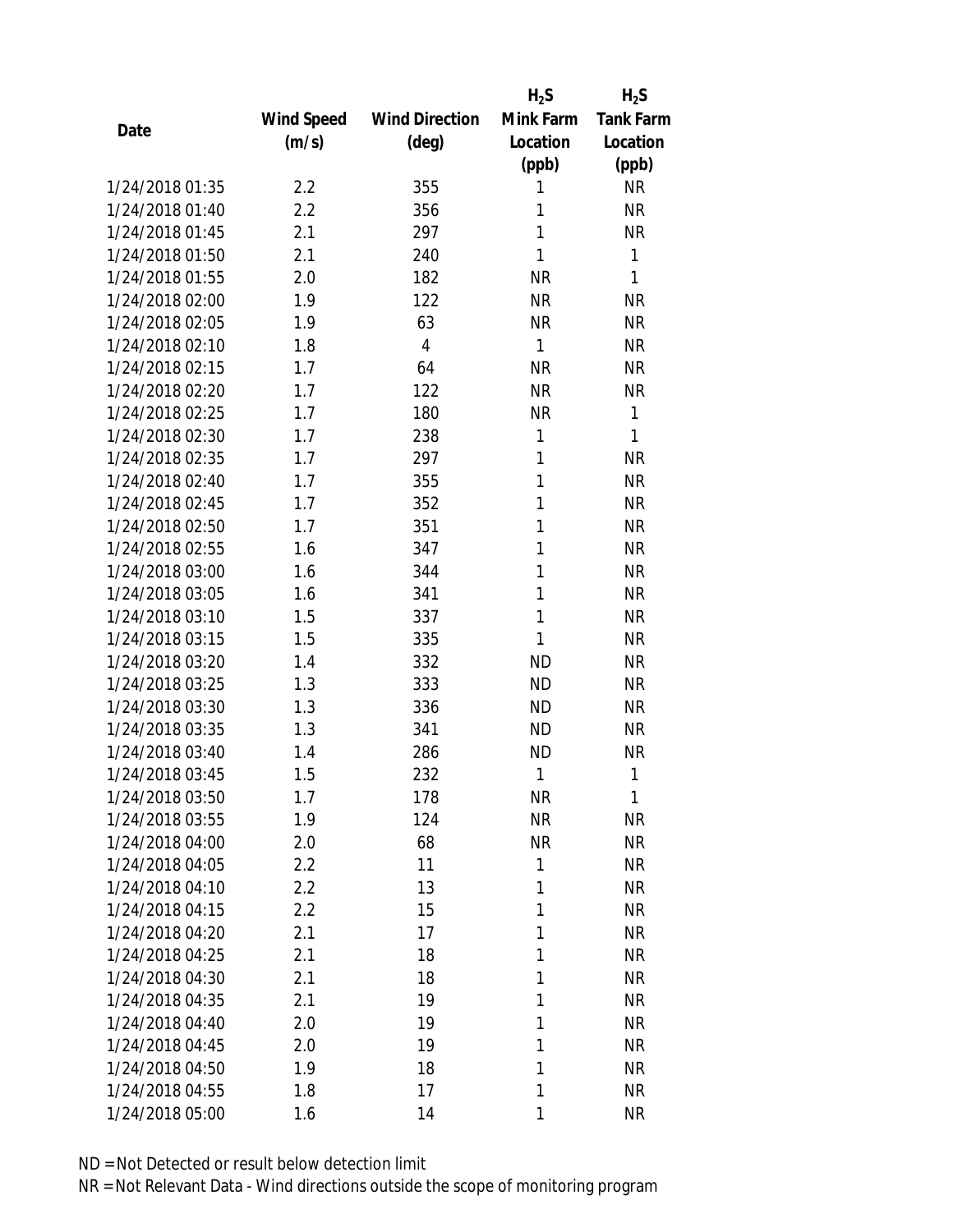| Date | Wind Speed (m/s) | Wind Direction (deg) | $H_2S$ Mink Farm Location (ppb) | $H_2S$ Tank Farm Location (ppb) |
|---|---|---|---|---|
| 1/24/2018 01:35 | 2.2 | 355 | 1 | NR |
| 1/24/2018 01:40 | 2.2 | 356 | 1 | NR |
| 1/24/2018 01:45 | 2.1 | 297 | 1 | NR |
| 1/24/2018 01:50 | 2.1 | 240 | 1 | 1 |
| 1/24/2018 01:55 | 2.0 | 182 | NR | 1 |
| 1/24/2018 02:00 | 1.9 | 122 | NR | NR |
| 1/24/2018 02:05 | 1.9 | 63 | NR | NR |
| 1/24/2018 02:10 | 1.8 | 4 | 1 | NR |
| 1/24/2018 02:15 | 1.7 | 64 | NR | NR |
| 1/24/2018 02:20 | 1.7 | 122 | NR | NR |
| 1/24/2018 02:25 | 1.7 | 180 | NR | 1 |
| 1/24/2018 02:30 | 1.7 | 238 | 1 | 1 |
| 1/24/2018 02:35 | 1.7 | 297 | 1 | NR |
| 1/24/2018 02:40 | 1.7 | 355 | 1 | NR |
| 1/24/2018 02:45 | 1.7 | 352 | 1 | NR |
| 1/24/2018 02:50 | 1.7 | 351 | 1 | NR |
| 1/24/2018 02:55 | 1.6 | 347 | 1 | NR |
| 1/24/2018 03:00 | 1.6 | 344 | 1 | NR |
| 1/24/2018 03:05 | 1.6 | 341 | 1 | NR |
| 1/24/2018 03:10 | 1.5 | 337 | 1 | NR |
| 1/24/2018 03:15 | 1.5 | 335 | 1 | NR |
| 1/24/2018 03:20 | 1.4 | 332 | ND | NR |
| 1/24/2018 03:25 | 1.3 | 333 | ND | NR |
| 1/24/2018 03:30 | 1.3 | 336 | ND | NR |
| 1/24/2018 03:35 | 1.3 | 341 | ND | NR |
| 1/24/2018 03:40 | 1.4 | 286 | ND | NR |
| 1/24/2018 03:45 | 1.5 | 232 | 1 | 1 |
| 1/24/2018 03:50 | 1.7 | 178 | NR | 1 |
| 1/24/2018 03:55 | 1.9 | 124 | NR | NR |
| 1/24/2018 04:00 | 2.0 | 68 | NR | NR |
| 1/24/2018 04:05 | 2.2 | 11 | 1 | NR |
| 1/24/2018 04:10 | 2.2 | 13 | 1 | NR |
| 1/24/2018 04:15 | 2.2 | 15 | 1 | NR |
| 1/24/2018 04:20 | 2.1 | 17 | 1 | NR |
| 1/24/2018 04:25 | 2.1 | 18 | 1 | NR |
| 1/24/2018 04:30 | 2.1 | 18 | 1 | NR |
| 1/24/2018 04:35 | 2.1 | 19 | 1 | NR |
| 1/24/2018 04:40 | 2.0 | 19 | 1 | NR |
| 1/24/2018 04:45 | 2.0 | 19 | 1 | NR |
| 1/24/2018 04:50 | 1.9 | 18 | 1 | NR |
| 1/24/2018 04:55 | 1.8 | 17 | 1 | NR |
| 1/24/2018 05:00 | 1.6 | 14 | 1 | NR |

ND = Not Detected or result below detection limit

NR = Not Relevant Data - Wind directions outside the scope of monitoring program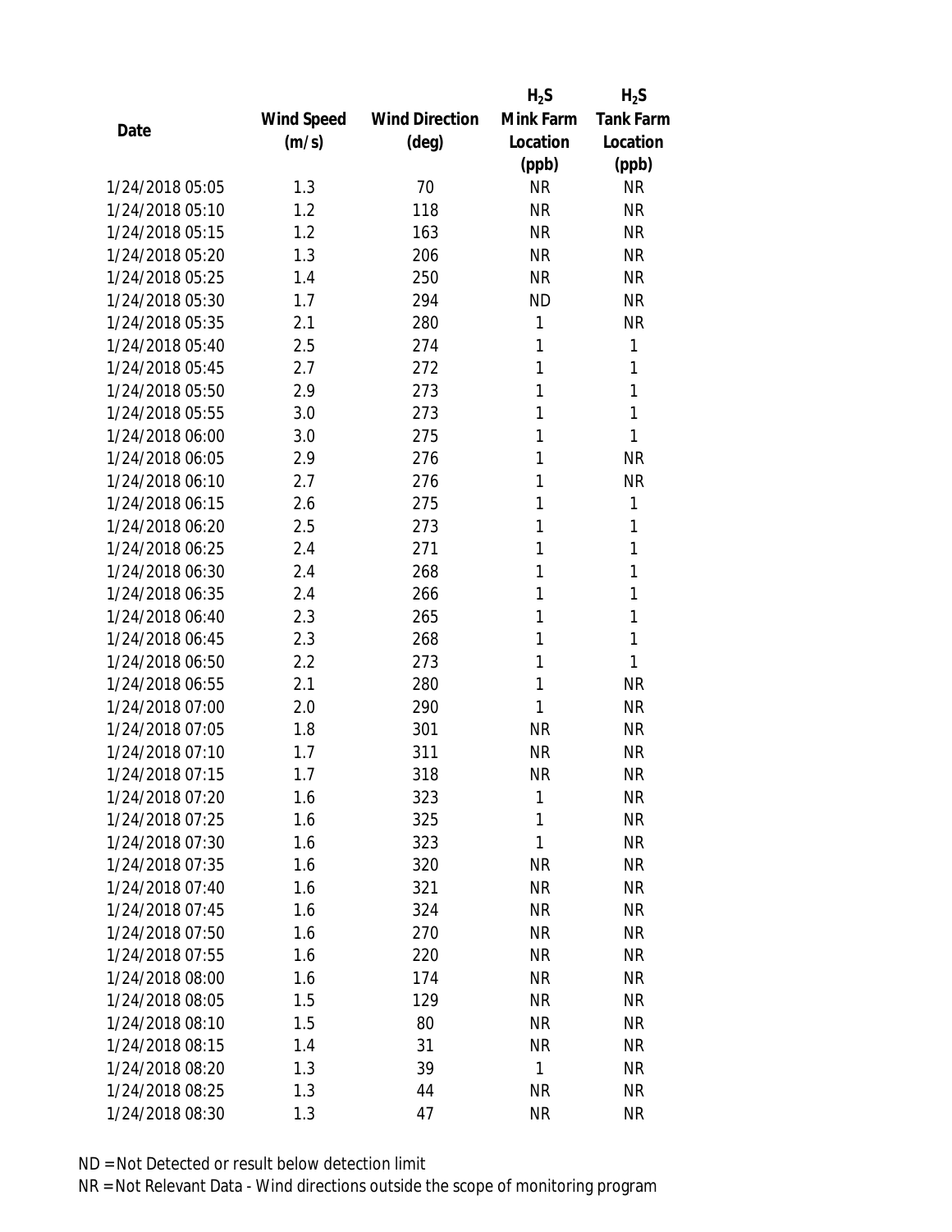| Date | Wind Speed (m/s) | Wind Direction (deg) | $H_2S$ Mink Farm Location (ppb) | $H_2S$ Tank Farm Location (ppb) |
|---|---|---|---|---|
| 1/24/2018 05:05 | 1.3 | 70 | NR | NR |
| 1/24/2018 05:10 | 1.2 | 118 | NR | NR |
| 1/24/2018 05:15 | 1.2 | 163 | NR | NR |
| 1/24/2018 05:20 | 1.3 | 206 | NR | NR |
| 1/24/2018 05:25 | 1.4 | 250 | NR | NR |
| 1/24/2018 05:30 | 1.7 | 294 | ND | NR |
| 1/24/2018 05:35 | 2.1 | 280 | 1 | NR |
| 1/24/2018 05:40 | 2.5 | 274 | 1 | 1 |
| 1/24/2018 05:45 | 2.7 | 272 | 1 | 1 |
| 1/24/2018 05:50 | 2.9 | 273 | 1 | 1 |
| 1/24/2018 05:55 | 3.0 | 273 | 1 | 1 |
| 1/24/2018 06:00 | 3.0 | 275 | 1 | 1 |
| 1/24/2018 06:05 | 2.9 | 276 | 1 | NR |
| 1/24/2018 06:10 | 2.7 | 276 | 1 | NR |
| 1/24/2018 06:15 | 2.6 | 275 | 1 | 1 |
| 1/24/2018 06:20 | 2.5 | 273 | 1 | 1 |
| 1/24/2018 06:25 | 2.4 | 271 | 1 | 1 |
| 1/24/2018 06:30 | 2.4 | 268 | 1 | 1 |
| 1/24/2018 06:35 | 2.4 | 266 | 1 | 1 |
| 1/24/2018 06:40 | 2.3 | 265 | 1 | 1 |
| 1/24/2018 06:45 | 2.3 | 268 | 1 | 1 |
| 1/24/2018 06:50 | 2.2 | 273 | 1 | 1 |
| 1/24/2018 06:55 | 2.1 | 280 | 1 | NR |
| 1/24/2018 07:00 | 2.0 | 290 | 1 | NR |
| 1/24/2018 07:05 | 1.8 | 301 | NR | NR |
| 1/24/2018 07:10 | 1.7 | 311 | NR | NR |
| 1/24/2018 07:15 | 1.7 | 318 | NR | NR |
| 1/24/2018 07:20 | 1.6 | 323 | 1 | NR |
| 1/24/2018 07:25 | 1.6 | 325 | 1 | NR |
| 1/24/2018 07:30 | 1.6 | 323 | 1 | NR |
| 1/24/2018 07:35 | 1.6 | 320 | NR | NR |
| 1/24/2018 07:40 | 1.6 | 321 | NR | NR |
| 1/24/2018 07:45 | 1.6 | 324 | NR | NR |
| 1/24/2018 07:50 | 1.6 | 270 | NR | NR |
| 1/24/2018 07:55 | 1.6 | 220 | NR | NR |
| 1/24/2018 08:00 | 1.6 | 174 | NR | NR |
| 1/24/2018 08:05 | 1.5 | 129 | NR | NR |
| 1/24/2018 08:10 | 1.5 | 80 | NR | NR |
| 1/24/2018 08:15 | 1.4 | 31 | NR | NR |
| 1/24/2018 08:20 | 1.3 | 39 | 1 | NR |
| 1/24/2018 08:25 | 1.3 | 44 | NR | NR |
| 1/24/2018 08:30 | 1.3 | 47 | NR | NR |

ND = Not Detected or result below detection limit

NR = Not Relevant Data - Wind directions outside the scope of monitoring program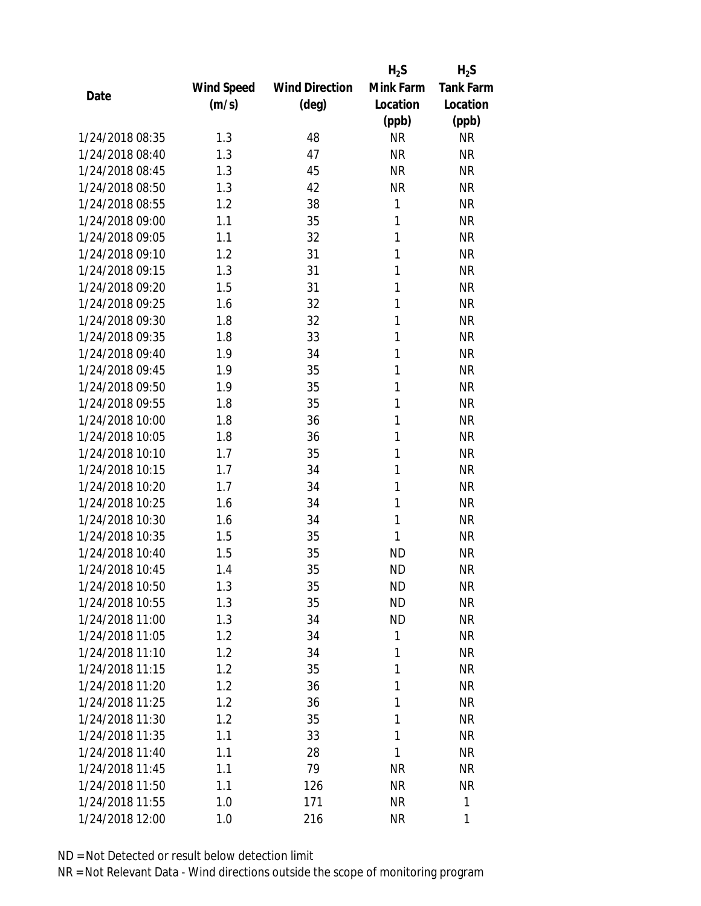| Date | Wind Speed (m/s) | Wind Direction (deg) | $H_2S$ Mink Farm Location (ppb) | $H_2S$ Tank Farm Location (ppb) |
|---|---|---|---|---|
| 1/24/2018 08:35 | 1.3 | 48 | NR | NR |
| 1/24/2018 08:40 | 1.3 | 47 | NR | NR |
| 1/24/2018 08:45 | 1.3 | 45 | NR | NR |
| 1/24/2018 08:50 | 1.3 | 42 | NR | NR |
| 1/24/2018 08:55 | 1.2 | 38 | 1 | NR |
| 1/24/2018 09:00 | 1.1 | 35 | 1 | NR |
| 1/24/2018 09:05 | 1.1 | 32 | 1 | NR |
| 1/24/2018 09:10 | 1.2 | 31 | 1 | NR |
| 1/24/2018 09:15 | 1.3 | 31 | 1 | NR |
| 1/24/2018 09:20 | 1.5 | 31 | 1 | NR |
| 1/24/2018 09:25 | 1.6 | 32 | 1 | NR |
| 1/24/2018 09:30 | 1.8 | 32 | 1 | NR |
| 1/24/2018 09:35 | 1.8 | 33 | 1 | NR |
| 1/24/2018 09:40 | 1.9 | 34 | 1 | NR |
| 1/24/2018 09:45 | 1.9 | 35 | 1 | NR |
| 1/24/2018 09:50 | 1.9 | 35 | 1 | NR |
| 1/24/2018 09:55 | 1.8 | 35 | 1 | NR |
| 1/24/2018 10:00 | 1.8 | 36 | 1 | NR |
| 1/24/2018 10:05 | 1.8 | 36 | 1 | NR |
| 1/24/2018 10:10 | 1.7 | 35 | 1 | NR |
| 1/24/2018 10:15 | 1.7 | 34 | 1 | NR |
| 1/24/2018 10:20 | 1.7 | 34 | 1 | NR |
| 1/24/2018 10:25 | 1.6 | 34 | 1 | NR |
| 1/24/2018 10:30 | 1.6 | 34 | 1 | NR |
| 1/24/2018 10:35 | 1.5 | 35 | 1 | NR |
| 1/24/2018 10:40 | 1.5 | 35 | ND | NR |
| 1/24/2018 10:45 | 1.4 | 35 | ND | NR |
| 1/24/2018 10:50 | 1.3 | 35 | ND | NR |
| 1/24/2018 10:55 | 1.3 | 35 | ND | NR |
| 1/24/2018 11:00 | 1.3 | 34 | ND | NR |
| 1/24/2018 11:05 | 1.2 | 34 | 1 | NR |
| 1/24/2018 11:10 | 1.2 | 34 | 1 | NR |
| 1/24/2018 11:15 | 1.2 | 35 | 1 | NR |
| 1/24/2018 11:20 | 1.2 | 36 | 1 | NR |
| 1/24/2018 11:25 | 1.2 | 36 | 1 | NR |
| 1/24/2018 11:30 | 1.2 | 35 | 1 | NR |
| 1/24/2018 11:35 | 1.1 | 33 | 1 | NR |
| 1/24/2018 11:40 | 1.1 | 28 | 1 | NR |
| 1/24/2018 11:45 | 1.1 | 79 | NR | NR |
| 1/24/2018 11:50 | 1.1 | 126 | NR | NR |
| 1/24/2018 11:55 | 1.0 | 171 | NR | 1 |
| 1/24/2018 12:00 | 1.0 | 216 | NR | 1 |

ND = Not Detected or result below detection limit

NR = Not Relevant Data - Wind directions outside the scope of monitoring program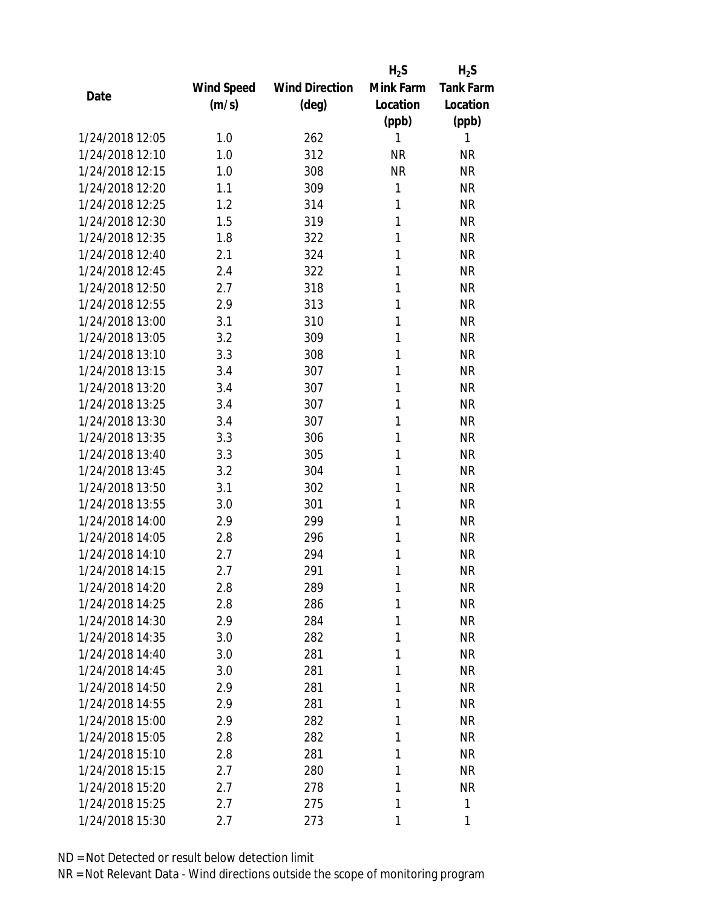| Date | Wind Speed (m/s) | Wind Direction (deg) | $H_2S$ Mink Farm Location (ppb) | $H_2S$ Tank Farm Location (ppb) |
|---|---|---|---|---|
| 1/24/2018 12:05 | 1.0 | 262 | 1 | 1 |
| 1/24/2018 12:10 | 1.0 | 312 | NR | NR |
| 1/24/2018 12:15 | 1.0 | 308 | NR | NR |
| 1/24/2018 12:20 | 1.1 | 309 | 1 | NR |
| 1/24/2018 12:25 | 1.2 | 314 | 1 | NR |
| 1/24/2018 12:30 | 1.5 | 319 | 1 | NR |
| 1/24/2018 12:35 | 1.8 | 322 | 1 | NR |
| 1/24/2018 12:40 | 2.1 | 324 | 1 | NR |
| 1/24/2018 12:45 | 2.4 | 322 | 1 | NR |
| 1/24/2018 12:50 | 2.7 | 318 | 1 | NR |
| 1/24/2018 12:55 | 2.9 | 313 | 1 | NR |
| 1/24/2018 13:00 | 3.1 | 310 | 1 | NR |
| 1/24/2018 13:05 | 3.2 | 309 | 1 | NR |
| 1/24/2018 13:10 | 3.3 | 308 | 1 | NR |
| 1/24/2018 13:15 | 3.4 | 307 | 1 | NR |
| 1/24/2018 13:20 | 3.4 | 307 | 1 | NR |
| 1/24/2018 13:25 | 3.4 | 307 | 1 | NR |
| 1/24/2018 13:30 | 3.4 | 307 | 1 | NR |
| 1/24/2018 13:35 | 3.3 | 306 | 1 | NR |
| 1/24/2018 13:40 | 3.3 | 305 | 1 | NR |
| 1/24/2018 13:45 | 3.2 | 304 | 1 | NR |
| 1/24/2018 13:50 | 3.1 | 302 | 1 | NR |
| 1/24/2018 13:55 | 3.0 | 301 | 1 | NR |
| 1/24/2018 14:00 | 2.9 | 299 | 1 | NR |
| 1/24/2018 14:05 | 2.8 | 296 | 1 | NR |
| 1/24/2018 14:10 | 2.7 | 294 | 1 | NR |
| 1/24/2018 14:15 | 2.7 | 291 | 1 | NR |
| 1/24/2018 14:20 | 2.8 | 289 | 1 | NR |
| 1/24/2018 14:25 | 2.8 | 286 | 1 | NR |
| 1/24/2018 14:30 | 2.9 | 284 | 1 | NR |
| 1/24/2018 14:35 | 3.0 | 282 | 1 | NR |
| 1/24/2018 14:40 | 3.0 | 281 | 1 | NR |
| 1/24/2018 14:45 | 3.0 | 281 | 1 | NR |
| 1/24/2018 14:50 | 2.9 | 281 | 1 | NR |
| 1/24/2018 14:55 | 2.9 | 281 | 1 | NR |
| 1/24/2018 15:00 | 2.9 | 282 | 1 | NR |
| 1/24/2018 15:05 | 2.8 | 282 | 1 | NR |
| 1/24/2018 15:10 | 2.8 | 281 | 1 | NR |
| 1/24/2018 15:15 | 2.7 | 280 | 1 | NR |
| 1/24/2018 15:20 | 2.7 | 278 | 1 | NR |
| 1/24/2018 15:25 | 2.7 | 275 | 1 | 1 |
| 1/24/2018 15:30 | 2.7 | 273 | 1 | 1 |

ND = Not Detected or result below detection limit

NR = Not Relevant Data - Wind directions outside the scope of monitoring program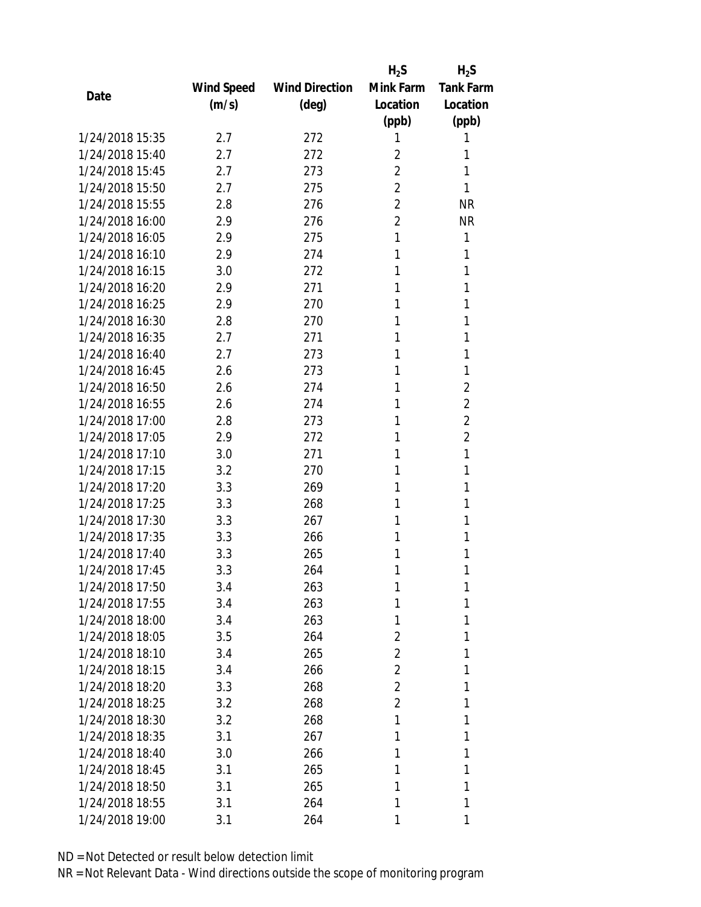| Date | Wind Speed (m/s) | Wind Direction (deg) | $H_2S$ Mink Farm Location (ppb) | $H_2S$ Tank Farm Location (ppb) |
|---|---|---|---|---|
| 1/24/2018 15:35 | 2.7 | 272 | 1 | 1 |
| 1/24/2018 15:40 | 2.7 | 272 | 2 | 1 |
| 1/24/2018 15:45 | 2.7 | 273 | 2 | 1 |
| 1/24/2018 15:50 | 2.7 | 275 | 2 | 1 |
| 1/24/2018 15:55 | 2.8 | 276 | 2 | NR |
| 1/24/2018 16:00 | 2.9 | 276 | 2 | NR |
| 1/24/2018 16:05 | 2.9 | 275 | 1 | 1 |
| 1/24/2018 16:10 | 2.9 | 274 | 1 | 1 |
| 1/24/2018 16:15 | 3.0 | 272 | 1 | 1 |
| 1/24/2018 16:20 | 2.9 | 271 | 1 | 1 |
| 1/24/2018 16:25 | 2.9 | 270 | 1 | 1 |
| 1/24/2018 16:30 | 2.8 | 270 | 1 | 1 |
| 1/24/2018 16:35 | 2.7 | 271 | 1 | 1 |
| 1/24/2018 16:40 | 2.7 | 273 | 1 | 1 |
| 1/24/2018 16:45 | 2.6 | 273 | 1 | 1 |
| 1/24/2018 16:50 | 2.6 | 274 | 1 | 2 |
| 1/24/2018 16:55 | 2.6 | 274 | 1 | 2 |
| 1/24/2018 17:00 | 2.8 | 273 | 1 | 2 |
| 1/24/2018 17:05 | 2.9 | 272 | 1 | 2 |
| 1/24/2018 17:10 | 3.0 | 271 | 1 | 1 |
| 1/24/2018 17:15 | 3.2 | 270 | 1 | 1 |
| 1/24/2018 17:20 | 3.3 | 269 | 1 | 1 |
| 1/24/2018 17:25 | 3.3 | 268 | 1 | 1 |
| 1/24/2018 17:30 | 3.3 | 267 | 1 | 1 |
| 1/24/2018 17:35 | 3.3 | 266 | 1 | 1 |
| 1/24/2018 17:40 | 3.3 | 265 | 1 | 1 |
| 1/24/2018 17:45 | 3.3 | 264 | 1 | 1 |
| 1/24/2018 17:50 | 3.4 | 263 | 1 | 1 |
| 1/24/2018 17:55 | 3.4 | 263 | 1 | 1 |
| 1/24/2018 18:00 | 3.4 | 263 | 1 | 1 |
| 1/24/2018 18:05 | 3.5 | 264 | 2 | 1 |
| 1/24/2018 18:10 | 3.4 | 265 | 2 | 1 |
| 1/24/2018 18:15 | 3.4 | 266 | 2 | 1 |
| 1/24/2018 18:20 | 3.3 | 268 | 2 | 1 |
| 1/24/2018 18:25 | 3.2 | 268 | 2 | 1 |
| 1/24/2018 18:30 | 3.2 | 268 | 1 | 1 |
| 1/24/2018 18:35 | 3.1 | 267 | 1 | 1 |
| 1/24/2018 18:40 | 3.0 | 266 | 1 | 1 |
| 1/24/2018 18:45 | 3.1 | 265 | 1 | 1 |
| 1/24/2018 18:50 | 3.1 | 265 | 1 | 1 |
| 1/24/2018 18:55 | 3.1 | 264 | 1 | 1 |
| 1/24/2018 19:00 | 3.1 | 264 | 1 | 1 |

ND = Not Detected or result below detection limit

NR = Not Relevant Data - Wind directions outside the scope of monitoring program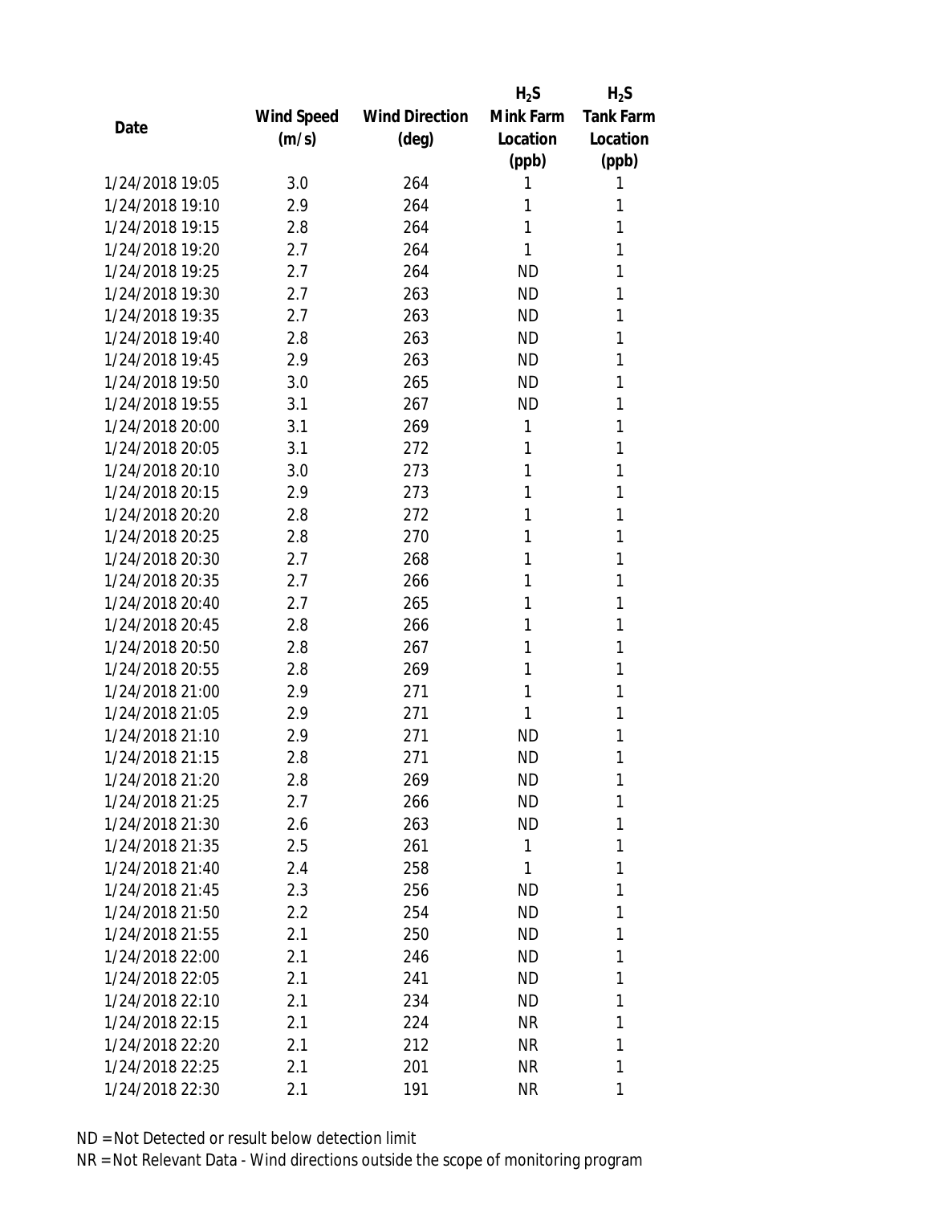| Date | Wind Speed (m/s) | Wind Direction (deg) | $H_2S$ Mink Farm Location (ppb) | $H_2S$ Tank Farm Location (ppb) |
|---|---|---|---|---|
| 1/24/2018 19:05 | 3.0 | 264 | 1 | 1 |
| 1/24/2018 19:10 | 2.9 | 264 | 1 | 1 |
| 1/24/2018 19:15 | 2.8 | 264 | 1 | 1 |
| 1/24/2018 19:20 | 2.7 | 264 | 1 | 1 |
| 1/24/2018 19:25 | 2.7 | 264 | ND | 1 |
| 1/24/2018 19:30 | 2.7 | 263 | ND | 1 |
| 1/24/2018 19:35 | 2.7 | 263 | ND | 1 |
| 1/24/2018 19:40 | 2.8 | 263 | ND | 1 |
| 1/24/2018 19:45 | 2.9 | 263 | ND | 1 |
| 1/24/2018 19:50 | 3.0 | 265 | ND | 1 |
| 1/24/2018 19:55 | 3.1 | 267 | ND | 1 |
| 1/24/2018 20:00 | 3.1 | 269 | 1 | 1 |
| 1/24/2018 20:05 | 3.1 | 272 | 1 | 1 |
| 1/24/2018 20:10 | 3.0 | 273 | 1 | 1 |
| 1/24/2018 20:15 | 2.9 | 273 | 1 | 1 |
| 1/24/2018 20:20 | 2.8 | 272 | 1 | 1 |
| 1/24/2018 20:25 | 2.8 | 270 | 1 | 1 |
| 1/24/2018 20:30 | 2.7 | 268 | 1 | 1 |
| 1/24/2018 20:35 | 2.7 | 266 | 1 | 1 |
| 1/24/2018 20:40 | 2.7 | 265 | 1 | 1 |
| 1/24/2018 20:45 | 2.8 | 266 | 1 | 1 |
| 1/24/2018 20:50 | 2.8 | 267 | 1 | 1 |
| 1/24/2018 20:55 | 2.8 | 269 | 1 | 1 |
| 1/24/2018 21:00 | 2.9 | 271 | 1 | 1 |
| 1/24/2018 21:05 | 2.9 | 271 | 1 | 1 |
| 1/24/2018 21:10 | 2.9 | 271 | ND | 1 |
| 1/24/2018 21:15 | 2.8 | 271 | ND | 1 |
| 1/24/2018 21:20 | 2.8 | 269 | ND | 1 |
| 1/24/2018 21:25 | 2.7 | 266 | ND | 1 |
| 1/24/2018 21:30 | 2.6 | 263 | ND | 1 |
| 1/24/2018 21:35 | 2.5 | 261 | 1 | 1 |
| 1/24/2018 21:40 | 2.4 | 258 | 1 | 1 |
| 1/24/2018 21:45 | 2.3 | 256 | ND | 1 |
| 1/24/2018 21:50 | 2.2 | 254 | ND | 1 |
| 1/24/2018 21:55 | 2.1 | 250 | ND | 1 |
| 1/24/2018 22:00 | 2.1 | 246 | ND | 1 |
| 1/24/2018 22:05 | 2.1 | 241 | ND | 1 |
| 1/24/2018 22:10 | 2.1 | 234 | ND | 1 |
| 1/24/2018 22:15 | 2.1 | 224 | NR | 1 |
| 1/24/2018 22:20 | 2.1 | 212 | NR | 1 |
| 1/24/2018 22:25 | 2.1 | 201 | NR | 1 |
| 1/24/2018 22:30 | 2.1 | 191 | NR | 1 |

ND = Not Detected or result below detection limit

NR = Not Relevant Data - Wind directions outside the scope of monitoring program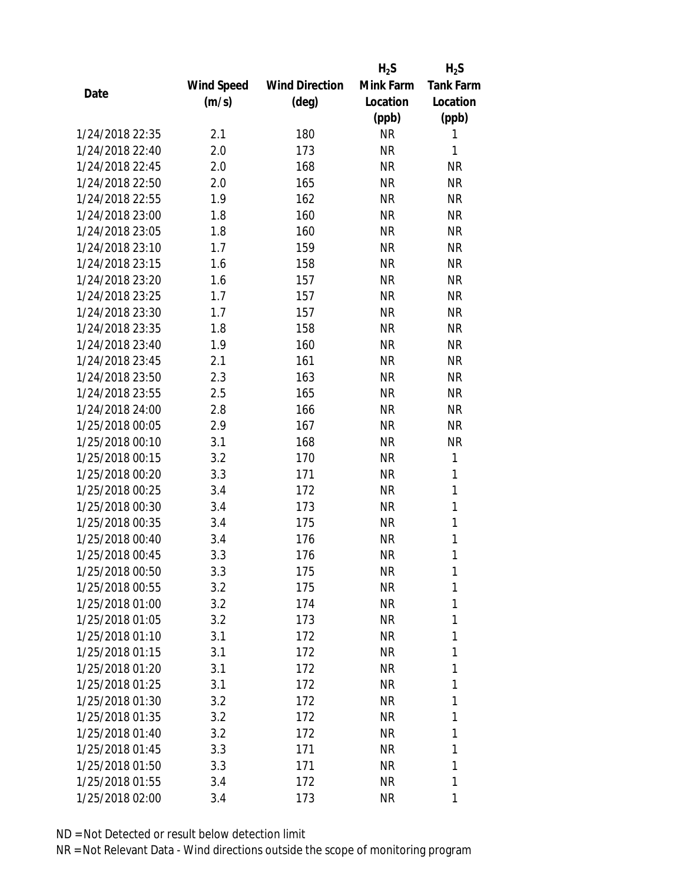| Date | Wind Speed (m/s) | Wind Direction (deg) | $H_2S$ Mink Farm Location (ppb) | $H_2S$ Tank Farm Location (ppb) |
|---|---|---|---|---|
| 1/24/2018 22:35 | 2.1 | 180 | NR | 1 |
| 1/24/2018 22:40 | 2.0 | 173 | NR | 1 |
| 1/24/2018 22:45 | 2.0 | 168 | NR | NR |
| 1/24/2018 22:50 | 2.0 | 165 | NR | NR |
| 1/24/2018 22:55 | 1.9 | 162 | NR | NR |
| 1/24/2018 23:00 | 1.8 | 160 | NR | NR |
| 1/24/2018 23:05 | 1.8 | 160 | NR | NR |
| 1/24/2018 23:10 | 1.7 | 159 | NR | NR |
| 1/24/2018 23:15 | 1.6 | 158 | NR | NR |
| 1/24/2018 23:20 | 1.6 | 157 | NR | NR |
| 1/24/2018 23:25 | 1.7 | 157 | NR | NR |
| 1/24/2018 23:30 | 1.7 | 157 | NR | NR |
| 1/24/2018 23:35 | 1.8 | 158 | NR | NR |
| 1/24/2018 23:40 | 1.9 | 160 | NR | NR |
| 1/24/2018 23:45 | 2.1 | 161 | NR | NR |
| 1/24/2018 23:50 | 2.3 | 163 | NR | NR |
| 1/24/2018 23:55 | 2.5 | 165 | NR | NR |
| 1/24/2018 24:00 | 2.8 | 166 | NR | NR |
| 1/25/2018 00:05 | 2.9 | 167 | NR | NR |
| 1/25/2018 00:10 | 3.1 | 168 | NR | NR |
| 1/25/2018 00:15 | 3.2 | 170 | NR | 1 |
| 1/25/2018 00:20 | 3.3 | 171 | NR | 1 |
| 1/25/2018 00:25 | 3.4 | 172 | NR | 1 |
| 1/25/2018 00:30 | 3.4 | 173 | NR | 1 |
| 1/25/2018 00:35 | 3.4 | 175 | NR | 1 |
| 1/25/2018 00:40 | 3.4 | 176 | NR | 1 |
| 1/25/2018 00:45 | 3.3 | 176 | NR | 1 |
| 1/25/2018 00:50 | 3.3 | 175 | NR | 1 |
| 1/25/2018 00:55 | 3.2 | 175 | NR | 1 |
| 1/25/2018 01:00 | 3.2 | 174 | NR | 1 |
| 1/25/2018 01:05 | 3.2 | 173 | NR | 1 |
| 1/25/2018 01:10 | 3.1 | 172 | NR | 1 |
| 1/25/2018 01:15 | 3.1 | 172 | NR | 1 |
| 1/25/2018 01:20 | 3.1 | 172 | NR | 1 |
| 1/25/2018 01:25 | 3.1 | 172 | NR | 1 |
| 1/25/2018 01:30 | 3.2 | 172 | NR | 1 |
| 1/25/2018 01:35 | 3.2 | 172 | NR | 1 |
| 1/25/2018 01:40 | 3.2 | 172 | NR | 1 |
| 1/25/2018 01:45 | 3.3 | 171 | NR | 1 |
| 1/25/2018 01:50 | 3.3 | 171 | NR | 1 |
| 1/25/2018 01:55 | 3.4 | 172 | NR | 1 |
| 1/25/2018 02:00 | 3.4 | 173 | NR | 1 |

ND = Not Detected or result below detection limit

NR = Not Relevant Data - Wind directions outside the scope of monitoring program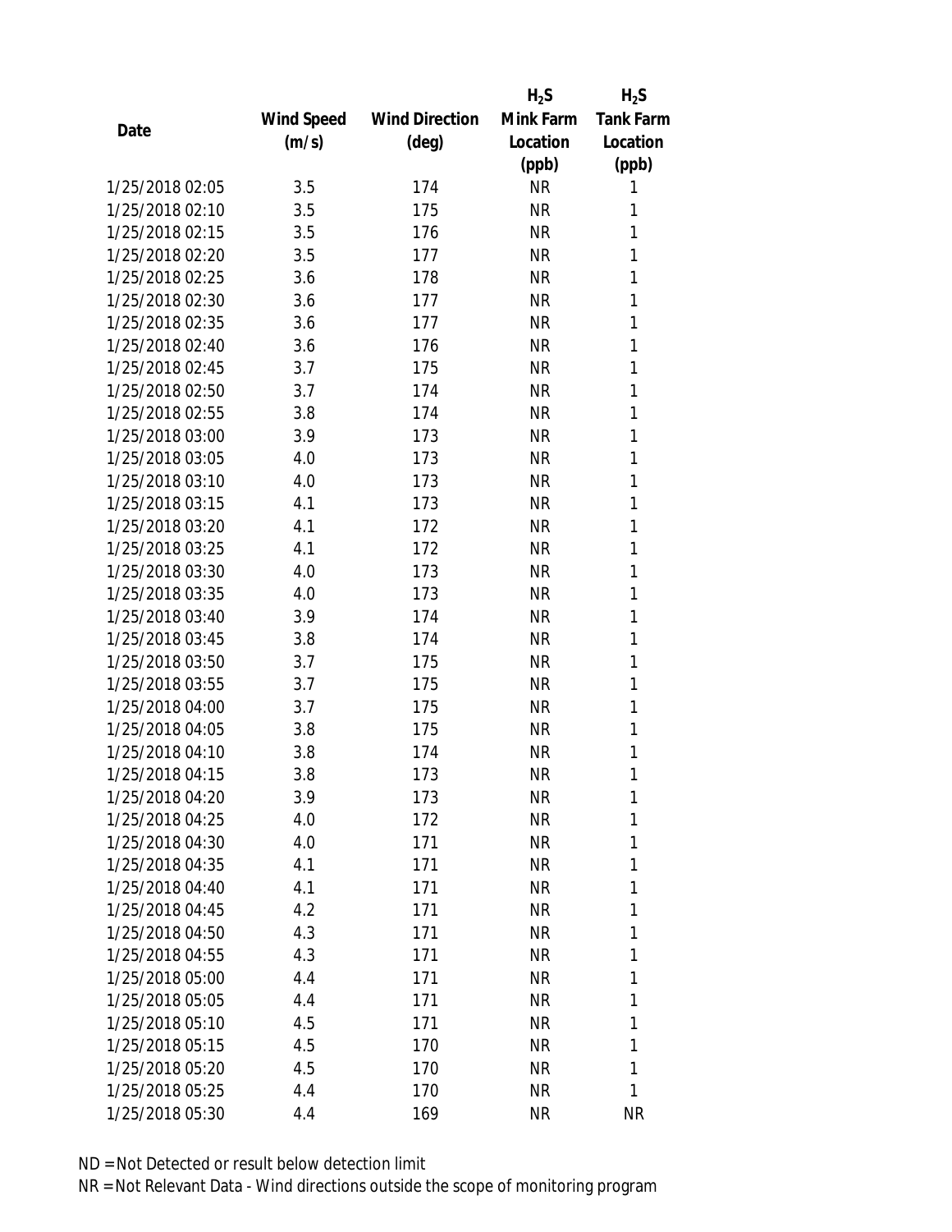| Date | Wind Speed (m/s) | Wind Direction (deg) | $H_2S$ Mink Farm Location (ppb) | $H_2S$ Tank Farm Location (ppb) |
|---|---|---|---|---|
| 1/25/2018 02:05 | 3.5 | 174 | NR | 1 |
| 1/25/2018 02:10 | 3.5 | 175 | NR | 1 |
| 1/25/2018 02:15 | 3.5 | 176 | NR | 1 |
| 1/25/2018 02:20 | 3.5 | 177 | NR | 1 |
| 1/25/2018 02:25 | 3.6 | 178 | NR | 1 |
| 1/25/2018 02:30 | 3.6 | 177 | NR | 1 |
| 1/25/2018 02:35 | 3.6 | 177 | NR | 1 |
| 1/25/2018 02:40 | 3.6 | 176 | NR | 1 |
| 1/25/2018 02:45 | 3.7 | 175 | NR | 1 |
| 1/25/2018 02:50 | 3.7 | 174 | NR | 1 |
| 1/25/2018 02:55 | 3.8 | 174 | NR | 1 |
| 1/25/2018 03:00 | 3.9 | 173 | NR | 1 |
| 1/25/2018 03:05 | 4.0 | 173 | NR | 1 |
| 1/25/2018 03:10 | 4.0 | 173 | NR | 1 |
| 1/25/2018 03:15 | 4.1 | 173 | NR | 1 |
| 1/25/2018 03:20 | 4.1 | 172 | NR | 1 |
| 1/25/2018 03:25 | 4.1 | 172 | NR | 1 |
| 1/25/2018 03:30 | 4.0 | 173 | NR | 1 |
| 1/25/2018 03:35 | 4.0 | 173 | NR | 1 |
| 1/25/2018 03:40 | 3.9 | 174 | NR | 1 |
| 1/25/2018 03:45 | 3.8 | 174 | NR | 1 |
| 1/25/2018 03:50 | 3.7 | 175 | NR | 1 |
| 1/25/2018 03:55 | 3.7 | 175 | NR | 1 |
| 1/25/2018 04:00 | 3.7 | 175 | NR | 1 |
| 1/25/2018 04:05 | 3.8 | 175 | NR | 1 |
| 1/25/2018 04:10 | 3.8 | 174 | NR | 1 |
| 1/25/2018 04:15 | 3.8 | 173 | NR | 1 |
| 1/25/2018 04:20 | 3.9 | 173 | NR | 1 |
| 1/25/2018 04:25 | 4.0 | 172 | NR | 1 |
| 1/25/2018 04:30 | 4.0 | 171 | NR | 1 |
| 1/25/2018 04:35 | 4.1 | 171 | NR | 1 |
| 1/25/2018 04:40 | 4.1 | 171 | NR | 1 |
| 1/25/2018 04:45 | 4.2 | 171 | NR | 1 |
| 1/25/2018 04:50 | 4.3 | 171 | NR | 1 |
| 1/25/2018 04:55 | 4.3 | 171 | NR | 1 |
| 1/25/2018 05:00 | 4.4 | 171 | NR | 1 |
| 1/25/2018 05:05 | 4.4 | 171 | NR | 1 |
| 1/25/2018 05:10 | 4.5 | 171 | NR | 1 |
| 1/25/2018 05:15 | 4.5 | 170 | NR | 1 |
| 1/25/2018 05:20 | 4.5 | 170 | NR | 1 |
| 1/25/2018 05:25 | 4.4 | 170 | NR | 1 |
| 1/25/2018 05:30 | 4.4 | 169 | NR | NR |

ND = Not Detected or result below detection limit

NR = Not Relevant Data - Wind directions outside the scope of monitoring program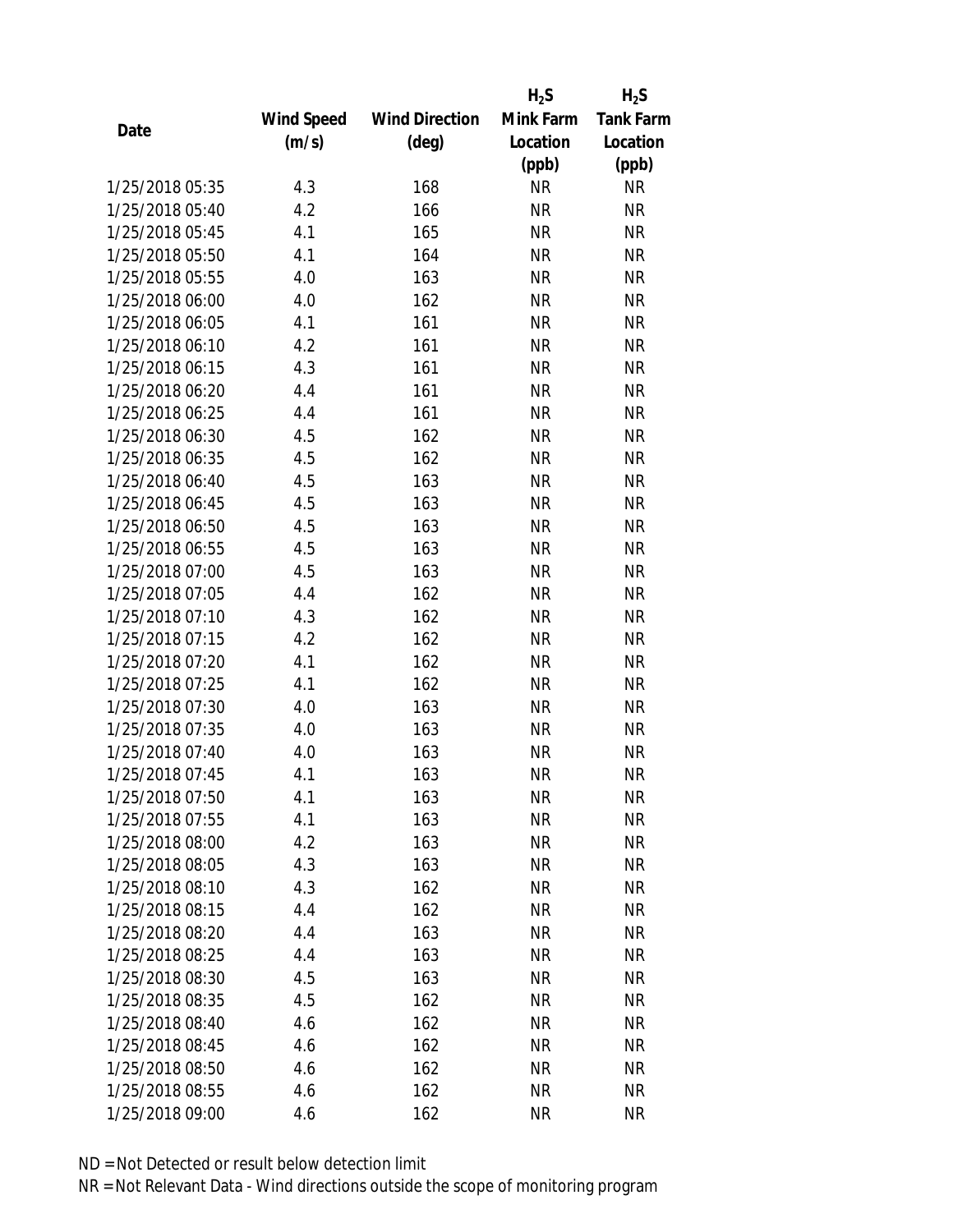| Date | Wind Speed (m/s) | Wind Direction (deg) | $H_2S$ Mink Farm Location (ppb) | $H_2S$ Tank Farm Location (ppb) |
|---|---|---|---|---|
| 1/25/2018 05:35 | 4.3 | 168 | NR | NR |
| 1/25/2018 05:40 | 4.2 | 166 | NR | NR |
| 1/25/2018 05:45 | 4.1 | 165 | NR | NR |
| 1/25/2018 05:50 | 4.1 | 164 | NR | NR |
| 1/25/2018 05:55 | 4.0 | 163 | NR | NR |
| 1/25/2018 06:00 | 4.0 | 162 | NR | NR |
| 1/25/2018 06:05 | 4.1 | 161 | NR | NR |
| 1/25/2018 06:10 | 4.2 | 161 | NR | NR |
| 1/25/2018 06:15 | 4.3 | 161 | NR | NR |
| 1/25/2018 06:20 | 4.4 | 161 | NR | NR |
| 1/25/2018 06:25 | 4.4 | 161 | NR | NR |
| 1/25/2018 06:30 | 4.5 | 162 | NR | NR |
| 1/25/2018 06:35 | 4.5 | 162 | NR | NR |
| 1/25/2018 06:40 | 4.5 | 163 | NR | NR |
| 1/25/2018 06:45 | 4.5 | 163 | NR | NR |
| 1/25/2018 06:50 | 4.5 | 163 | NR | NR |
| 1/25/2018 06:55 | 4.5 | 163 | NR | NR |
| 1/25/2018 07:00 | 4.5 | 163 | NR | NR |
| 1/25/2018 07:05 | 4.4 | 162 | NR | NR |
| 1/25/2018 07:10 | 4.3 | 162 | NR | NR |
| 1/25/2018 07:15 | 4.2 | 162 | NR | NR |
| 1/25/2018 07:20 | 4.1 | 162 | NR | NR |
| 1/25/2018 07:25 | 4.1 | 162 | NR | NR |
| 1/25/2018 07:30 | 4.0 | 163 | NR | NR |
| 1/25/2018 07:35 | 4.0 | 163 | NR | NR |
| 1/25/2018 07:40 | 4.0 | 163 | NR | NR |
| 1/25/2018 07:45 | 4.1 | 163 | NR | NR |
| 1/25/2018 07:50 | 4.1 | 163 | NR | NR |
| 1/25/2018 07:55 | 4.1 | 163 | NR | NR |
| 1/25/2018 08:00 | 4.2 | 163 | NR | NR |
| 1/25/2018 08:05 | 4.3 | 163 | NR | NR |
| 1/25/2018 08:10 | 4.3 | 162 | NR | NR |
| 1/25/2018 08:15 | 4.4 | 162 | NR | NR |
| 1/25/2018 08:20 | 4.4 | 163 | NR | NR |
| 1/25/2018 08:25 | 4.4 | 163 | NR | NR |
| 1/25/2018 08:30 | 4.5 | 163 | NR | NR |
| 1/25/2018 08:35 | 4.5 | 162 | NR | NR |
| 1/25/2018 08:40 | 4.6 | 162 | NR | NR |
| 1/25/2018 08:45 | 4.6 | 162 | NR | NR |
| 1/25/2018 08:50 | 4.6 | 162 | NR | NR |
| 1/25/2018 08:55 | 4.6 | 162 | NR | NR |
| 1/25/2018 09:00 | 4.6 | 162 | NR | NR |

ND = Not Detected or result below detection limit

NR = Not Relevant Data - Wind directions outside the scope of monitoring program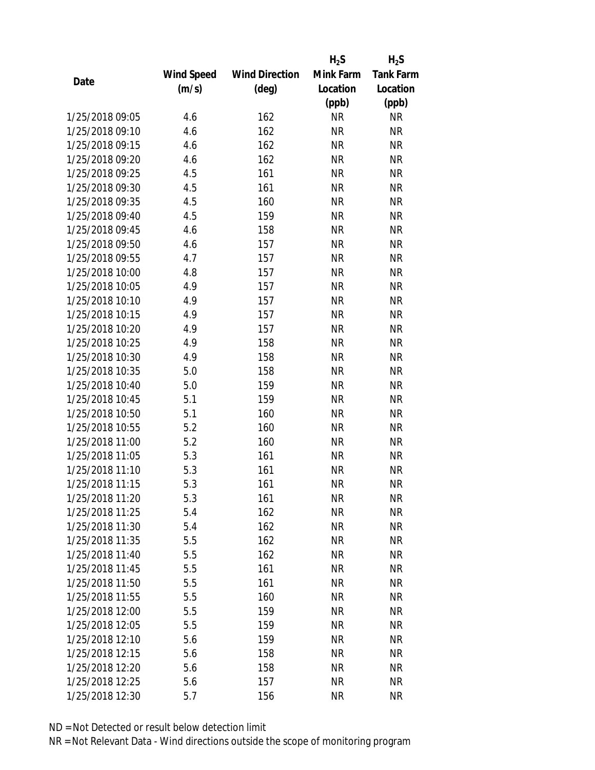| Date | Wind Speed (m/s) | Wind Direction (deg) | $H_2S$ Mink Farm Location (ppb) | $H_2S$ Tank Farm Location (ppb) |
|---|---|---|---|---|
| 1/25/2018 09:05 | 4.6 | 162 | NR | NR |
| 1/25/2018 09:10 | 4.6 | 162 | NR | NR |
| 1/25/2018 09:15 | 4.6 | 162 | NR | NR |
| 1/25/2018 09:20 | 4.6 | 162 | NR | NR |
| 1/25/2018 09:25 | 4.5 | 161 | NR | NR |
| 1/25/2018 09:30 | 4.5 | 161 | NR | NR |
| 1/25/2018 09:35 | 4.5 | 160 | NR | NR |
| 1/25/2018 09:40 | 4.5 | 159 | NR | NR |
| 1/25/2018 09:45 | 4.6 | 158 | NR | NR |
| 1/25/2018 09:50 | 4.6 | 157 | NR | NR |
| 1/25/2018 09:55 | 4.7 | 157 | NR | NR |
| 1/25/2018 10:00 | 4.8 | 157 | NR | NR |
| 1/25/2018 10:05 | 4.9 | 157 | NR | NR |
| 1/25/2018 10:10 | 4.9 | 157 | NR | NR |
| 1/25/2018 10:15 | 4.9 | 157 | NR | NR |
| 1/25/2018 10:20 | 4.9 | 157 | NR | NR |
| 1/25/2018 10:25 | 4.9 | 158 | NR | NR |
| 1/25/2018 10:30 | 4.9 | 158 | NR | NR |
| 1/25/2018 10:35 | 5.0 | 158 | NR | NR |
| 1/25/2018 10:40 | 5.0 | 159 | NR | NR |
| 1/25/2018 10:45 | 5.1 | 159 | NR | NR |
| 1/25/2018 10:50 | 5.1 | 160 | NR | NR |
| 1/25/2018 10:55 | 5.2 | 160 | NR | NR |
| 1/25/2018 11:00 | 5.2 | 160 | NR | NR |
| 1/25/2018 11:05 | 5.3 | 161 | NR | NR |
| 1/25/2018 11:10 | 5.3 | 161 | NR | NR |
| 1/25/2018 11:15 | 5.3 | 161 | NR | NR |
| 1/25/2018 11:20 | 5.3 | 161 | NR | NR |
| 1/25/2018 11:25 | 5.4 | 162 | NR | NR |
| 1/25/2018 11:30 | 5.4 | 162 | NR | NR |
| 1/25/2018 11:35 | 5.5 | 162 | NR | NR |
| 1/25/2018 11:40 | 5.5 | 162 | NR | NR |
| 1/25/2018 11:45 | 5.5 | 161 | NR | NR |
| 1/25/2018 11:50 | 5.5 | 161 | NR | NR |
| 1/25/2018 11:55 | 5.5 | 160 | NR | NR |
| 1/25/2018 12:00 | 5.5 | 159 | NR | NR |
| 1/25/2018 12:05 | 5.5 | 159 | NR | NR |
| 1/25/2018 12:10 | 5.6 | 159 | NR | NR |
| 1/25/2018 12:15 | 5.6 | 158 | NR | NR |
| 1/25/2018 12:20 | 5.6 | 158 | NR | NR |
| 1/25/2018 12:25 | 5.6 | 157 | NR | NR |
| 1/25/2018 12:30 | 5.7 | 156 | NR | NR |

ND = Not Detected or result below detection limit

NR = Not Relevant Data - Wind directions outside the scope of monitoring program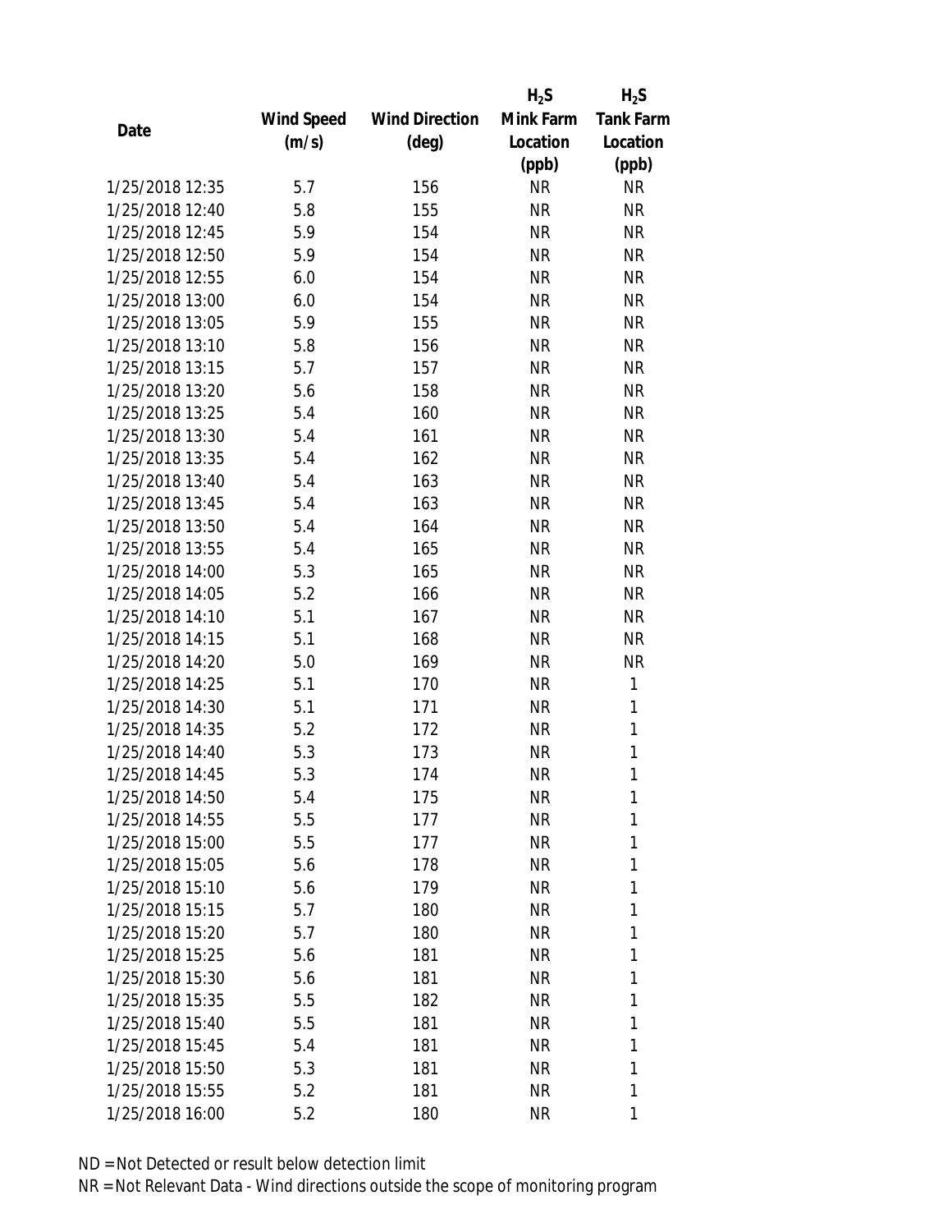| Date | Wind Speed (m/s) | Wind Direction (deg) | $H_2S$ Mink Farm Location (ppb) | $H_2S$ Tank Farm Location (ppb) |
|---|---|---|---|---|
| 1/25/2018 12:35 | 5.7 | 156 | NR | NR |
| 1/25/2018 12:40 | 5.8 | 155 | NR | NR |
| 1/25/2018 12:45 | 5.9 | 154 | NR | NR |
| 1/25/2018 12:50 | 5.9 | 154 | NR | NR |
| 1/25/2018 12:55 | 6.0 | 154 | NR | NR |
| 1/25/2018 13:00 | 6.0 | 154 | NR | NR |
| 1/25/2018 13:05 | 5.9 | 155 | NR | NR |
| 1/25/2018 13:10 | 5.8 | 156 | NR | NR |
| 1/25/2018 13:15 | 5.7 | 157 | NR | NR |
| 1/25/2018 13:20 | 5.6 | 158 | NR | NR |
| 1/25/2018 13:25 | 5.4 | 160 | NR | NR |
| 1/25/2018 13:30 | 5.4 | 161 | NR | NR |
| 1/25/2018 13:35 | 5.4 | 162 | NR | NR |
| 1/25/2018 13:40 | 5.4 | 163 | NR | NR |
| 1/25/2018 13:45 | 5.4 | 163 | NR | NR |
| 1/25/2018 13:50 | 5.4 | 164 | NR | NR |
| 1/25/2018 13:55 | 5.4 | 165 | NR | NR |
| 1/25/2018 14:00 | 5.3 | 165 | NR | NR |
| 1/25/2018 14:05 | 5.2 | 166 | NR | NR |
| 1/25/2018 14:10 | 5.1 | 167 | NR | NR |
| 1/25/2018 14:15 | 5.1 | 168 | NR | NR |
| 1/25/2018 14:20 | 5.0 | 169 | NR | NR |
| 1/25/2018 14:25 | 5.1 | 170 | NR | 1 |
| 1/25/2018 14:30 | 5.1 | 171 | NR | 1 |
| 1/25/2018 14:35 | 5.2 | 172 | NR | 1 |
| 1/25/2018 14:40 | 5.3 | 173 | NR | 1 |
| 1/25/2018 14:45 | 5.3 | 174 | NR | 1 |
| 1/25/2018 14:50 | 5.4 | 175 | NR | 1 |
| 1/25/2018 14:55 | 5.5 | 177 | NR | 1 |
| 1/25/2018 15:00 | 5.5 | 177 | NR | 1 |
| 1/25/2018 15:05 | 5.6 | 178 | NR | 1 |
| 1/25/2018 15:10 | 5.6 | 179 | NR | 1 |
| 1/25/2018 15:15 | 5.7 | 180 | NR | 1 |
| 1/25/2018 15:20 | 5.7 | 180 | NR | 1 |
| 1/25/2018 15:25 | 5.6 | 181 | NR | 1 |
| 1/25/2018 15:30 | 5.6 | 181 | NR | 1 |
| 1/25/2018 15:35 | 5.5 | 182 | NR | 1 |
| 1/25/2018 15:40 | 5.5 | 181 | NR | 1 |
| 1/25/2018 15:45 | 5.4 | 181 | NR | 1 |
| 1/25/2018 15:50 | 5.3 | 181 | NR | 1 |
| 1/25/2018 15:55 | 5.2 | 181 | NR | 1 |
| 1/25/2018 16:00 | 5.2 | 180 | NR | 1 |

ND = Not Detected or result below detection limit

NR = Not Relevant Data - Wind directions outside the scope of monitoring program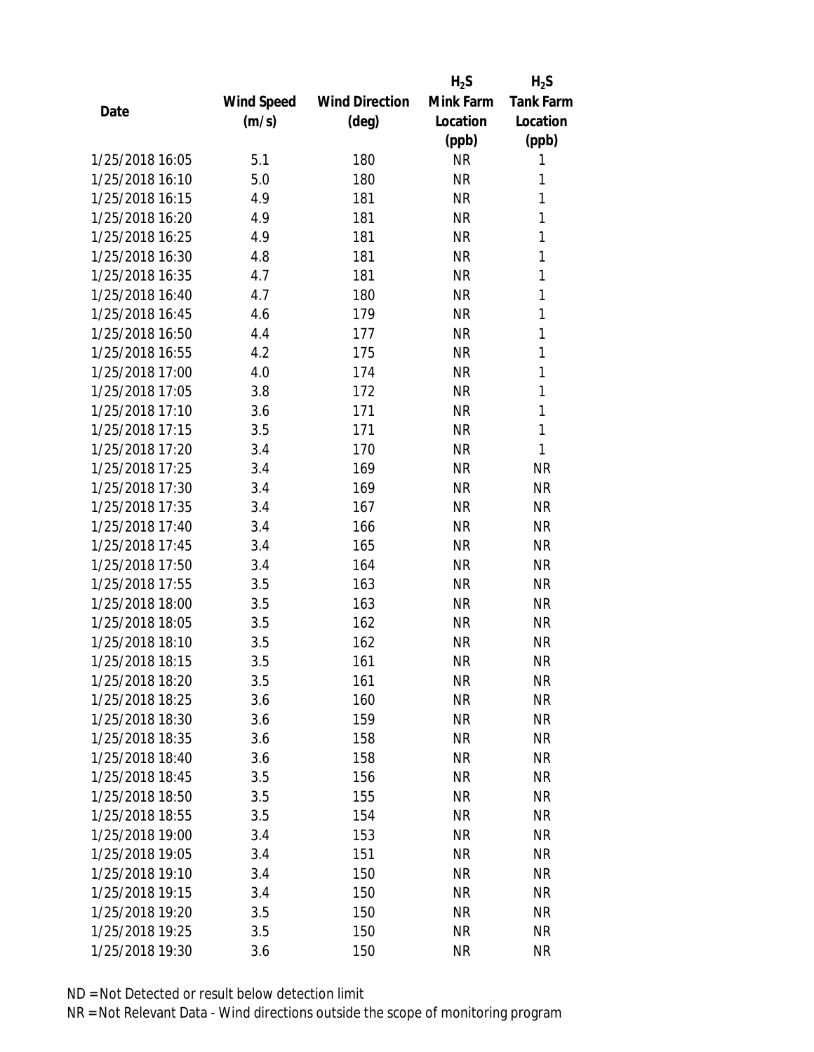| Date | Wind Speed (m/s) | Wind Direction (deg) | $H_2S$ Mink Farm Location (ppb) | $H_2S$ Tank Farm Location (ppb) |
|---|---|---|---|---|
| 1/25/2018 16:05 | 5.1 | 180 | NR | 1 |
| 1/25/2018 16:10 | 5.0 | 180 | NR | 1 |
| 1/25/2018 16:15 | 4.9 | 181 | NR | 1 |
| 1/25/2018 16:20 | 4.9 | 181 | NR | 1 |
| 1/25/2018 16:25 | 4.9 | 181 | NR | 1 |
| 1/25/2018 16:30 | 4.8 | 181 | NR | 1 |
| 1/25/2018 16:35 | 4.7 | 181 | NR | 1 |
| 1/25/2018 16:40 | 4.7 | 180 | NR | 1 |
| 1/25/2018 16:45 | 4.6 | 179 | NR | 1 |
| 1/25/2018 16:50 | 4.4 | 177 | NR | 1 |
| 1/25/2018 16:55 | 4.2 | 175 | NR | 1 |
| 1/25/2018 17:00 | 4.0 | 174 | NR | 1 |
| 1/25/2018 17:05 | 3.8 | 172 | NR | 1 |
| 1/25/2018 17:10 | 3.6 | 171 | NR | 1 |
| 1/25/2018 17:15 | 3.5 | 171 | NR | 1 |
| 1/25/2018 17:20 | 3.4 | 170 | NR | 1 |
| 1/25/2018 17:25 | 3.4 | 169 | NR | NR |
| 1/25/2018 17:30 | 3.4 | 169 | NR | NR |
| 1/25/2018 17:35 | 3.4 | 167 | NR | NR |
| 1/25/2018 17:40 | 3.4 | 166 | NR | NR |
| 1/25/2018 17:45 | 3.4 | 165 | NR | NR |
| 1/25/2018 17:50 | 3.4 | 164 | NR | NR |
| 1/25/2018 17:55 | 3.5 | 163 | NR | NR |
| 1/25/2018 18:00 | 3.5 | 163 | NR | NR |
| 1/25/2018 18:05 | 3.5 | 162 | NR | NR |
| 1/25/2018 18:10 | 3.5 | 162 | NR | NR |
| 1/25/2018 18:15 | 3.5 | 161 | NR | NR |
| 1/25/2018 18:20 | 3.5 | 161 | NR | NR |
| 1/25/2018 18:25 | 3.6 | 160 | NR | NR |
| 1/25/2018 18:30 | 3.6 | 159 | NR | NR |
| 1/25/2018 18:35 | 3.6 | 158 | NR | NR |
| 1/25/2018 18:40 | 3.6 | 158 | NR | NR |
| 1/25/2018 18:45 | 3.5 | 156 | NR | NR |
| 1/25/2018 18:50 | 3.5 | 155 | NR | NR |
| 1/25/2018 18:55 | 3.5 | 154 | NR | NR |
| 1/25/2018 19:00 | 3.4 | 153 | NR | NR |
| 1/25/2018 19:05 | 3.4 | 151 | NR | NR |
| 1/25/2018 19:10 | 3.4 | 150 | NR | NR |
| 1/25/2018 19:15 | 3.4 | 150 | NR | NR |
| 1/25/2018 19:20 | 3.5 | 150 | NR | NR |
| 1/25/2018 19:25 | 3.5 | 150 | NR | NR |
| 1/25/2018 19:30 | 3.6 | 150 | NR | NR |

ND = Not Detected or result below detection limit

NR = Not Relevant Data - Wind directions outside the scope of monitoring program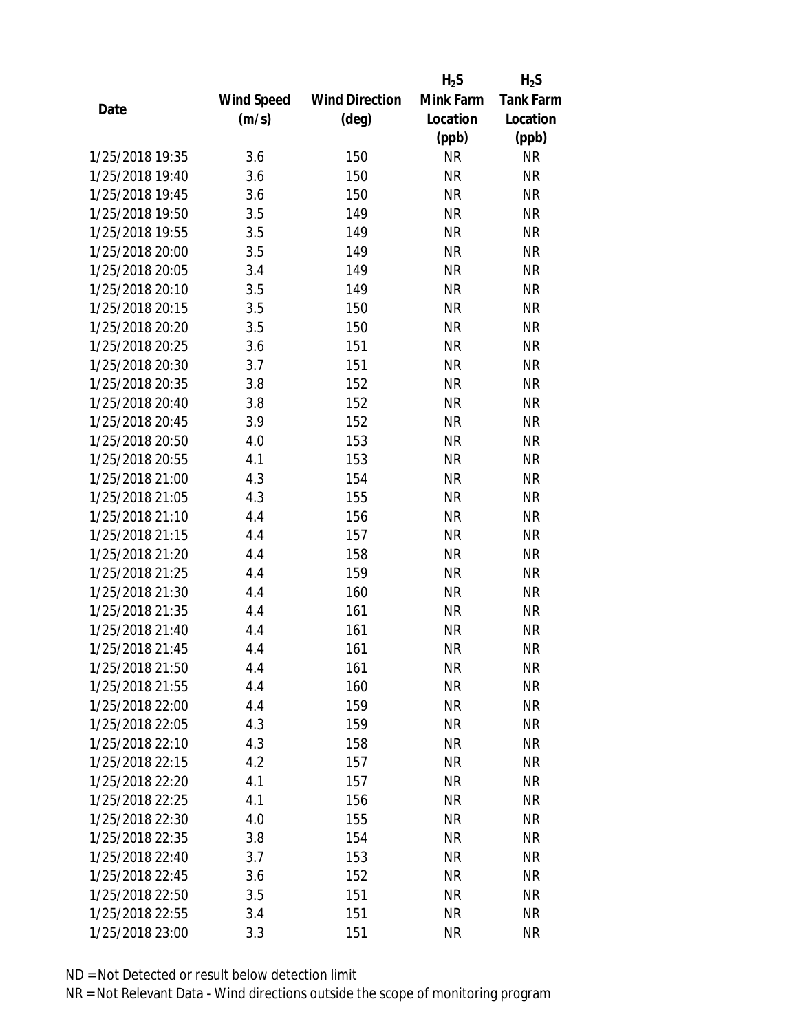| Date | Wind Speed (m/s) | Wind Direction (deg) | $H_2S$ Mink Farm Location (ppb) | $H_2S$ Tank Farm Location (ppb) |
|---|---|---|---|---|
| 1/25/2018 19:35 | 3.6 | 150 | NR | NR |
| 1/25/2018 19:40 | 3.6 | 150 | NR | NR |
| 1/25/2018 19:45 | 3.6 | 150 | NR | NR |
| 1/25/2018 19:50 | 3.5 | 149 | NR | NR |
| 1/25/2018 19:55 | 3.5 | 149 | NR | NR |
| 1/25/2018 20:00 | 3.5 | 149 | NR | NR |
| 1/25/2018 20:05 | 3.4 | 149 | NR | NR |
| 1/25/2018 20:10 | 3.5 | 149 | NR | NR |
| 1/25/2018 20:15 | 3.5 | 150 | NR | NR |
| 1/25/2018 20:20 | 3.5 | 150 | NR | NR |
| 1/25/2018 20:25 | 3.6 | 151 | NR | NR |
| 1/25/2018 20:30 | 3.7 | 151 | NR | NR |
| 1/25/2018 20:35 | 3.8 | 152 | NR | NR |
| 1/25/2018 20:40 | 3.8 | 152 | NR | NR |
| 1/25/2018 20:45 | 3.9 | 152 | NR | NR |
| 1/25/2018 20:50 | 4.0 | 153 | NR | NR |
| 1/25/2018 20:55 | 4.1 | 153 | NR | NR |
| 1/25/2018 21:00 | 4.3 | 154 | NR | NR |
| 1/25/2018 21:05 | 4.3 | 155 | NR | NR |
| 1/25/2018 21:10 | 4.4 | 156 | NR | NR |
| 1/25/2018 21:15 | 4.4 | 157 | NR | NR |
| 1/25/2018 21:20 | 4.4 | 158 | NR | NR |
| 1/25/2018 21:25 | 4.4 | 159 | NR | NR |
| 1/25/2018 21:30 | 4.4 | 160 | NR | NR |
| 1/25/2018 21:35 | 4.4 | 161 | NR | NR |
| 1/25/2018 21:40 | 4.4 | 161 | NR | NR |
| 1/25/2018 21:45 | 4.4 | 161 | NR | NR |
| 1/25/2018 21:50 | 4.4 | 161 | NR | NR |
| 1/25/2018 21:55 | 4.4 | 160 | NR | NR |
| 1/25/2018 22:00 | 4.4 | 159 | NR | NR |
| 1/25/2018 22:05 | 4.3 | 159 | NR | NR |
| 1/25/2018 22:10 | 4.3 | 158 | NR | NR |
| 1/25/2018 22:15 | 4.2 | 157 | NR | NR |
| 1/25/2018 22:20 | 4.1 | 157 | NR | NR |
| 1/25/2018 22:25 | 4.1 | 156 | NR | NR |
| 1/25/2018 22:30 | 4.0 | 155 | NR | NR |
| 1/25/2018 22:35 | 3.8 | 154 | NR | NR |
| 1/25/2018 22:40 | 3.7 | 153 | NR | NR |
| 1/25/2018 22:45 | 3.6 | 152 | NR | NR |
| 1/25/2018 22:50 | 3.5 | 151 | NR | NR |
| 1/25/2018 22:55 | 3.4 | 151 | NR | NR |
| 1/25/2018 23:00 | 3.3 | 151 | NR | NR |

ND = Not Detected or result below detection limit

NR = Not Relevant Data - Wind directions outside the scope of monitoring program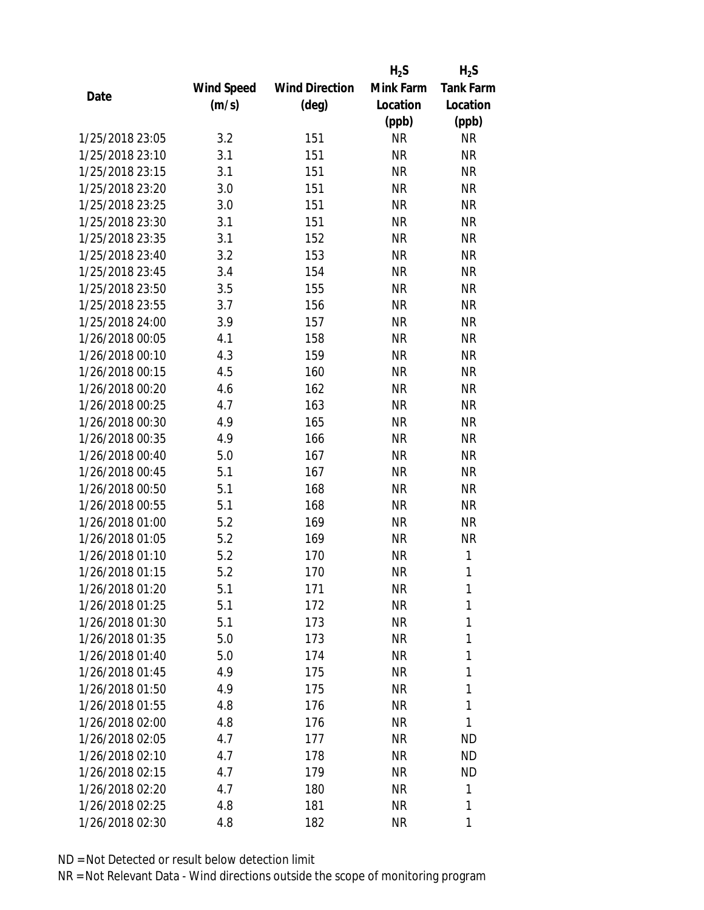| Date | Wind Speed (m/s) | Wind Direction (deg) | $H_2S$ Mink Farm Location (ppb) | $H_2S$ Tank Farm Location (ppb) |
|---|---|---|---|---|
| 1/25/2018 23:05 | 3.2 | 151 | NR | NR |
| 1/25/2018 23:10 | 3.1 | 151 | NR | NR |
| 1/25/2018 23:15 | 3.1 | 151 | NR | NR |
| 1/25/2018 23:20 | 3.0 | 151 | NR | NR |
| 1/25/2018 23:25 | 3.0 | 151 | NR | NR |
| 1/25/2018 23:30 | 3.1 | 151 | NR | NR |
| 1/25/2018 23:35 | 3.1 | 152 | NR | NR |
| 1/25/2018 23:40 | 3.2 | 153 | NR | NR |
| 1/25/2018 23:45 | 3.4 | 154 | NR | NR |
| 1/25/2018 23:50 | 3.5 | 155 | NR | NR |
| 1/25/2018 23:55 | 3.7 | 156 | NR | NR |
| 1/25/2018 24:00 | 3.9 | 157 | NR | NR |
| 1/26/2018 00:05 | 4.1 | 158 | NR | NR |
| 1/26/2018 00:10 | 4.3 | 159 | NR | NR |
| 1/26/2018 00:15 | 4.5 | 160 | NR | NR |
| 1/26/2018 00:20 | 4.6 | 162 | NR | NR |
| 1/26/2018 00:25 | 4.7 | 163 | NR | NR |
| 1/26/2018 00:30 | 4.9 | 165 | NR | NR |
| 1/26/2018 00:35 | 4.9 | 166 | NR | NR |
| 1/26/2018 00:40 | 5.0 | 167 | NR | NR |
| 1/26/2018 00:45 | 5.1 | 167 | NR | NR |
| 1/26/2018 00:50 | 5.1 | 168 | NR | NR |
| 1/26/2018 00:55 | 5.1 | 168 | NR | NR |
| 1/26/2018 01:00 | 5.2 | 169 | NR | NR |
| 1/26/2018 01:05 | 5.2 | 169 | NR | NR |
| 1/26/2018 01:10 | 5.2 | 170 | NR | 1 |
| 1/26/2018 01:15 | 5.2 | 170 | NR | 1 |
| 1/26/2018 01:20 | 5.1 | 171 | NR | 1 |
| 1/26/2018 01:25 | 5.1 | 172 | NR | 1 |
| 1/26/2018 01:30 | 5.1 | 173 | NR | 1 |
| 1/26/2018 01:35 | 5.0 | 173 | NR | 1 |
| 1/26/2018 01:40 | 5.0 | 174 | NR | 1 |
| 1/26/2018 01:45 | 4.9 | 175 | NR | 1 |
| 1/26/2018 01:50 | 4.9 | 175 | NR | 1 |
| 1/26/2018 01:55 | 4.8 | 176 | NR | 1 |
| 1/26/2018 02:00 | 4.8 | 176 | NR | 1 |
| 1/26/2018 02:05 | 4.7 | 177 | NR | ND |
| 1/26/2018 02:10 | 4.7 | 178 | NR | ND |
| 1/26/2018 02:15 | 4.7 | 179 | NR | ND |
| 1/26/2018 02:20 | 4.7 | 180 | NR | 1 |
| 1/26/2018 02:25 | 4.8 | 181 | NR | 1 |
| 1/26/2018 02:30 | 4.8 | 182 | NR | 1 |

ND = Not Detected or result below detection limit

NR = Not Relevant Data - Wind directions outside the scope of monitoring program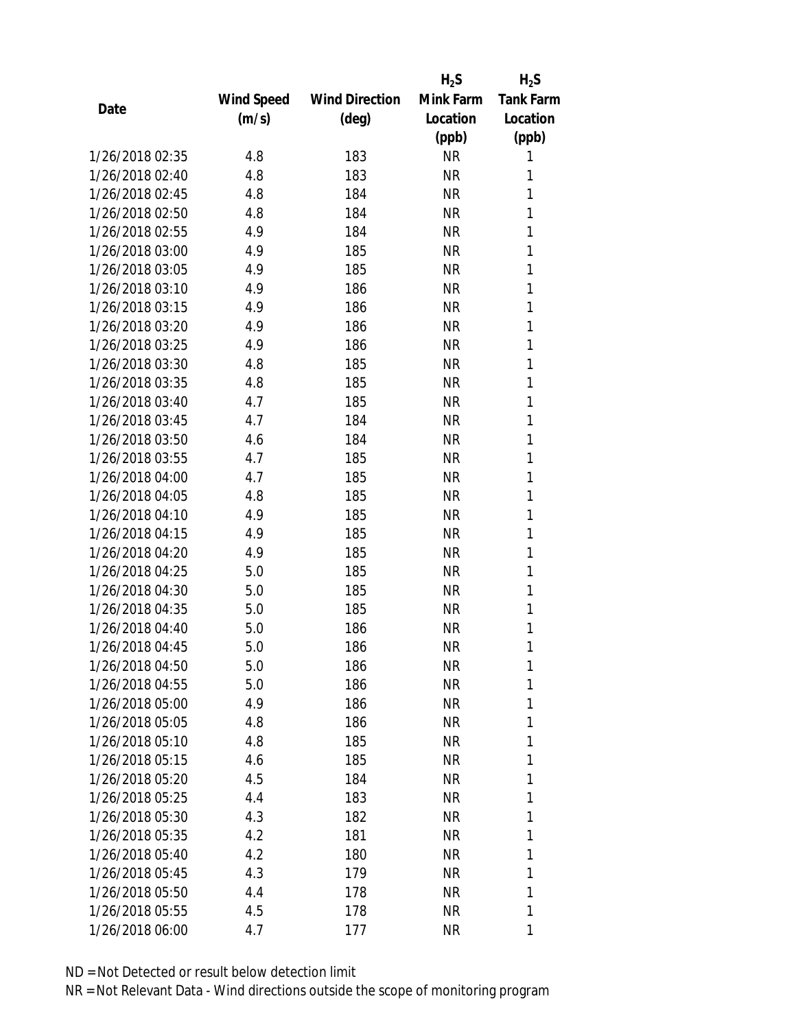| Date | Wind Speed (m/s) | Wind Direction (deg) | $H_2S$ Mink Farm Location (ppb) | $H_2S$ Tank Farm Location (ppb) |
|---|---|---|---|---|
| 1/26/2018 02:35 | 4.8 | 183 | NR | 1 |
| 1/26/2018 02:40 | 4.8 | 183 | NR | 1 |
| 1/26/2018 02:45 | 4.8 | 184 | NR | 1 |
| 1/26/2018 02:50 | 4.8 | 184 | NR | 1 |
| 1/26/2018 02:55 | 4.9 | 184 | NR | 1 |
| 1/26/2018 03:00 | 4.9 | 185 | NR | 1 |
| 1/26/2018 03:05 | 4.9 | 185 | NR | 1 |
| 1/26/2018 03:10 | 4.9 | 186 | NR | 1 |
| 1/26/2018 03:15 | 4.9 | 186 | NR | 1 |
| 1/26/2018 03:20 | 4.9 | 186 | NR | 1 |
| 1/26/2018 03:25 | 4.9 | 186 | NR | 1 |
| 1/26/2018 03:30 | 4.8 | 185 | NR | 1 |
| 1/26/2018 03:35 | 4.8 | 185 | NR | 1 |
| 1/26/2018 03:40 | 4.7 | 185 | NR | 1 |
| 1/26/2018 03:45 | 4.7 | 184 | NR | 1 |
| 1/26/2018 03:50 | 4.6 | 184 | NR | 1 |
| 1/26/2018 03:55 | 4.7 | 185 | NR | 1 |
| 1/26/2018 04:00 | 4.7 | 185 | NR | 1 |
| 1/26/2018 04:05 | 4.8 | 185 | NR | 1 |
| 1/26/2018 04:10 | 4.9 | 185 | NR | 1 |
| 1/26/2018 04:15 | 4.9 | 185 | NR | 1 |
| 1/26/2018 04:20 | 4.9 | 185 | NR | 1 |
| 1/26/2018 04:25 | 5.0 | 185 | NR | 1 |
| 1/26/2018 04:30 | 5.0 | 185 | NR | 1 |
| 1/26/2018 04:35 | 5.0 | 185 | NR | 1 |
| 1/26/2018 04:40 | 5.0 | 186 | NR | 1 |
| 1/26/2018 04:45 | 5.0 | 186 | NR | 1 |
| 1/26/2018 04:50 | 5.0 | 186 | NR | 1 |
| 1/26/2018 04:55 | 5.0 | 186 | NR | 1 |
| 1/26/2018 05:00 | 4.9 | 186 | NR | 1 |
| 1/26/2018 05:05 | 4.8 | 186 | NR | 1 |
| 1/26/2018 05:10 | 4.8 | 185 | NR | 1 |
| 1/26/2018 05:15 | 4.6 | 185 | NR | 1 |
| 1/26/2018 05:20 | 4.5 | 184 | NR | 1 |
| 1/26/2018 05:25 | 4.4 | 183 | NR | 1 |
| 1/26/2018 05:30 | 4.3 | 182 | NR | 1 |
| 1/26/2018 05:35 | 4.2 | 181 | NR | 1 |
| 1/26/2018 05:40 | 4.2 | 180 | NR | 1 |
| 1/26/2018 05:45 | 4.3 | 179 | NR | 1 |
| 1/26/2018 05:50 | 4.4 | 178 | NR | 1 |
| 1/26/2018 05:55 | 4.5 | 178 | NR | 1 |
| 1/26/2018 06:00 | 4.7 | 177 | NR | 1 |

ND = Not Detected or result below detection limit

NR = Not Relevant Data - Wind directions outside the scope of monitoring program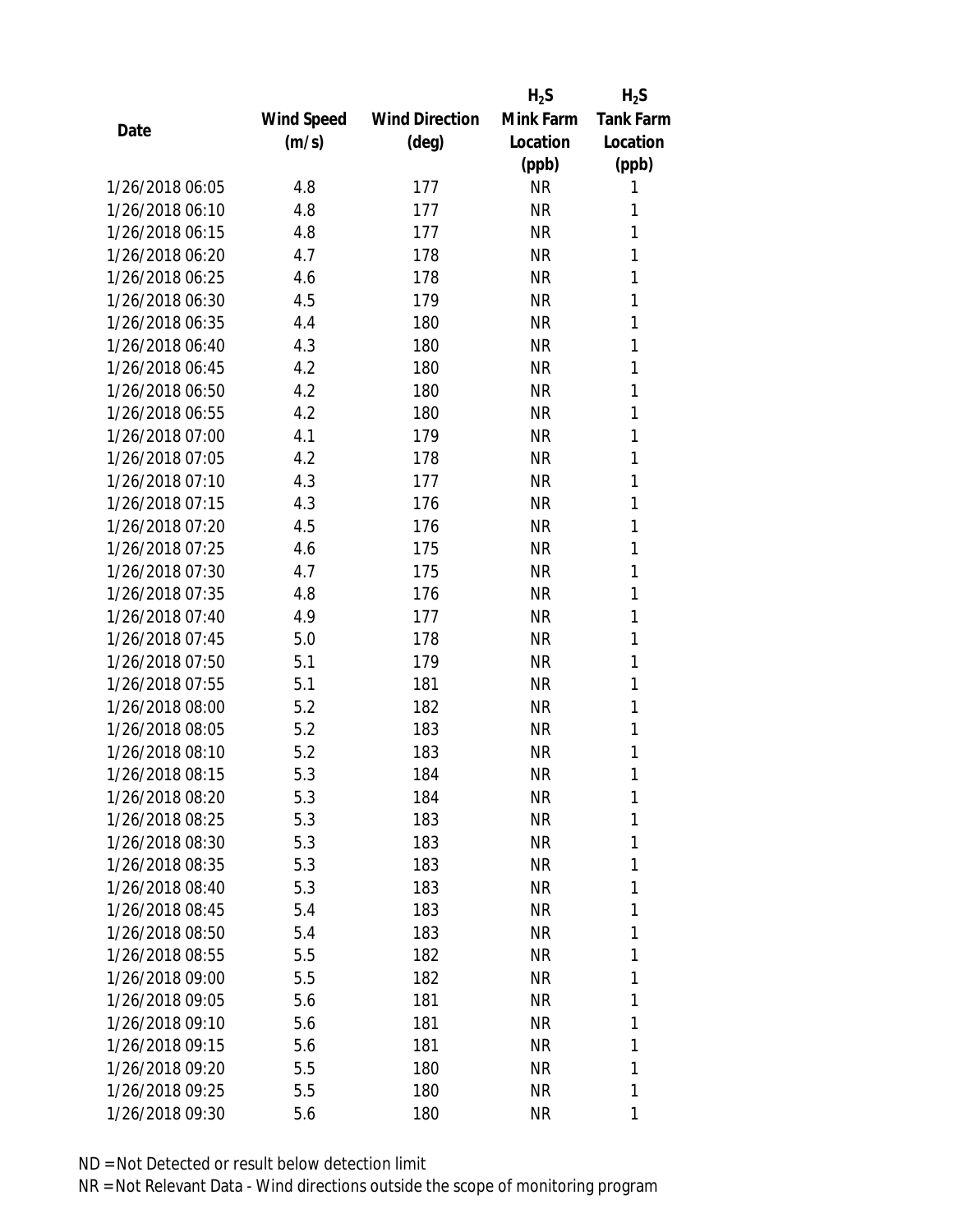| Date | Wind Speed (m/s) | Wind Direction (deg) | $H_2S$ Mink Farm Location (ppb) | $H_2S$ Tank Farm Location (ppb) |
|---|---|---|---|---|
| 1/26/2018 06:05 | 4.8 | 177 | NR | 1 |
| 1/26/2018 06:10 | 4.8 | 177 | NR | 1 |
| 1/26/2018 06:15 | 4.8 | 177 | NR | 1 |
| 1/26/2018 06:20 | 4.7 | 178 | NR | 1 |
| 1/26/2018 06:25 | 4.6 | 178 | NR | 1 |
| 1/26/2018 06:30 | 4.5 | 179 | NR | 1 |
| 1/26/2018 06:35 | 4.4 | 180 | NR | 1 |
| 1/26/2018 06:40 | 4.3 | 180 | NR | 1 |
| 1/26/2018 06:45 | 4.2 | 180 | NR | 1 |
| 1/26/2018 06:50 | 4.2 | 180 | NR | 1 |
| 1/26/2018 06:55 | 4.2 | 180 | NR | 1 |
| 1/26/2018 07:00 | 4.1 | 179 | NR | 1 |
| 1/26/2018 07:05 | 4.2 | 178 | NR | 1 |
| 1/26/2018 07:10 | 4.3 | 177 | NR | 1 |
| 1/26/2018 07:15 | 4.3 | 176 | NR | 1 |
| 1/26/2018 07:20 | 4.5 | 176 | NR | 1 |
| 1/26/2018 07:25 | 4.6 | 175 | NR | 1 |
| 1/26/2018 07:30 | 4.7 | 175 | NR | 1 |
| 1/26/2018 07:35 | 4.8 | 176 | NR | 1 |
| 1/26/2018 07:40 | 4.9 | 177 | NR | 1 |
| 1/26/2018 07:45 | 5.0 | 178 | NR | 1 |
| 1/26/2018 07:50 | 5.1 | 179 | NR | 1 |
| 1/26/2018 07:55 | 5.1 | 181 | NR | 1 |
| 1/26/2018 08:00 | 5.2 | 182 | NR | 1 |
| 1/26/2018 08:05 | 5.2 | 183 | NR | 1 |
| 1/26/2018 08:10 | 5.2 | 183 | NR | 1 |
| 1/26/2018 08:15 | 5.3 | 184 | NR | 1 |
| 1/26/2018 08:20 | 5.3 | 184 | NR | 1 |
| 1/26/2018 08:25 | 5.3 | 183 | NR | 1 |
| 1/26/2018 08:30 | 5.3 | 183 | NR | 1 |
| 1/26/2018 08:35 | 5.3 | 183 | NR | 1 |
| 1/26/2018 08:40 | 5.3 | 183 | NR | 1 |
| 1/26/2018 08:45 | 5.4 | 183 | NR | 1 |
| 1/26/2018 08:50 | 5.4 | 183 | NR | 1 |
| 1/26/2018 08:55 | 5.5 | 182 | NR | 1 |
| 1/26/2018 09:00 | 5.5 | 182 | NR | 1 |
| 1/26/2018 09:05 | 5.6 | 181 | NR | 1 |
| 1/26/2018 09:10 | 5.6 | 181 | NR | 1 |
| 1/26/2018 09:15 | 5.6 | 181 | NR | 1 |
| 1/26/2018 09:20 | 5.5 | 180 | NR | 1 |
| 1/26/2018 09:25 | 5.5 | 180 | NR | 1 |
| 1/26/2018 09:30 | 5.6 | 180 | NR | 1 |

ND = Not Detected or result below detection limit

NR = Not Relevant Data - Wind directions outside the scope of monitoring program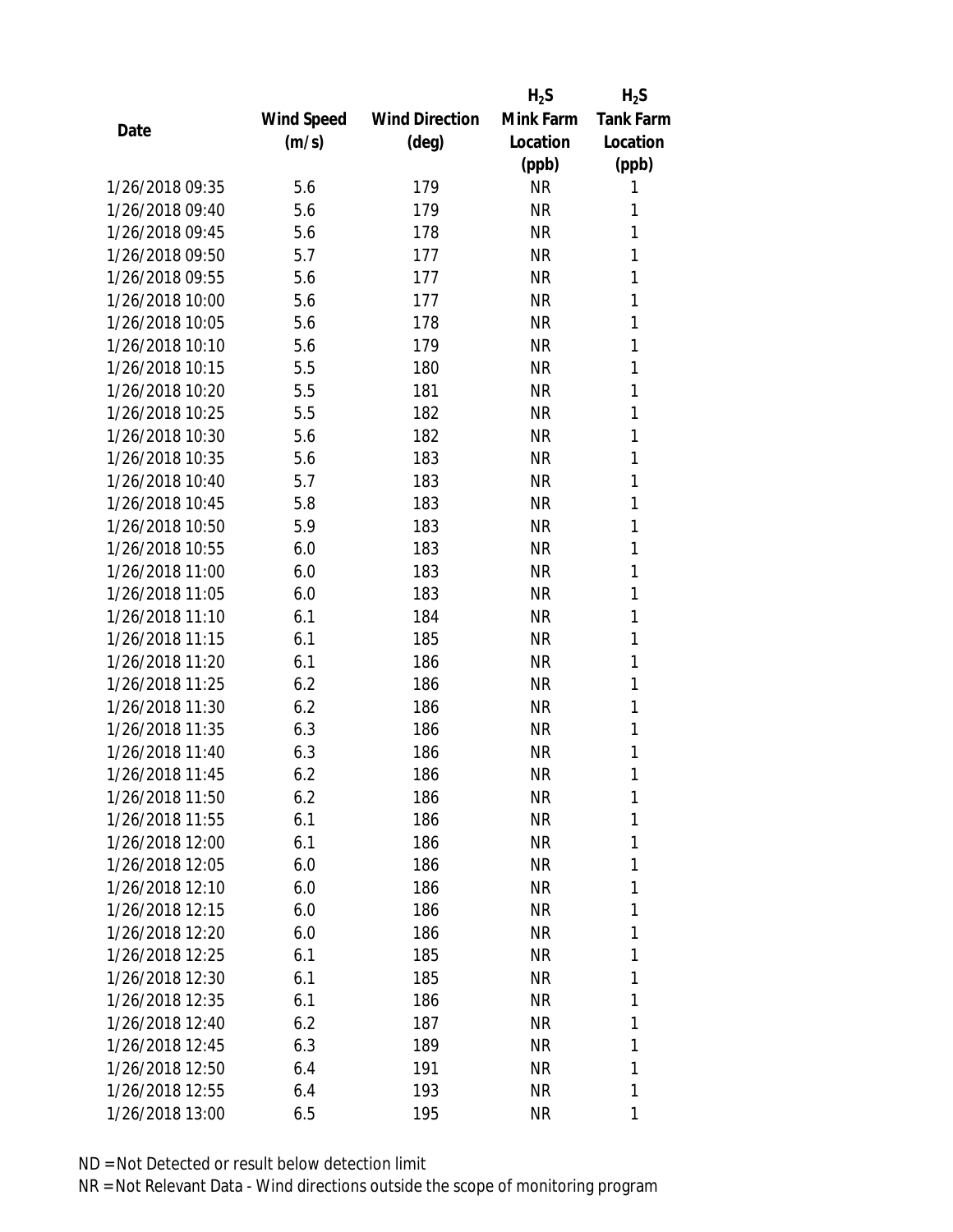| Date | Wind Speed (m/s) | Wind Direction (deg) | $H_2S$ Mink Farm Location (ppb) | $H_2S$ Tank Farm Location (ppb) |
|---|---|---|---|---|
| 1/26/2018 09:35 | 5.6 | 179 | NR | 1 |
| 1/26/2018 09:40 | 5.6 | 179 | NR | 1 |
| 1/26/2018 09:45 | 5.6 | 178 | NR | 1 |
| 1/26/2018 09:50 | 5.7 | 177 | NR | 1 |
| 1/26/2018 09:55 | 5.6 | 177 | NR | 1 |
| 1/26/2018 10:00 | 5.6 | 177 | NR | 1 |
| 1/26/2018 10:05 | 5.6 | 178 | NR | 1 |
| 1/26/2018 10:10 | 5.6 | 179 | NR | 1 |
| 1/26/2018 10:15 | 5.5 | 180 | NR | 1 |
| 1/26/2018 10:20 | 5.5 | 181 | NR | 1 |
| 1/26/2018 10:25 | 5.5 | 182 | NR | 1 |
| 1/26/2018 10:30 | 5.6 | 182 | NR | 1 |
| 1/26/2018 10:35 | 5.6 | 183 | NR | 1 |
| 1/26/2018 10:40 | 5.7 | 183 | NR | 1 |
| 1/26/2018 10:45 | 5.8 | 183 | NR | 1 |
| 1/26/2018 10:50 | 5.9 | 183 | NR | 1 |
| 1/26/2018 10:55 | 6.0 | 183 | NR | 1 |
| 1/26/2018 11:00 | 6.0 | 183 | NR | 1 |
| 1/26/2018 11:05 | 6.0 | 183 | NR | 1 |
| 1/26/2018 11:10 | 6.1 | 184 | NR | 1 |
| 1/26/2018 11:15 | 6.1 | 185 | NR | 1 |
| 1/26/2018 11:20 | 6.1 | 186 | NR | 1 |
| 1/26/2018 11:25 | 6.2 | 186 | NR | 1 |
| 1/26/2018 11:30 | 6.2 | 186 | NR | 1 |
| 1/26/2018 11:35 | 6.3 | 186 | NR | 1 |
| 1/26/2018 11:40 | 6.3 | 186 | NR | 1 |
| 1/26/2018 11:45 | 6.2 | 186 | NR | 1 |
| 1/26/2018 11:50 | 6.2 | 186 | NR | 1 |
| 1/26/2018 11:55 | 6.1 | 186 | NR | 1 |
| 1/26/2018 12:00 | 6.1 | 186 | NR | 1 |
| 1/26/2018 12:05 | 6.0 | 186 | NR | 1 |
| 1/26/2018 12:10 | 6.0 | 186 | NR | 1 |
| 1/26/2018 12:15 | 6.0 | 186 | NR | 1 |
| 1/26/2018 12:20 | 6.0 | 186 | NR | 1 |
| 1/26/2018 12:25 | 6.1 | 185 | NR | 1 |
| 1/26/2018 12:30 | 6.1 | 185 | NR | 1 |
| 1/26/2018 12:35 | 6.1 | 186 | NR | 1 |
| 1/26/2018 12:40 | 6.2 | 187 | NR | 1 |
| 1/26/2018 12:45 | 6.3 | 189 | NR | 1 |
| 1/26/2018 12:50 | 6.4 | 191 | NR | 1 |
| 1/26/2018 12:55 | 6.4 | 193 | NR | 1 |
| 1/26/2018 13:00 | 6.5 | 195 | NR | 1 |

ND = Not Detected or result below detection limit

NR = Not Relevant Data - Wind directions outside the scope of monitoring program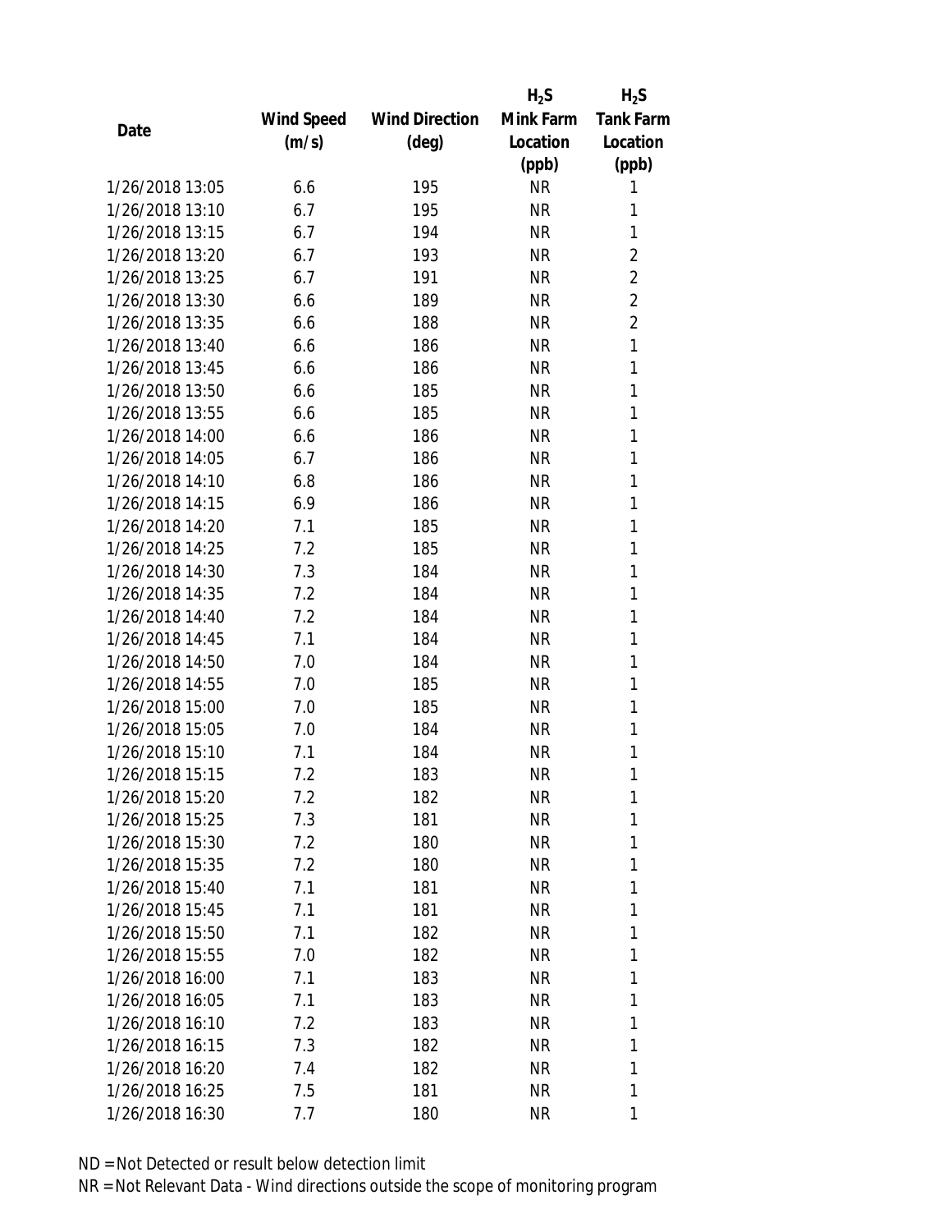| Date | Wind Speed (m/s) | Wind Direction (deg) | $H_2S$ Mink Farm Location (ppb) | $H_2S$ Tank Farm Location (ppb) |
|---|---|---|---|---|
| 1/26/2018 13:05 | 6.6 | 195 | NR | 1 |
| 1/26/2018 13:10 | 6.7 | 195 | NR | 1 |
| 1/26/2018 13:15 | 6.7 | 194 | NR | 1 |
| 1/26/2018 13:20 | 6.7 | 193 | NR | 2 |
| 1/26/2018 13:25 | 6.7 | 191 | NR | 2 |
| 1/26/2018 13:30 | 6.6 | 189 | NR | 2 |
| 1/26/2018 13:35 | 6.6 | 188 | NR | 2 |
| 1/26/2018 13:40 | 6.6 | 186 | NR | 1 |
| 1/26/2018 13:45 | 6.6 | 186 | NR | 1 |
| 1/26/2018 13:50 | 6.6 | 185 | NR | 1 |
| 1/26/2018 13:55 | 6.6 | 185 | NR | 1 |
| 1/26/2018 14:00 | 6.6 | 186 | NR | 1 |
| 1/26/2018 14:05 | 6.7 | 186 | NR | 1 |
| 1/26/2018 14:10 | 6.8 | 186 | NR | 1 |
| 1/26/2018 14:15 | 6.9 | 186 | NR | 1 |
| 1/26/2018 14:20 | 7.1 | 185 | NR | 1 |
| 1/26/2018 14:25 | 7.2 | 185 | NR | 1 |
| 1/26/2018 14:30 | 7.3 | 184 | NR | 1 |
| 1/26/2018 14:35 | 7.2 | 184 | NR | 1 |
| 1/26/2018 14:40 | 7.2 | 184 | NR | 1 |
| 1/26/2018 14:45 | 7.1 | 184 | NR | 1 |
| 1/26/2018 14:50 | 7.0 | 184 | NR | 1 |
| 1/26/2018 14:55 | 7.0 | 185 | NR | 1 |
| 1/26/2018 15:00 | 7.0 | 185 | NR | 1 |
| 1/26/2018 15:05 | 7.0 | 184 | NR | 1 |
| 1/26/2018 15:10 | 7.1 | 184 | NR | 1 |
| 1/26/2018 15:15 | 7.2 | 183 | NR | 1 |
| 1/26/2018 15:20 | 7.2 | 182 | NR | 1 |
| 1/26/2018 15:25 | 7.3 | 181 | NR | 1 |
| 1/26/2018 15:30 | 7.2 | 180 | NR | 1 |
| 1/26/2018 15:35 | 7.2 | 180 | NR | 1 |
| 1/26/2018 15:40 | 7.1 | 181 | NR | 1 |
| 1/26/2018 15:45 | 7.1 | 181 | NR | 1 |
| 1/26/2018 15:50 | 7.1 | 182 | NR | 1 |
| 1/26/2018 15:55 | 7.0 | 182 | NR | 1 |
| 1/26/2018 16:00 | 7.1 | 183 | NR | 1 |
| 1/26/2018 16:05 | 7.1 | 183 | NR | 1 |
| 1/26/2018 16:10 | 7.2 | 183 | NR | 1 |
| 1/26/2018 16:15 | 7.3 | 182 | NR | 1 |
| 1/26/2018 16:20 | 7.4 | 182 | NR | 1 |
| 1/26/2018 16:25 | 7.5 | 181 | NR | 1 |
| 1/26/2018 16:30 | 7.7 | 180 | NR | 1 |

ND = Not Detected or result below detection limit

NR = Not Relevant Data - Wind directions outside the scope of monitoring program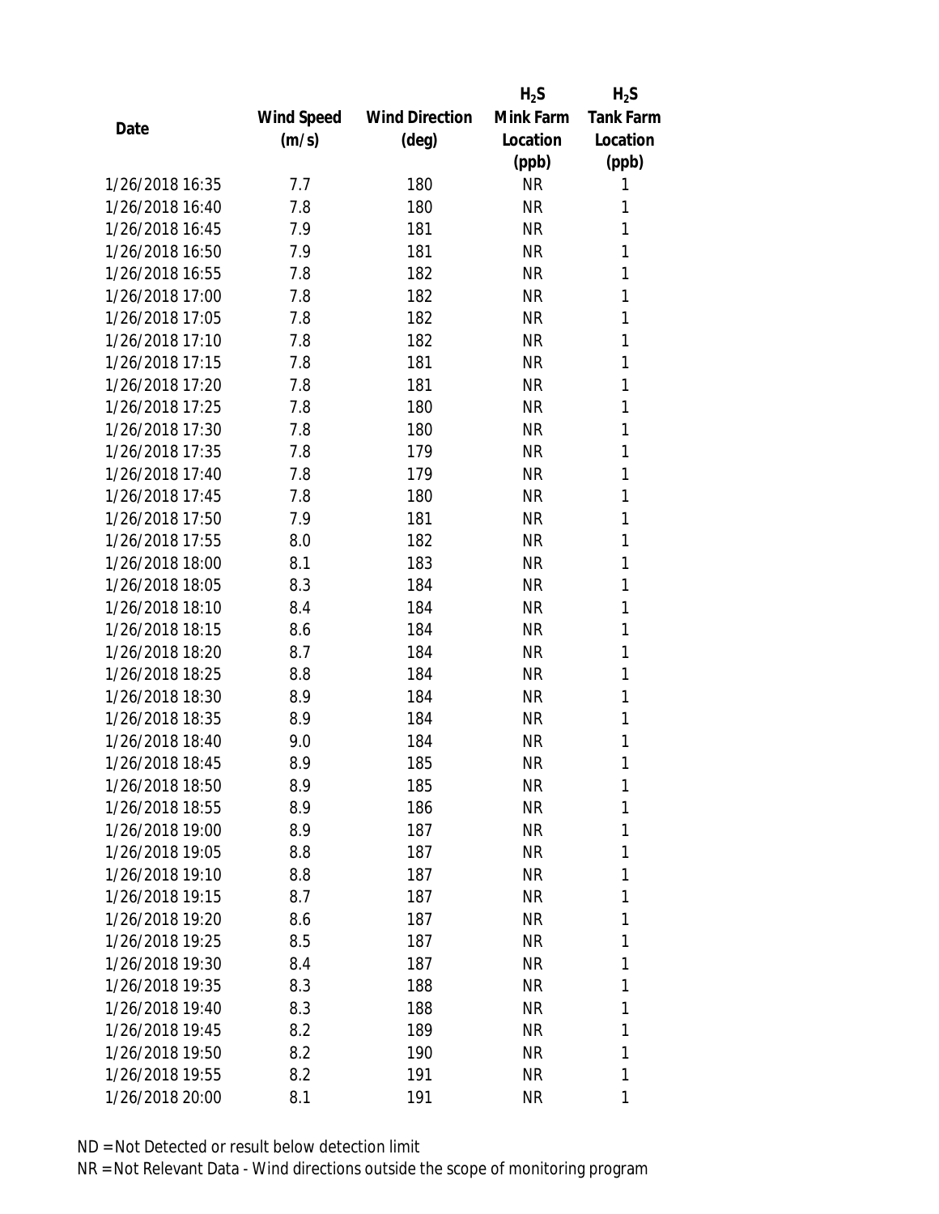| Date | Wind Speed (m/s) | Wind Direction (deg) | $H_2S$ Mink Farm Location (ppb) | $H_2S$ Tank Farm Location (ppb) |
|---|---|---|---|---|
| 1/26/2018 16:35 | 7.7 | 180 | NR | 1 |
| 1/26/2018 16:40 | 7.8 | 180 | NR | 1 |
| 1/26/2018 16:45 | 7.9 | 181 | NR | 1 |
| 1/26/2018 16:50 | 7.9 | 181 | NR | 1 |
| 1/26/2018 16:55 | 7.8 | 182 | NR | 1 |
| 1/26/2018 17:00 | 7.8 | 182 | NR | 1 |
| 1/26/2018 17:05 | 7.8 | 182 | NR | 1 |
| 1/26/2018 17:10 | 7.8 | 182 | NR | 1 |
| 1/26/2018 17:15 | 7.8 | 181 | NR | 1 |
| 1/26/2018 17:20 | 7.8 | 181 | NR | 1 |
| 1/26/2018 17:25 | 7.8 | 180 | NR | 1 |
| 1/26/2018 17:30 | 7.8 | 180 | NR | 1 |
| 1/26/2018 17:35 | 7.8 | 179 | NR | 1 |
| 1/26/2018 17:40 | 7.8 | 179 | NR | 1 |
| 1/26/2018 17:45 | 7.8 | 180 | NR | 1 |
| 1/26/2018 17:50 | 7.9 | 181 | NR | 1 |
| 1/26/2018 17:55 | 8.0 | 182 | NR | 1 |
| 1/26/2018 18:00 | 8.1 | 183 | NR | 1 |
| 1/26/2018 18:05 | 8.3 | 184 | NR | 1 |
| 1/26/2018 18:10 | 8.4 | 184 | NR | 1 |
| 1/26/2018 18:15 | 8.6 | 184 | NR | 1 |
| 1/26/2018 18:20 | 8.7 | 184 | NR | 1 |
| 1/26/2018 18:25 | 8.8 | 184 | NR | 1 |
| 1/26/2018 18:30 | 8.9 | 184 | NR | 1 |
| 1/26/2018 18:35 | 8.9 | 184 | NR | 1 |
| 1/26/2018 18:40 | 9.0 | 184 | NR | 1 |
| 1/26/2018 18:45 | 8.9 | 185 | NR | 1 |
| 1/26/2018 18:50 | 8.9 | 185 | NR | 1 |
| 1/26/2018 18:55 | 8.9 | 186 | NR | 1 |
| 1/26/2018 19:00 | 8.9 | 187 | NR | 1 |
| 1/26/2018 19:05 | 8.8 | 187 | NR | 1 |
| 1/26/2018 19:10 | 8.8 | 187 | NR | 1 |
| 1/26/2018 19:15 | 8.7 | 187 | NR | 1 |
| 1/26/2018 19:20 | 8.6 | 187 | NR | 1 |
| 1/26/2018 19:25 | 8.5 | 187 | NR | 1 |
| 1/26/2018 19:30 | 8.4 | 187 | NR | 1 |
| 1/26/2018 19:35 | 8.3 | 188 | NR | 1 |
| 1/26/2018 19:40 | 8.3 | 188 | NR | 1 |
| 1/26/2018 19:45 | 8.2 | 189 | NR | 1 |
| 1/26/2018 19:50 | 8.2 | 190 | NR | 1 |
| 1/26/2018 19:55 | 8.2 | 191 | NR | 1 |
| 1/26/2018 20:00 | 8.1 | 191 | NR | 1 |

ND = Not Detected or result below detection limit

NR = Not Relevant Data - Wind directions outside the scope of monitoring program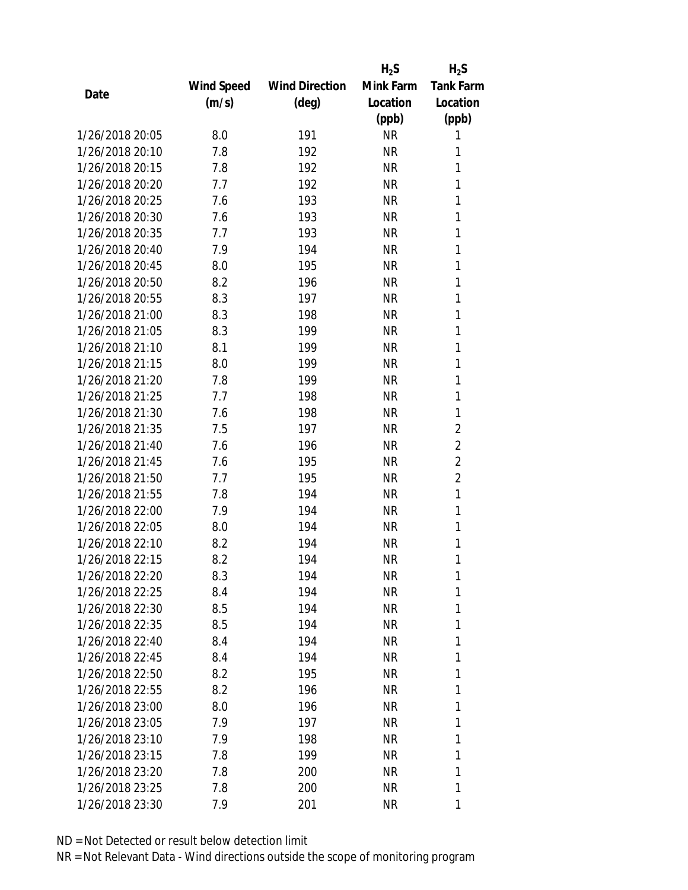| Date | Wind Speed (m/s) | Wind Direction (deg) | $H_2S$ Mink Farm Location (ppb) | $H_2S$ Tank Farm Location (ppb) |
|---|---|---|---|---|
| 1/26/2018 20:05 | 8.0 | 191 | NR | 1 |
| 1/26/2018 20:10 | 7.8 | 192 | NR | 1 |
| 1/26/2018 20:15 | 7.8 | 192 | NR | 1 |
| 1/26/2018 20:20 | 7.7 | 192 | NR | 1 |
| 1/26/2018 20:25 | 7.6 | 193 | NR | 1 |
| 1/26/2018 20:30 | 7.6 | 193 | NR | 1 |
| 1/26/2018 20:35 | 7.7 | 193 | NR | 1 |
| 1/26/2018 20:40 | 7.9 | 194 | NR | 1 |
| 1/26/2018 20:45 | 8.0 | 195 | NR | 1 |
| 1/26/2018 20:50 | 8.2 | 196 | NR | 1 |
| 1/26/2018 20:55 | 8.3 | 197 | NR | 1 |
| 1/26/2018 21:00 | 8.3 | 198 | NR | 1 |
| 1/26/2018 21:05 | 8.3 | 199 | NR | 1 |
| 1/26/2018 21:10 | 8.1 | 199 | NR | 1 |
| 1/26/2018 21:15 | 8.0 | 199 | NR | 1 |
| 1/26/2018 21:20 | 7.8 | 199 | NR | 1 |
| 1/26/2018 21:25 | 7.7 | 198 | NR | 1 |
| 1/26/2018 21:30 | 7.6 | 198 | NR | 1 |
| 1/26/2018 21:35 | 7.5 | 197 | NR | 2 |
| 1/26/2018 21:40 | 7.6 | 196 | NR | 2 |
| 1/26/2018 21:45 | 7.6 | 195 | NR | 2 |
| 1/26/2018 21:50 | 7.7 | 195 | NR | 2 |
| 1/26/2018 21:55 | 7.8 | 194 | NR | 1 |
| 1/26/2018 22:00 | 7.9 | 194 | NR | 1 |
| 1/26/2018 22:05 | 8.0 | 194 | NR | 1 |
| 1/26/2018 22:10 | 8.2 | 194 | NR | 1 |
| 1/26/2018 22:15 | 8.2 | 194 | NR | 1 |
| 1/26/2018 22:20 | 8.3 | 194 | NR | 1 |
| 1/26/2018 22:25 | 8.4 | 194 | NR | 1 |
| 1/26/2018 22:30 | 8.5 | 194 | NR | 1 |
| 1/26/2018 22:35 | 8.5 | 194 | NR | 1 |
| 1/26/2018 22:40 | 8.4 | 194 | NR | 1 |
| 1/26/2018 22:45 | 8.4 | 194 | NR | 1 |
| 1/26/2018 22:50 | 8.2 | 195 | NR | 1 |
| 1/26/2018 22:55 | 8.2 | 196 | NR | 1 |
| 1/26/2018 23:00 | 8.0 | 196 | NR | 1 |
| 1/26/2018 23:05 | 7.9 | 197 | NR | 1 |
| 1/26/2018 23:10 | 7.9 | 198 | NR | 1 |
| 1/26/2018 23:15 | 7.8 | 199 | NR | 1 |
| 1/26/2018 23:20 | 7.8 | 200 | NR | 1 |
| 1/26/2018 23:25 | 7.8 | 200 | NR | 1 |
| 1/26/2018 23:30 | 7.9 | 201 | NR | 1 |

ND = Not Detected or result below detection limit

NR = Not Relevant Data - Wind directions outside the scope of monitoring program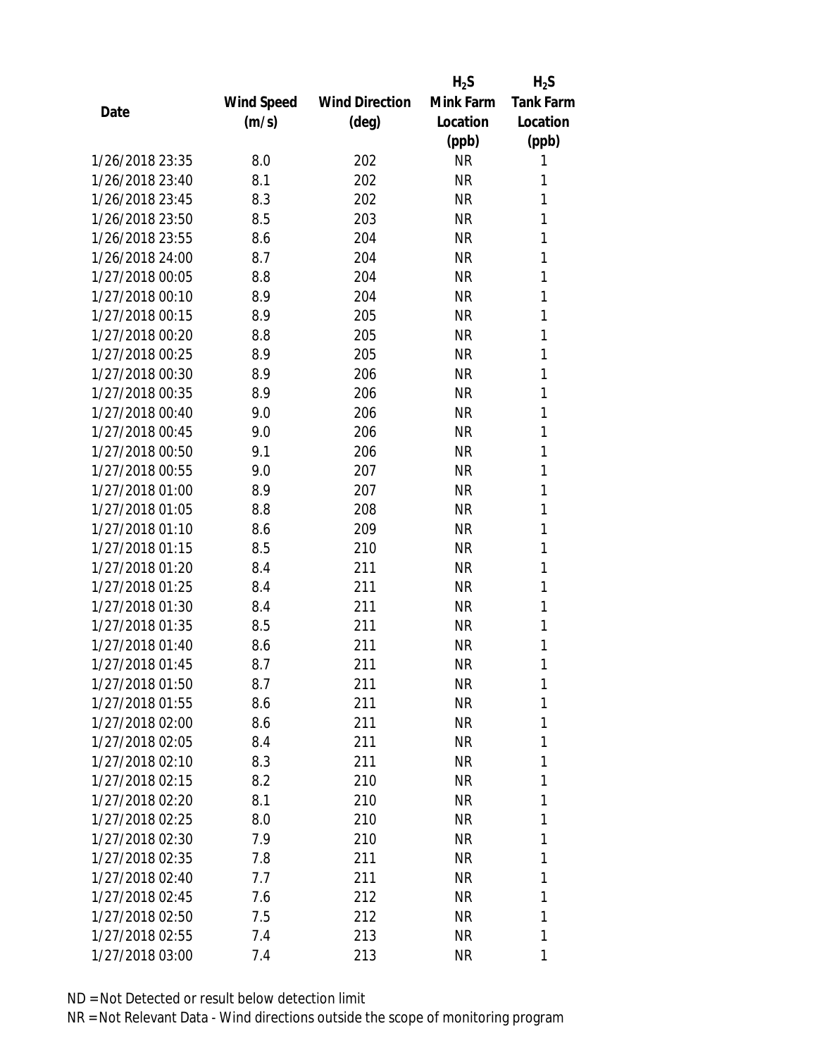| Date | Wind Speed (m/s) | Wind Direction (deg) | $H_2S$ Mink Farm Location (ppb) | $H_2S$ Tank Farm Location (ppb) |
|---|---|---|---|---|
| 1/26/2018 23:35 | 8.0 | 202 | NR | 1 |
| 1/26/2018 23:40 | 8.1 | 202 | NR | 1 |
| 1/26/2018 23:45 | 8.3 | 202 | NR | 1 |
| 1/26/2018 23:50 | 8.5 | 203 | NR | 1 |
| 1/26/2018 23:55 | 8.6 | 204 | NR | 1 |
| 1/26/2018 24:00 | 8.7 | 204 | NR | 1 |
| 1/27/2018 00:05 | 8.8 | 204 | NR | 1 |
| 1/27/2018 00:10 | 8.9 | 204 | NR | 1 |
| 1/27/2018 00:15 | 8.9 | 205 | NR | 1 |
| 1/27/2018 00:20 | 8.8 | 205 | NR | 1 |
| 1/27/2018 00:25 | 8.9 | 205 | NR | 1 |
| 1/27/2018 00:30 | 8.9 | 206 | NR | 1 |
| 1/27/2018 00:35 | 8.9 | 206 | NR | 1 |
| 1/27/2018 00:40 | 9.0 | 206 | NR | 1 |
| 1/27/2018 00:45 | 9.0 | 206 | NR | 1 |
| 1/27/2018 00:50 | 9.1 | 206 | NR | 1 |
| 1/27/2018 00:55 | 9.0 | 207 | NR | 1 |
| 1/27/2018 01:00 | 8.9 | 207 | NR | 1 |
| 1/27/2018 01:05 | 8.8 | 208 | NR | 1 |
| 1/27/2018 01:10 | 8.6 | 209 | NR | 1 |
| 1/27/2018 01:15 | 8.5 | 210 | NR | 1 |
| 1/27/2018 01:20 | 8.4 | 211 | NR | 1 |
| 1/27/2018 01:25 | 8.4 | 211 | NR | 1 |
| 1/27/2018 01:30 | 8.4 | 211 | NR | 1 |
| 1/27/2018 01:35 | 8.5 | 211 | NR | 1 |
| 1/27/2018 01:40 | 8.6 | 211 | NR | 1 |
| 1/27/2018 01:45 | 8.7 | 211 | NR | 1 |
| 1/27/2018 01:50 | 8.7 | 211 | NR | 1 |
| 1/27/2018 01:55 | 8.6 | 211 | NR | 1 |
| 1/27/2018 02:00 | 8.6 | 211 | NR | 1 |
| 1/27/2018 02:05 | 8.4 | 211 | NR | 1 |
| 1/27/2018 02:10 | 8.3 | 211 | NR | 1 |
| 1/27/2018 02:15 | 8.2 | 210 | NR | 1 |
| 1/27/2018 02:20 | 8.1 | 210 | NR | 1 |
| 1/27/2018 02:25 | 8.0 | 210 | NR | 1 |
| 1/27/2018 02:30 | 7.9 | 210 | NR | 1 |
| 1/27/2018 02:35 | 7.8 | 211 | NR | 1 |
| 1/27/2018 02:40 | 7.7 | 211 | NR | 1 |
| 1/27/2018 02:45 | 7.6 | 212 | NR | 1 |
| 1/27/2018 02:50 | 7.5 | 212 | NR | 1 |
| 1/27/2018 02:55 | 7.4 | 213 | NR | 1 |
| 1/27/2018 03:00 | 7.4 | 213 | NR | 1 |

ND = Not Detected or result below detection limit

NR = Not Relevant Data - Wind directions outside the scope of monitoring program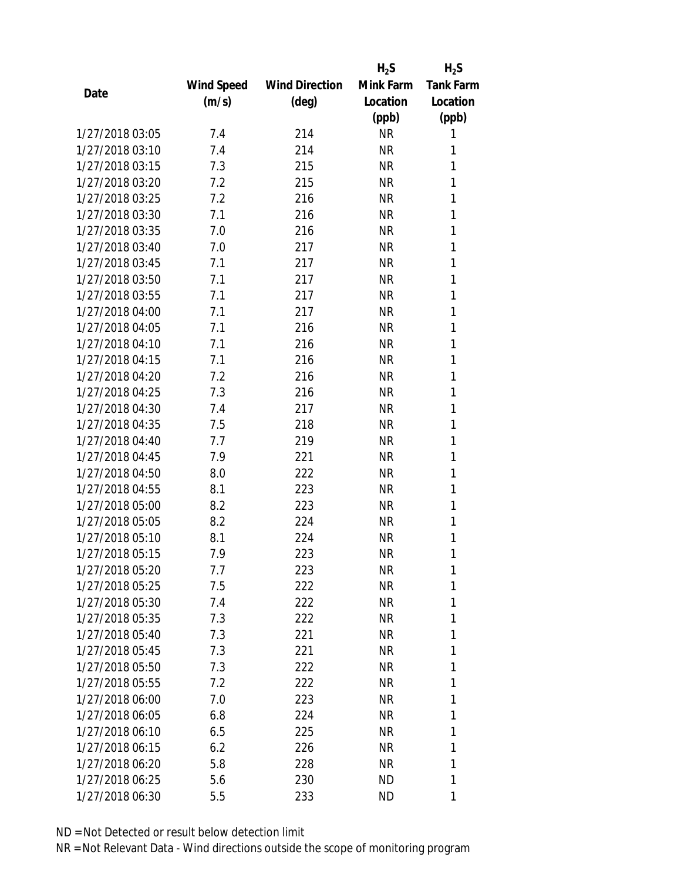| Date | Wind Speed (m/s) | Wind Direction (deg) | $H_2S$ Mink Farm Location (ppb) | $H_2S$ Tank Farm Location (ppb) |
| --- | --- | --- | --- | --- |
| 1/27/2018 03:05 | 7.4 | 214 | NR | 1 |
| 1/27/2018 03:10 | 7.4 | 214 | NR | 1 |
| 1/27/2018 03:15 | 7.3 | 215 | NR | 1 |
| 1/27/2018 03:20 | 7.2 | 215 | NR | 1 |
| 1/27/2018 03:25 | 7.2 | 216 | NR | 1 |
| 1/27/2018 03:30 | 7.1 | 216 | NR | 1 |
| 1/27/2018 03:35 | 7.0 | 216 | NR | 1 |
| 1/27/2018 03:40 | 7.0 | 217 | NR | 1 |
| 1/27/2018 03:45 | 7.1 | 217 | NR | 1 |
| 1/27/2018 03:50 | 7.1 | 217 | NR | 1 |
| 1/27/2018 03:55 | 7.1 | 217 | NR | 1 |
| 1/27/2018 04:00 | 7.1 | 217 | NR | 1 |
| 1/27/2018 04:05 | 7.1 | 216 | NR | 1 |
| 1/27/2018 04:10 | 7.1 | 216 | NR | 1 |
| 1/27/2018 04:15 | 7.1 | 216 | NR | 1 |
| 1/27/2018 04:20 | 7.2 | 216 | NR | 1 |
| 1/27/2018 04:25 | 7.3 | 216 | NR | 1 |
| 1/27/2018 04:30 | 7.4 | 217 | NR | 1 |
| 1/27/2018 04:35 | 7.5 | 218 | NR | 1 |
| 1/27/2018 04:40 | 7.7 | 219 | NR | 1 |
| 1/27/2018 04:45 | 7.9 | 221 | NR | 1 |
| 1/27/2018 04:50 | 8.0 | 222 | NR | 1 |
| 1/27/2018 04:55 | 8.1 | 223 | NR | 1 |
| 1/27/2018 05:00 | 8.2 | 223 | NR | 1 |
| 1/27/2018 05:05 | 8.2 | 224 | NR | 1 |
| 1/27/2018 05:10 | 8.1 | 224 | NR | 1 |
| 1/27/2018 05:15 | 7.9 | 223 | NR | 1 |
| 1/27/2018 05:20 | 7.7 | 223 | NR | 1 |
| 1/27/2018 05:25 | 7.5 | 222 | NR | 1 |
| 1/27/2018 05:30 | 7.4 | 222 | NR | 1 |
| 1/27/2018 05:35 | 7.3 | 222 | NR | 1 |
| 1/27/2018 05:40 | 7.3 | 221 | NR | 1 |
| 1/27/2018 05:45 | 7.3 | 221 | NR | 1 |
| 1/27/2018 05:50 | 7.3 | 222 | NR | 1 |
| 1/27/2018 05:55 | 7.2 | 222 | NR | 1 |
| 1/27/2018 06:00 | 7.0 | 223 | NR | 1 |
| 1/27/2018 06:05 | 6.8 | 224 | NR | 1 |
| 1/27/2018 06:10 | 6.5 | 225 | NR | 1 |
| 1/27/2018 06:15 | 6.2 | 226 | NR | 1 |
| 1/27/2018 06:20 | 5.8 | 228 | NR | 1 |
| 1/27/2018 06:25 | 5.6 | 230 | ND | 1 |
| 1/27/2018 06:30 | 5.5 | 233 | ND | 1 |

ND = Not Detected or result below detection limit

NR = Not Relevant Data - Wind directions outside the scope of monitoring program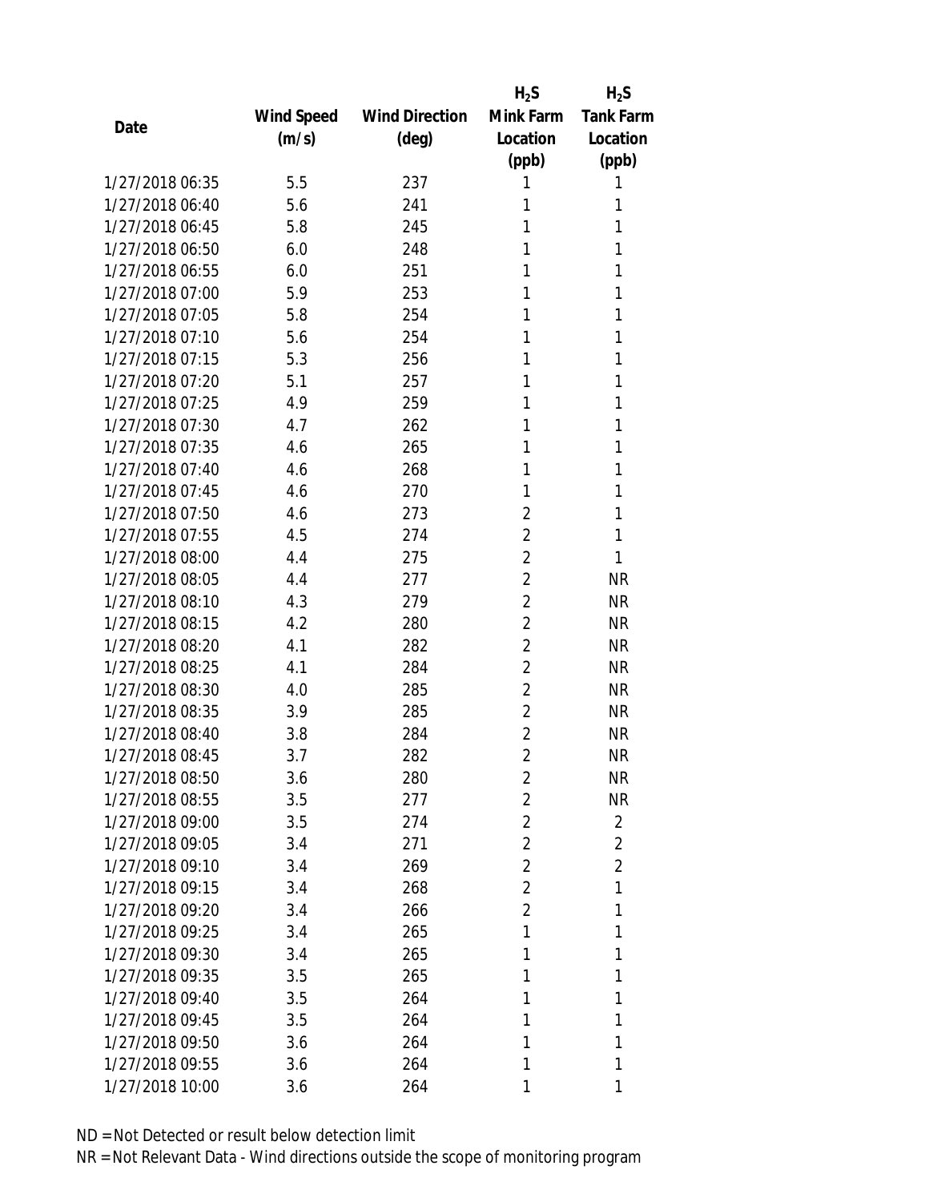| Date | Wind Speed (m/s) | Wind Direction (deg) | $H_2S$ Mink Farm Location (ppb) | $H_2S$ Tank Farm Location (ppb) |
|---|---|---|---|---|
| 1/27/2018 06:35 | 5.5 | 237 | 1 | 1 |
| 1/27/2018 06:40 | 5.6 | 241 | 1 | 1 |
| 1/27/2018 06:45 | 5.8 | 245 | 1 | 1 |
| 1/27/2018 06:50 | 6.0 | 248 | 1 | 1 |
| 1/27/2018 06:55 | 6.0 | 251 | 1 | 1 |
| 1/27/2018 07:00 | 5.9 | 253 | 1 | 1 |
| 1/27/2018 07:05 | 5.8 | 254 | 1 | 1 |
| 1/27/2018 07:10 | 5.6 | 254 | 1 | 1 |
| 1/27/2018 07:15 | 5.3 | 256 | 1 | 1 |
| 1/27/2018 07:20 | 5.1 | 257 | 1 | 1 |
| 1/27/2018 07:25 | 4.9 | 259 | 1 | 1 |
| 1/27/2018 07:30 | 4.7 | 262 | 1 | 1 |
| 1/27/2018 07:35 | 4.6 | 265 | 1 | 1 |
| 1/27/2018 07:40 | 4.6 | 268 | 1 | 1 |
| 1/27/2018 07:45 | 4.6 | 270 | 1 | 1 |
| 1/27/2018 07:50 | 4.6 | 273 | 2 | 1 |
| 1/27/2018 07:55 | 4.5 | 274 | 2 | 1 |
| 1/27/2018 08:00 | 4.4 | 275 | 2 | 1 |
| 1/27/2018 08:05 | 4.4 | 277 | 2 | NR |
| 1/27/2018 08:10 | 4.3 | 279 | 2 | NR |
| 1/27/2018 08:15 | 4.2 | 280 | 2 | NR |
| 1/27/2018 08:20 | 4.1 | 282 | 2 | NR |
| 1/27/2018 08:25 | 4.1 | 284 | 2 | NR |
| 1/27/2018 08:30 | 4.0 | 285 | 2 | NR |
| 1/27/2018 08:35 | 3.9 | 285 | 2 | NR |
| 1/27/2018 08:40 | 3.8 | 284 | 2 | NR |
| 1/27/2018 08:45 | 3.7 | 282 | 2 | NR |
| 1/27/2018 08:50 | 3.6 | 280 | 2 | NR |
| 1/27/2018 08:55 | 3.5 | 277 | 2 | NR |
| 1/27/2018 09:00 | 3.5 | 274 | 2 | 2 |
| 1/27/2018 09:05 | 3.4 | 271 | 2 | 2 |
| 1/27/2018 09:10 | 3.4 | 269 | 2 | 2 |
| 1/27/2018 09:15 | 3.4 | 268 | 2 | 1 |
| 1/27/2018 09:20 | 3.4 | 266 | 2 | 1 |
| 1/27/2018 09:25 | 3.4 | 265 | 1 | 1 |
| 1/27/2018 09:30 | 3.4 | 265 | 1 | 1 |
| 1/27/2018 09:35 | 3.5 | 265 | 1 | 1 |
| 1/27/2018 09:40 | 3.5 | 264 | 1 | 1 |
| 1/27/2018 09:45 | 3.5 | 264 | 1 | 1 |
| 1/27/2018 09:50 | 3.6 | 264 | 1 | 1 |
| 1/27/2018 09:55 | 3.6 | 264 | 1 | 1 |
| 1/27/2018 10:00 | 3.6 | 264 | 1 | 1 |

ND = Not Detected or result below detection limit
NR = Not Relevant Data - Wind directions outside the scope of monitoring program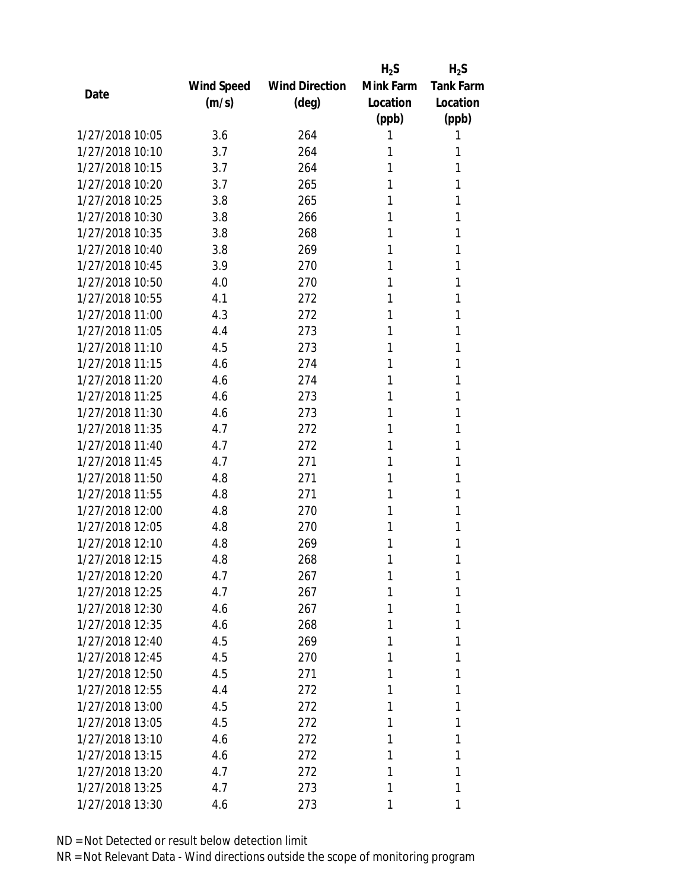| Date | Wind Speed (m/s) | Wind Direction (deg) | $H_2S$ Mink Farm Location (ppb) | $H_2S$ Tank Farm Location (ppb) |
|---|---|---|---|---|
| 1/27/2018 10:05 | 3.6 | 264 | 1 | 1 |
| 1/27/2018 10:10 | 3.7 | 264 | 1 | 1 |
| 1/27/2018 10:15 | 3.7 | 264 | 1 | 1 |
| 1/27/2018 10:20 | 3.7 | 265 | 1 | 1 |
| 1/27/2018 10:25 | 3.8 | 265 | 1 | 1 |
| 1/27/2018 10:30 | 3.8 | 266 | 1 | 1 |
| 1/27/2018 10:35 | 3.8 | 268 | 1 | 1 |
| 1/27/2018 10:40 | 3.8 | 269 | 1 | 1 |
| 1/27/2018 10:45 | 3.9 | 270 | 1 | 1 |
| 1/27/2018 10:50 | 4.0 | 270 | 1 | 1 |
| 1/27/2018 10:55 | 4.1 | 272 | 1 | 1 |
| 1/27/2018 11:00 | 4.3 | 272 | 1 | 1 |
| 1/27/2018 11:05 | 4.4 | 273 | 1 | 1 |
| 1/27/2018 11:10 | 4.5 | 273 | 1 | 1 |
| 1/27/2018 11:15 | 4.6 | 274 | 1 | 1 |
| 1/27/2018 11:20 | 4.6 | 274 | 1 | 1 |
| 1/27/2018 11:25 | 4.6 | 273 | 1 | 1 |
| 1/27/2018 11:30 | 4.6 | 273 | 1 | 1 |
| 1/27/2018 11:35 | 4.7 | 272 | 1 | 1 |
| 1/27/2018 11:40 | 4.7 | 272 | 1 | 1 |
| 1/27/2018 11:45 | 4.7 | 271 | 1 | 1 |
| 1/27/2018 11:50 | 4.8 | 271 | 1 | 1 |
| 1/27/2018 11:55 | 4.8 | 271 | 1 | 1 |
| 1/27/2018 12:00 | 4.8 | 270 | 1 | 1 |
| 1/27/2018 12:05 | 4.8 | 270 | 1 | 1 |
| 1/27/2018 12:10 | 4.8 | 269 | 1 | 1 |
| 1/27/2018 12:15 | 4.8 | 268 | 1 | 1 |
| 1/27/2018 12:20 | 4.7 | 267 | 1 | 1 |
| 1/27/2018 12:25 | 4.7 | 267 | 1 | 1 |
| 1/27/2018 12:30 | 4.6 | 267 | 1 | 1 |
| 1/27/2018 12:35 | 4.6 | 268 | 1 | 1 |
| 1/27/2018 12:40 | 4.5 | 269 | 1 | 1 |
| 1/27/2018 12:45 | 4.5 | 270 | 1 | 1 |
| 1/27/2018 12:50 | 4.5 | 271 | 1 | 1 |
| 1/27/2018 12:55 | 4.4 | 272 | 1 | 1 |
| 1/27/2018 13:00 | 4.5 | 272 | 1 | 1 |
| 1/27/2018 13:05 | 4.5 | 272 | 1 | 1 |
| 1/27/2018 13:10 | 4.6 | 272 | 1 | 1 |
| 1/27/2018 13:15 | 4.6 | 272 | 1 | 1 |
| 1/27/2018 13:20 | 4.7 | 272 | 1 | 1 |
| 1/27/2018 13:25 | 4.7 | 273 | 1 | 1 |
| 1/27/2018 13:30 | 4.6 | 273 | 1 | 1 |

ND = Not Detected or result below detection limit

NR = Not Relevant Data - Wind directions outside the scope of monitoring program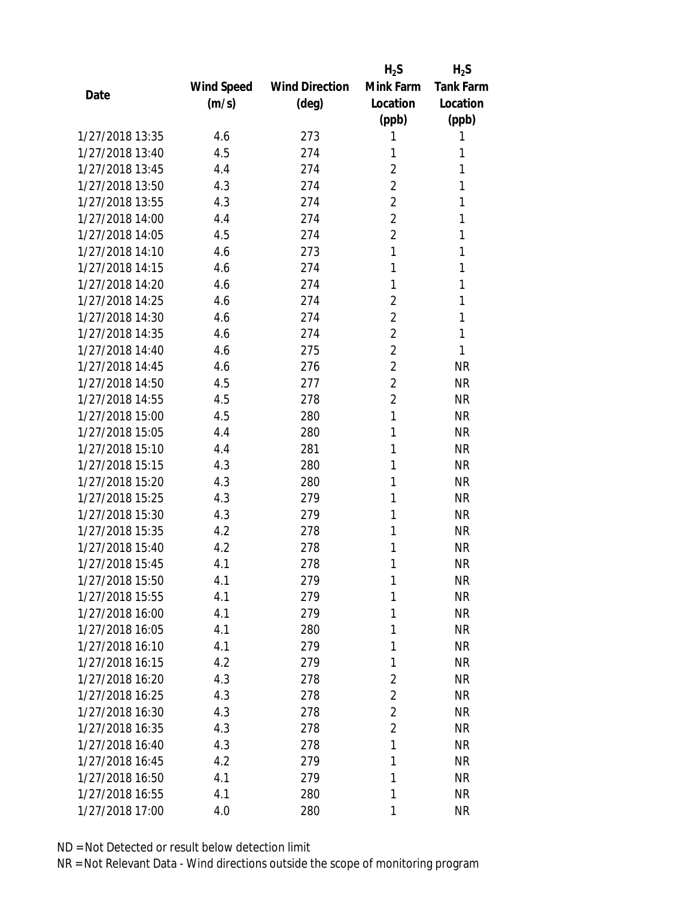| Date | Wind Speed (m/s) | Wind Direction (deg) | $H_2S$ Mink Farm Location (ppb) | $H_2S$ Tank Farm Location (ppb) |
| --- | --- | --- | --- | --- |
| 1/27/2018 13:35 | 4.6 | 273 | 1 | 1 |
| 1/27/2018 13:40 | 4.5 | 274 | 1 | 1 |
| 1/27/2018 13:45 | 4.4 | 274 | 2 | 1 |
| 1/27/2018 13:50 | 4.3 | 274 | 2 | 1 |
| 1/27/2018 13:55 | 4.3 | 274 | 2 | 1 |
| 1/27/2018 14:00 | 4.4 | 274 | 2 | 1 |
| 1/27/2018 14:05 | 4.5 | 274 | 2 | 1 |
| 1/27/2018 14:10 | 4.6 | 273 | 1 | 1 |
| 1/27/2018 14:15 | 4.6 | 274 | 1 | 1 |
| 1/27/2018 14:20 | 4.6 | 274 | 1 | 1 |
| 1/27/2018 14:25 | 4.6 | 274 | 2 | 1 |
| 1/27/2018 14:30 | 4.6 | 274 | 2 | 1 |
| 1/27/2018 14:35 | 4.6 | 274 | 2 | 1 |
| 1/27/2018 14:40 | 4.6 | 275 | 2 | 1 |
| 1/27/2018 14:45 | 4.6 | 276 | 2 | NR |
| 1/27/2018 14:50 | 4.5 | 277 | 2 | NR |
| 1/27/2018 14:55 | 4.5 | 278 | 2 | NR |
| 1/27/2018 15:00 | 4.5 | 280 | 1 | NR |
| 1/27/2018 15:05 | 4.4 | 280 | 1 | NR |
| 1/27/2018 15:10 | 4.4 | 281 | 1 | NR |
| 1/27/2018 15:15 | 4.3 | 280 | 1 | NR |
| 1/27/2018 15:20 | 4.3 | 280 | 1 | NR |
| 1/27/2018 15:25 | 4.3 | 279 | 1 | NR |
| 1/27/2018 15:30 | 4.3 | 279 | 1 | NR |
| 1/27/2018 15:35 | 4.2 | 278 | 1 | NR |
| 1/27/2018 15:40 | 4.2 | 278 | 1 | NR |
| 1/27/2018 15:45 | 4.1 | 278 | 1 | NR |
| 1/27/2018 15:50 | 4.1 | 279 | 1 | NR |
| 1/27/2018 15:55 | 4.1 | 279 | 1 | NR |
| 1/27/2018 16:00 | 4.1 | 279 | 1 | NR |
| 1/27/2018 16:05 | 4.1 | 280 | 1 | NR |
| 1/27/2018 16:10 | 4.1 | 279 | 1 | NR |
| 1/27/2018 16:15 | 4.2 | 279 | 1 | NR |
| 1/27/2018 16:20 | 4.3 | 278 | 2 | NR |
| 1/27/2018 16:25 | 4.3 | 278 | 2 | NR |
| 1/27/2018 16:30 | 4.3 | 278 | 2 | NR |
| 1/27/2018 16:35 | 4.3 | 278 | 2 | NR |
| 1/27/2018 16:40 | 4.3 | 278 | 1 | NR |
| 1/27/2018 16:45 | 4.2 | 279 | 1 | NR |
| 1/27/2018 16:50 | 4.1 | 279 | 1 | NR |
| 1/27/2018 16:55 | 4.1 | 280 | 1 | NR |
| 1/27/2018 17:00 | 4.0 | 280 | 1 | NR |

ND = Not Detected or result below detection limit
NR = Not Relevant Data - Wind directions outside the scope of monitoring program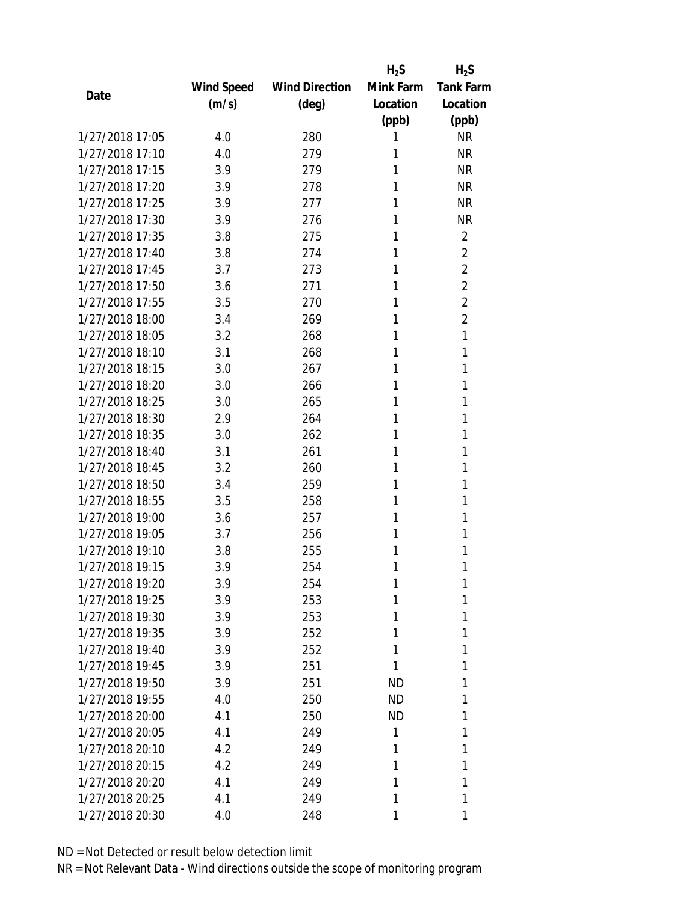| Date | Wind Speed (m/s) | Wind Direction (deg) | $H_2S$ Mink Farm Location (ppb) | $H_2S$ Tank Farm Location (ppb) |
|---|---|---|---|---|
| 1/27/2018 17:05 | 4.0 | 280 | 1 | NR |
| 1/27/2018 17:10 | 4.0 | 279 | 1 | NR |
| 1/27/2018 17:15 | 3.9 | 279 | 1 | NR |
| 1/27/2018 17:20 | 3.9 | 278 | 1 | NR |
| 1/27/2018 17:25 | 3.9 | 277 | 1 | NR |
| 1/27/2018 17:30 | 3.9 | 276 | 1 | NR |
| 1/27/2018 17:35 | 3.8 | 275 | 1 | 2 |
| 1/27/2018 17:40 | 3.8 | 274 | 1 | 2 |
| 1/27/2018 17:45 | 3.7 | 273 | 1 | 2 |
| 1/27/2018 17:50 | 3.6 | 271 | 1 | 2 |
| 1/27/2018 17:55 | 3.5 | 270 | 1 | 2 |
| 1/27/2018 18:00 | 3.4 | 269 | 1 | 2 |
| 1/27/2018 18:05 | 3.2 | 268 | 1 | 1 |
| 1/27/2018 18:10 | 3.1 | 268 | 1 | 1 |
| 1/27/2018 18:15 | 3.0 | 267 | 1 | 1 |
| 1/27/2018 18:20 | 3.0 | 266 | 1 | 1 |
| 1/27/2018 18:25 | 3.0 | 265 | 1 | 1 |
| 1/27/2018 18:30 | 2.9 | 264 | 1 | 1 |
| 1/27/2018 18:35 | 3.0 | 262 | 1 | 1 |
| 1/27/2018 18:40 | 3.1 | 261 | 1 | 1 |
| 1/27/2018 18:45 | 3.2 | 260 | 1 | 1 |
| 1/27/2018 18:50 | 3.4 | 259 | 1 | 1 |
| 1/27/2018 18:55 | 3.5 | 258 | 1 | 1 |
| 1/27/2018 19:00 | 3.6 | 257 | 1 | 1 |
| 1/27/2018 19:05 | 3.7 | 256 | 1 | 1 |
| 1/27/2018 19:10 | 3.8 | 255 | 1 | 1 |
| 1/27/2018 19:15 | 3.9 | 254 | 1 | 1 |
| 1/27/2018 19:20 | 3.9 | 254 | 1 | 1 |
| 1/27/2018 19:25 | 3.9 | 253 | 1 | 1 |
| 1/27/2018 19:30 | 3.9 | 253 | 1 | 1 |
| 1/27/2018 19:35 | 3.9 | 252 | 1 | 1 |
| 1/27/2018 19:40 | 3.9 | 252 | 1 | 1 |
| 1/27/2018 19:45 | 3.9 | 251 | 1 | 1 |
| 1/27/2018 19:50 | 3.9 | 251 | ND | 1 |
| 1/27/2018 19:55 | 4.0 | 250 | ND | 1 |
| 1/27/2018 20:00 | 4.1 | 250 | ND | 1 |
| 1/27/2018 20:05 | 4.1 | 249 | 1 | 1 |
| 1/27/2018 20:10 | 4.2 | 249 | 1 | 1 |
| 1/27/2018 20:15 | 4.2 | 249 | 1 | 1 |
| 1/27/2018 20:20 | 4.1 | 249 | 1 | 1 |
| 1/27/2018 20:25 | 4.1 | 249 | 1 | 1 |
| 1/27/2018 20:30 | 4.0 | 248 | 1 | 1 |

ND = Not Detected or result below detection limit

NR = Not Relevant Data - Wind directions outside the scope of monitoring program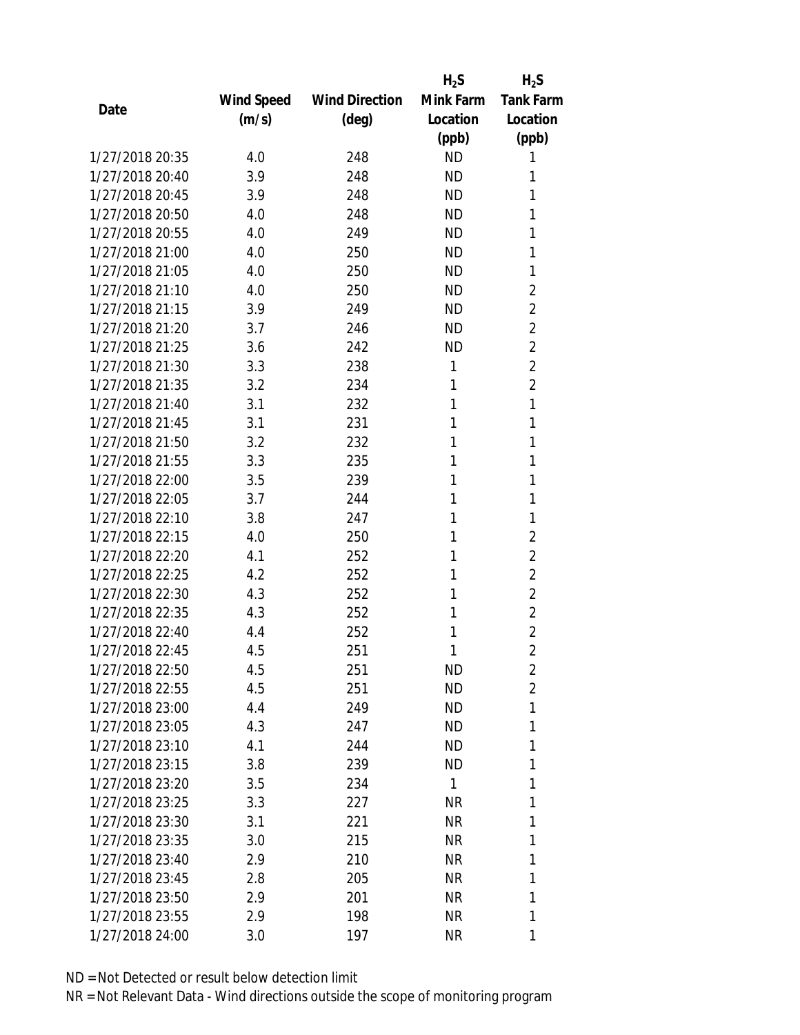| Date | Wind Speed (m/s) | Wind Direction (deg) | $H_2S$ Mink Farm Location (ppb) | $H_2S$ Tank Farm Location (ppb) |
|---|---|---|---|---|
| 1/27/2018 20:35 | 4.0 | 248 | ND | 1 |
| 1/27/2018 20:40 | 3.9 | 248 | ND | 1 |
| 1/27/2018 20:45 | 3.9 | 248 | ND | 1 |
| 1/27/2018 20:50 | 4.0 | 248 | ND | 1 |
| 1/27/2018 20:55 | 4.0 | 249 | ND | 1 |
| 1/27/2018 21:00 | 4.0 | 250 | ND | 1 |
| 1/27/2018 21:05 | 4.0 | 250 | ND | 1 |
| 1/27/2018 21:10 | 4.0 | 250 | ND | 2 |
| 1/27/2018 21:15 | 3.9 | 249 | ND | 2 |
| 1/27/2018 21:20 | 3.7 | 246 | ND | 2 |
| 1/27/2018 21:25 | 3.6 | 242 | ND | 2 |
| 1/27/2018 21:30 | 3.3 | 238 | 1 | 2 |
| 1/27/2018 21:35 | 3.2 | 234 | 1 | 2 |
| 1/27/2018 21:40 | 3.1 | 232 | 1 | 1 |
| 1/27/2018 21:45 | 3.1 | 231 | 1 | 1 |
| 1/27/2018 21:50 | 3.2 | 232 | 1 | 1 |
| 1/27/2018 21:55 | 3.3 | 235 | 1 | 1 |
| 1/27/2018 22:00 | 3.5 | 239 | 1 | 1 |
| 1/27/2018 22:05 | 3.7 | 244 | 1 | 1 |
| 1/27/2018 22:10 | 3.8 | 247 | 1 | 1 |
| 1/27/2018 22:15 | 4.0 | 250 | 1 | 2 |
| 1/27/2018 22:20 | 4.1 | 252 | 1 | 2 |
| 1/27/2018 22:25 | 4.2 | 252 | 1 | 2 |
| 1/27/2018 22:30 | 4.3 | 252 | 1 | 2 |
| 1/27/2018 22:35 | 4.3 | 252 | 1 | 2 |
| 1/27/2018 22:40 | 4.4 | 252 | 1 | 2 |
| 1/27/2018 22:45 | 4.5 | 251 | 1 | 2 |
| 1/27/2018 22:50 | 4.5 | 251 | ND | 2 |
| 1/27/2018 22:55 | 4.5 | 251 | ND | 2 |
| 1/27/2018 23:00 | 4.4 | 249 | ND | 1 |
| 1/27/2018 23:05 | 4.3 | 247 | ND | 1 |
| 1/27/2018 23:10 | 4.1 | 244 | ND | 1 |
| 1/27/2018 23:15 | 3.8 | 239 | ND | 1 |
| 1/27/2018 23:20 | 3.5 | 234 | 1 | 1 |
| 1/27/2018 23:25 | 3.3 | 227 | NR | 1 |
| 1/27/2018 23:30 | 3.1 | 221 | NR | 1 |
| 1/27/2018 23:35 | 3.0 | 215 | NR | 1 |
| 1/27/2018 23:40 | 2.9 | 210 | NR | 1 |
| 1/27/2018 23:45 | 2.8 | 205 | NR | 1 |
| 1/27/2018 23:50 | 2.9 | 201 | NR | 1 |
| 1/27/2018 23:55 | 2.9 | 198 | NR | 1 |
| 1/27/2018 24:00 | 3.0 | 197 | NR | 1 |

ND = Not Detected or result below detection limit

NR = Not Relevant Data - Wind directions outside the scope of monitoring program